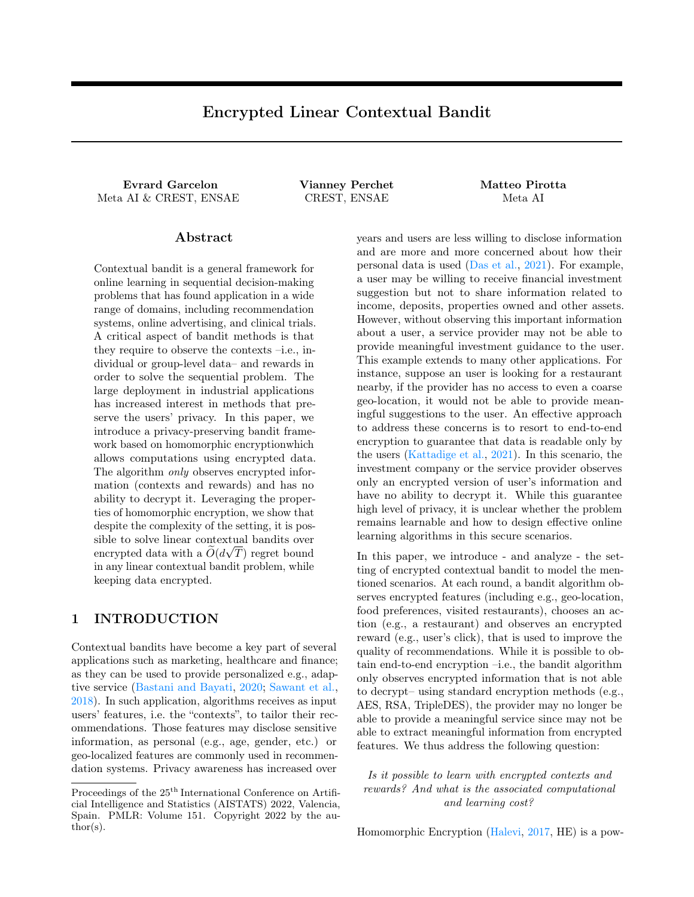# Encrypted Linear Contextual Bandit

**Evrard Garcelon**
Meta AI & CREST, ENSAE

**Vianney Perchet**
CREST, ENSAE

**Matteo Pirotta**
Meta AI

## Abstract

Contextual bandit is a general framework for online learning in sequential decision-making problems that has found application in a wide range of domains, including recommendation systems, online advertising, and clinical trials. A critical aspect of bandit methods is that they require to observe the contexts –i.e., individual or group-level data– and rewards in order to solve the sequential problem. The large deployment in industrial applications has increased interest in methods that preserve the users' privacy. In this paper, we introduce a privacy-preserving bandit framework based on homomorphic encryptionwhich allows computations using encrypted data. The algorithm *only* observes encrypted information (contexts and rewards) and has no ability to decrypt it. Leveraging the properties of homomorphic encryption, we show that despite the complexity of the setting, it is possible to solve linear contextual bandits over encrypted data with a $\widetilde{O}(d\sqrt{T})$ regret bound in any linear contextual bandit problem, while keeping data encrypted.

## 1 INTRODUCTION

Contextual bandits have become a key part of several applications such as marketing, healthcare and finance; as they can be used to provide personalized e.g., adaptive service (Bastani and Bayati, 2020; Sawant et al., 2018). In such application, algorithms receives as input users' features, i.e. the "contexts", to tailor their recommendations. Those features may disclose sensitive information, as personal (e.g., age, gender, etc.) or geo-localized features are commonly used in recommendation systems. Privacy awareness has increased over years and users are less willing to disclose information and are more and more concerned about how their personal data is used (Das et al., 2021). For example, a user may be willing to receive financial investment suggestion but not to share information related to income, deposits, properties owned and other assets. However, without observing this important information about a user, a service provider may not be able to provide meaningful investment guidance to the user. This example extends to many other applications. For instance, suppose an user is looking for a restaurant nearby, if the provider has no access to even a coarse geo-location, it would not be able to provide meaningful suggestions to the user. An effective approach to address these concerns is to resort to end-to-end encryption to guarantee that data is readable only by the users (Kattadige et al., 2021). In this scenario, the investment company or the service provider observes only an encrypted version of user's information and have no ability to decrypt it. While this guarantee high level of privacy, it is unclear whether the problem remains learnable and how to design effective online learning algorithms in this secure scenarios.

In this paper, we introduce - and analyze - the setting of encrypted contextual bandit to model the mentioned scenarios. At each round, a bandit algorithm observes encrypted features (including e.g., geo-location, food preferences, visited restaurants), chooses an action (e.g., a restaurant) and observes an encrypted reward (e.g., user's click), that is used to improve the quality of recommendations. While it is possible to obtain end-to-end encryption –i.e., the bandit algorithm only observes encrypted information that is not able to decrypt– using standard encryption methods (e.g., AES, RSA, TripleDES), the provider may no longer be able to provide a meaningful service since may not be able to extract meaningful information from encrypted features. We thus address the following question:

*Is it possible to learn with encrypted contexts and rewards? And what is the associated computational and learning cost?*

Homomorphic Encryption (Halevi, 2017, HE) is a pow-

Proceedings of the 25[th] International Conference on Artificial Intelligence and Statistics (AISTATS) 2022, Valencia, Spain. PMLR: Volume 151. Copyright 2022 by the author(s).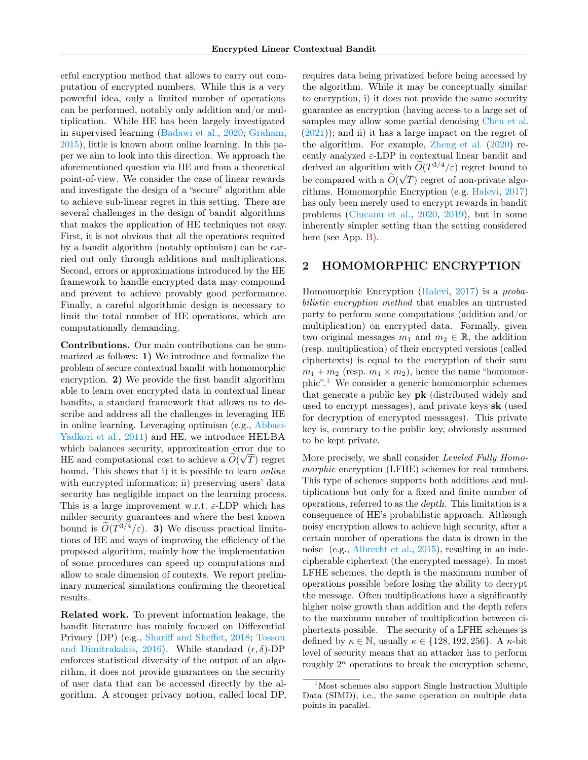erful encryption method that allows to carry out computation of encrypted numbers. While this is a very powerful idea, only a limited number of operations can be performed, notably only addition and/or multiplication. While HE has been largely investigated in supervised learning (Badawi et al., 2020; Graham, 2015), little is known about online learning. In this paper we aim to look into this direction. We approach the aforementioned question via HE and from a theoretical point-of-view. We consider the case of linear rewards and investigate the design of a "secure" algorithm able to achieve sub-linear regret in this setting. There are several challenges in the design of bandit algorithms that makes the application of HE techniques not easy. First, it is not obvious that all the operations required by a bandit algorithm (notably optimism) can be carried out only through additions and multiplications. Second, errors or approximations introduced by the HE framework to handle encrypted data may compound and prevent to achieve provably good performance. Finally, a careful algorithmic design is necessary to limit the total number of HE operations, which are computationally demanding.

**Contributions.** Our main contributions can be summarized as follows: **1)** We introduce and formalize the problem of secure contextual bandit with homomorphic encryption. **2)** We provide the first bandit algorithm able to learn over encrypted data in contextual linear bandits, a standard framework that allows us to describe and address all the challenges in leveraging HE in online learning. Leveraging optimism (e.g., Abbasi-Yadkori et al., 2011) and HE, we introduce HELBA which balances security, approximation error due to HE and computational cost to achieve a $\widetilde{O}(\sqrt{T})$ regret bound. This shows that i) it is possible to learn *online* with encrypted information; ii) preserving users' data security has negligible impact on the learning process. This is a large improvement w.r.t. $\varepsilon$-LDP which has milder security guarantees and where the best known bound is $\widetilde{O}(T^{3/4}/\varepsilon)$. **3)** We discuss practical limitations of HE and ways of improving the efficiency of the proposed algorithm, mainly how the implementation of some procedures can speed up computations and allow to scale dimension of contexts. We report preliminary numerical simulations confirming the theoretical results.

**Related work.** To prevent information leakage, the bandit literature has mainly focused on Differential Privacy (DP) (e.g., Shariff and Sheffet, 2018; Tossou and Dimitrakakis, 2016). While standard $(\epsilon, \delta)$-DP enforces statistical diversity of the output of an algorithm, it does not provide guarantees on the security of user data that can be accessed directly by the algorithm. A stronger privacy notion, called local DP, requires data being privatized before being accessed by the algorithm. While it may be conceptually similar to encryption, i) it does not provide the same security guarantee as encryption (having access to a large set of samples may allow some partial denoising Cheu et al. (2021)); and ii) it has a large impact on the regret of the algorithm. For example, Zheng et al. (2020) recently analyzed $\varepsilon$-LDP in contextual linear bandit and derived an algorithm with $\widetilde{O}(T^{3/4}/\varepsilon)$ regret bound to be compared with a $\widetilde{O}(\sqrt{T})$ regret of non-private algorithms. Homomorphic Encryption (e.g. Halevi, 2017) has only been merely used to encrypt rewards in bandit problems (Ciucanu et al., 2020, 2019), but in some inherently simpler setting than the setting considered here (see App. B).

## 2 HOMOMORPHIC ENCRYPTION

Homomorphic Encryption (Halevi, 2017) is a *probabilistic encryption method* that enables an untrusted party to perform some computations (addition and/or multiplication) on encrypted data. Formally, given two original messages $m_1$ and $m_2 \in \mathbb{R}$, the addition (resp. multiplication) of their encrypted versions (called ciphertexts) is equal to the encryption of their sum $m_1 + m_2$ (resp. $m_1 \times m_2$), hence the name "homomorphic".[1] We consider a generic homomorphic schemes that generate a public key **pk** (distributed widely and used to encrypt messages), and private keys **sk** (used for decryption of encrypted messages). This private key is, contrary to the public key, obviously assumed to be kept private.

More precisely, we shall consider *Leveled Fully Homomorphic* encryption (LFHE) schemes for real numbers. This type of schemes supports both additions and multiplications but only for a fixed and finite number of operations, referred to as the *depth*. This limitation is a consequence of HE's probabilistic approach. Although noisy encryption allows to achieve high security, after a certain number of operations the data is drown in the noise (e.g., Albrecht et al., 2015), resulting in an indecipherable ciphertext (the encrypted message). In most LFHE schemes, the depth is the maximum number of operations possible before losing the ability to decrypt the message. Often multiplications have a significantly higher noise growth than addition and the depth refers to the maximum number of multiplication between ciphertexts possible. The security of a LFHE schemes is defined by $\kappa \in \mathbb{N}$, usually $\kappa \in \{128, 192, 256\}$. A $\kappa$-bit level of security means that an attacker has to perform roughly $2^\kappa$ operations to break the encryption scheme,

[1] Most schemes also support Single Instruction Multiple Data (SIMD), i.e., the same operation on multiple data points in parallel.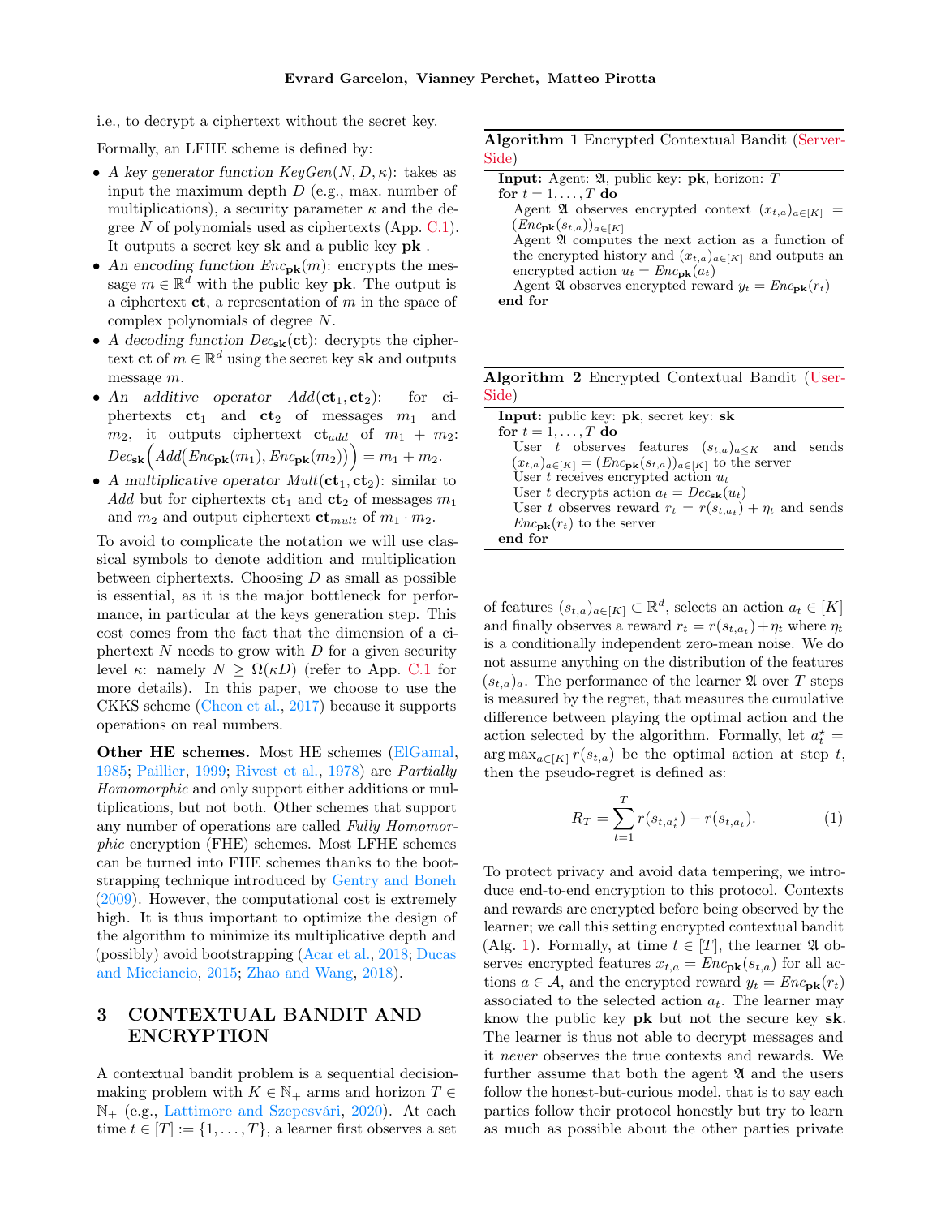i.e., to decrypt a ciphertext without the secret key.

Formally, an LFHE scheme is defined by:

- *A key generator function $KeyGen(N, D, \kappa)$*: takes as input the maximum depth $D$ (e.g., max. number of multiplications), a security parameter $\kappa$ and the degree $N$ of polynomials used as ciphertexts (App. C.1). It outputs a secret key $\mathbf{sk}$ and a public key $\mathbf{pk}$ .
- *An encoding function $Enc_{\mathbf{pk}}(m)$*: encrypts the message $m \in \mathbb{R}^d$ with the public key $\mathbf{pk}$. The output is a ciphertext $\mathbf{ct}$, a representation of $m$ in the space of complex polynomials of degree $N$.
- *A decoding function $Dec_{\mathbf{sk}}(\mathbf{ct})$*: decrypts the ciphertext $\mathbf{ct}$ of $m \in \mathbb{R}^d$ using the secret key $\mathbf{sk}$ and outputs message $m$.
- *An additive operator $Add(\mathbf{ct}_1, \mathbf{ct}_2)$*: for ciphertexts $\mathbf{ct}_1$ and $\mathbf{ct}_2$ of messages $m_1$ and $m_2$, it outputs ciphertext $\mathbf{ct}_{add}$ of $m_1 + m_2$: $Dec_{\mathbf{sk}}\Big(Add\big(Enc_{\mathbf{pk}}(m_1), Enc_{\mathbf{pk}}(m_2)\big)\Big) = m_1 + m_2$.
- *A multiplicative operator $Mult(\mathbf{ct}_1, \mathbf{ct}_2)$*: similar to *Add* but for ciphertexts $\mathbf{ct}_1$ and $\mathbf{ct}_2$ of messages $m_1$ and $m_2$ and output ciphertext $\mathbf{ct}_{mult}$ of $m_1 \cdot m_2$.

To avoid to complicate the notation we will use classical symbols to denote addition and multiplication between ciphertexts. Choosing $D$ as small as possible is essential, as it is the major bottleneck for performance, in particular at the keys generation step. This cost comes from the fact that the dimension of a ciphertext $N$ needs to grow with $D$ for a given security level $\kappa$: namely $N \geq \Omega(\kappa D)$ (refer to App. C.1 for more details). In this paper, we choose to use the CKKS scheme (Cheon et al., 2017) because it supports operations on real numbers.

**Other HE schemes.** Most HE schemes (ElGamal, 1985; Paillier, 1999; Rivest et al., 1978) are *Partially Homomorphic* and only support either additions or multiplications, but not both. Other schemes that support any number of operations are called *Fully Homomorphic* encryption (FHE) schemes. Most LFHE schemes can be turned into FHE schemes thanks to the bootstrapping technique introduced by Gentry and Boneh (2009). However, the computational cost is extremely high. It is thus important to optimize the design of the algorithm to minimize its multiplicative depth and (possibly) avoid bootstrapping (Acar et al., 2018; Ducas and Micciancio, 2015; Zhao and Wang, 2018).

## 3 CONTEXTUAL BANDIT AND ENCRYPTION

A contextual bandit problem is a sequential decision-making problem with $K \in \mathbb{N}_+$ arms and horizon $T \in \mathbb{N}_+$ (e.g., Lattimore and Szepesvári, 2020). At each time $t \in [T] := \{1, \ldots, T\}$, a learner first observes a set of features $(s_{t,a})_{a\in[K]} \subset \mathbb{R}^d$, selects an action $a_t \in [K]$ and finally observes a reward $r_t = r(s_{t,a_t}) + \eta_t$ where $\eta_t$ is a conditionally independent zero-mean noise. We do not assume anything on the distribution of the features $(s_{t,a})_a$. The performance of the learner $\mathfrak{A}$ over $T$ steps is measured by the regret, that measures the cumulative difference between playing the optimal action and the action selected by the algorithm. Formally, let $a_t^\star = \arg\max_{a\in[K]} r(s_{t,a})$ be the optimal action at step $t$, then the pseudo-regret is defined as:

$$R_T = \sum_{t=1}^{T} r(s_{t,a_t^\star}) - r(s_{t,a_t}). \tag{1}$$

To protect privacy and avoid data tempering, we introduce end-to-end encryption to this protocol. Contexts and rewards are encrypted before being observed by the learner; we call this setting encrypted contextual bandit (Alg. 1). Formally, at time $t \in [T]$, the learner $\mathfrak{A}$ observes encrypted features $x_{t,a} = Enc_{\mathbf{pk}}(s_{t,a})$ for all actions $a \in \mathcal{A}$, and the encrypted reward $y_t = Enc_{\mathbf{pk}}(r_t)$ associated to the selected action $a_t$. The learner may know the public key $\mathbf{pk}$ but not the secure key $\mathbf{sk}$. The learner is thus not able to decrypt messages and it *never* observes the true contexts and rewards. We further assume that both the agent $\mathfrak{A}$ and the users follow the honest-but-curious model, that is to say each parties follow their protocol honestly but try to learn as much as possible about the other parties private

**Algorithm 1** Encrypted Contextual Bandit (Server-Side)

```
Input: Agent: 𝔄, public key: pk, horizon: T
for t = 1, ..., T do
    Agent 𝔄 observes encrypted context (x_{t,a})_{a∈[K]} = (Enc_pk(s_{t,a}))_{a∈[K]}
    Agent 𝔄 computes the next action as a function of the encrypted history and (x_{t,a})_{a∈[K]} and outputs an encrypted action u_t = Enc_pk(a_t)
    Agent 𝔄 observes encrypted reward y_t = Enc_pk(r_t)
end for
```

**Algorithm 2** Encrypted Contextual Bandit (User-Side)

```
Input: public key: pk, secret key: sk
for t = 1, ..., T do
    User t observes features (s_{t,a})_{a≤K} and sends (x_{t,a})_{a∈[K]} = (Enc_pk(s_{t,a}))_{a∈[K]} to the server
    User t receives encrypted action u_t
    User t decrypts action a_t = Dec_sk(u_t)
    User t observes reward r_t = r(s_{t,a_t}) + η_t and sends Enc_pk(r_t) to the server
end for
```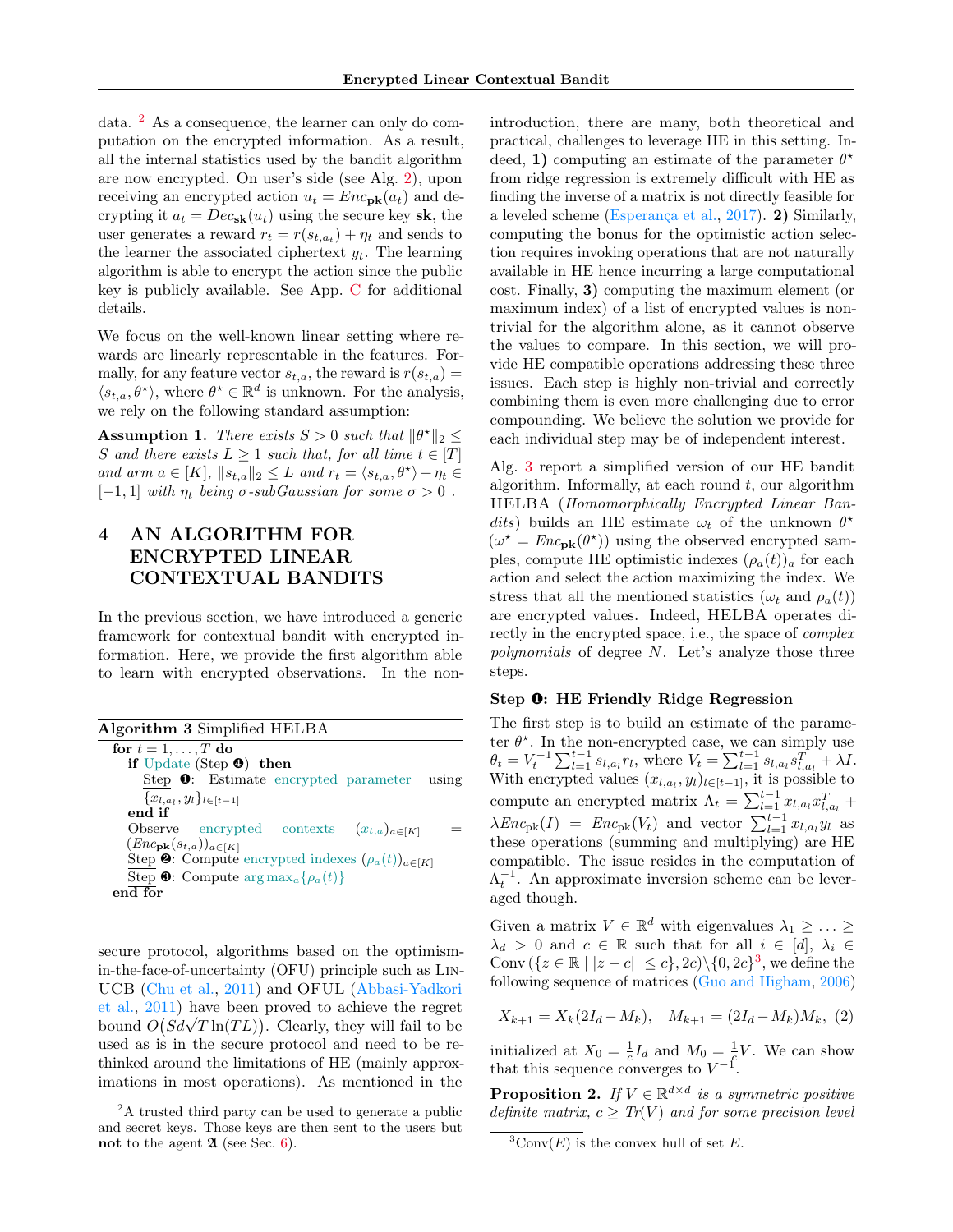data. [2] As a consequence, the learner can only do computation on the encrypted information. As a result, all the internal statistics used by the bandit algorithm are now encrypted. On user's side (see Alg. 2), upon receiving an encrypted action $u_t = Enc_{\mathbf{pk}}(a_t)$ and decrypting it $a_t = Dec_{\mathbf{sk}}(u_t)$ using the secure key $\mathbf{sk}$, the user generates a reward $r_t = r(s_{t,a_t}) + \eta_t$ and sends to the learner the associated ciphertext $y_t$. The learning algorithm is able to encrypt the action since the public key is publicly available. See App. C for additional details.

We focus on the well-known linear setting where rewards are linearly representable in the features. Formally, for any feature vector $s_{t,a}$, the reward is $r(s_{t,a}) = \langle s_{t,a}, \theta^\star \rangle$, where $\theta^\star \in \mathbb{R}^d$ is unknown. For the analysis, we rely on the following standard assumption:

**Assumption 1.** *There exists $S > 0$ such that $\|\theta^\star\|_2 \leq S$ and there exists $L \geq 1$ such that, for all time $t \in [T]$ and arm $a \in [K]$, $\|s_{t,a}\|_2 \leq L$ and $r_t = \langle s_{t,a}, \theta^\star \rangle + \eta_t \in [-1, 1]$ with $\eta_t$ being $\sigma$-subGaussian for some $\sigma > 0$ .*

# 4 AN ALGORITHM FOR ENCRYPTED LINEAR CONTEXTUAL BANDITS

In the previous section, we have introduced a generic framework for contextual bandit with encrypted information. Here, we provide the first algorithm able to learn with encrypted observations. In the non-secure protocol, algorithms based on the optimism-in-the-face-of-uncertainty (OFU) principle such as LinUCB (Chu et al., 2011) and OFUL (Abbasi-Yadkori et al., 2011) have been proved to achieve the regret bound $O(Sd\sqrt{T}\ln(TL))$. Clearly, they will fail to be used as is in the secure protocol and need to be rethinked around the limitations of HE (mainly approximations in most operations). As mentioned in the introduction, there are many, both theoretical and practical, challenges to leverage HE in this setting. Indeed, **1)** computing an estimate of the parameter $\theta^\star$ from ridge regression is extremely difficult with HE as finding the inverse of a matrix is not directly feasible for a leveled scheme (Esperança et al., 2017). **2)** Similarly, computing the bonus for the optimistic action selection requires invoking operations that are not naturally available in HE hence incurring a large computational cost. Finally, **3)** computing the maximum element (or maximum index) of a list of encrypted values is non-trivial for the algorithm alone, as it cannot observe the values to compare. In this section, we will provide HE compatible operations addressing these three issues. Each step is highly non-trivial and correctly combining them is even more challenging due to error compounding. We believe the solution we provide for each individual step may be of independent interest.

**Algorithm 3** Simplified HELBA

```
for t = 1, ..., T do
    if Update (Step ❹) then
        Step ❶: Estimate encrypted parameter using {x_{l,a_l}, y_l}_{l∈[t−1]}
    end if
    Observe encrypted contexts (x_{t,a})_{a∈[K]} = (Enc_pk(s_{t,a}))_{a∈[K]}
    Step ❷: Compute encrypted indexes (ρ_a(t))_{a∈[K]}
    Step ❸: Compute argmax_a{ρ_a(t)}
end for
```

Alg. 3 report a simplified version of our HE bandit algorithm. Informally, at each round $t$, our algorithm HELBA (*Homomorphically Encrypted Linear Bandits*) builds an HE estimate $\omega_t$ of the unknown $\theta^\star$ ($\omega^\star = Enc_{\mathbf{pk}}(\theta^\star)$) using the observed encrypted samples, compute HE optimistic indexes $(\rho_a(t))_a$ for each action and select the action maximizing the index. We stress that all the mentioned statistics ($\omega_t$ and $\rho_a(t)$) are encrypted values. Indeed, HELBA operates directly in the encrypted space, i.e., the space of *complex polynomials* of degree $N$. Let's analyze those three steps.

### Step ❶: HE Friendly Ridge Regression

The first step is to build an estimate of the parameter $\theta^\star$. In the non-encrypted case, we can simply use $\theta_t = V_t^{-1} \sum_{l=1}^{t-1} s_{l,a_l} r_l$, where $V_t = \sum_{l=1}^{t-1} s_{l,a_l} s_{l,a_l}^T + \lambda I$. With encrypted values $(x_{l,a_l}, y_l)_{l\in[t-1]}$, it is possible to compute an encrypted matrix $\Lambda_t = \sum_{l=1}^{t-1} x_{l,a_l} x_{l,a_l}^T + \lambda Enc_{\text{pk}}(I) = Enc_{\text{pk}}(V_t)$ and vector $\sum_{l=1}^{t-1} x_{l,a_l} y_l$ as these operations (summing and multiplying) are HE compatible. The issue resides in the computation of $\Lambda_t^{-1}$. An approximate inversion scheme can be leveraged though.

Given a matrix $V \in \mathbb{R}^d$ with eigenvalues $\lambda_1 \geq \ldots \geq \lambda_d > 0$ and $c \in \mathbb{R}$ such that for all $i \in [d]$, $\lambda_i \in \text{Conv}(\{z \in \mathbb{R} \mid |z - c| \leq c\}, 2c) \setminus \{0, 2c\}$[3], we define the following sequence of matrices (Guo and Higham, 2006)

$$X_{k+1} = X_k(2I_d - M_k), \quad M_{k+1} = (2I_d - M_k)M_k, \tag{2}$$

initialized at $X_0 = \frac{1}{c}I_d$ and $M_0 = \frac{1}{c}V$. We can show that this sequence converges to $V^{-1}$.

**Proposition 2.** *If $V \in \mathbb{R}^{d\times d}$ is a symmetric positive definite matrix, $c \geq Tr(V)$ and for some precision level*

[2] A trusted third party can be used to generate a public and secret keys. Those keys are then sent to the users but **not** to the agent $\mathfrak{A}$ (see Sec. 6).

[3] Conv($E$) is the convex hull of set $E$.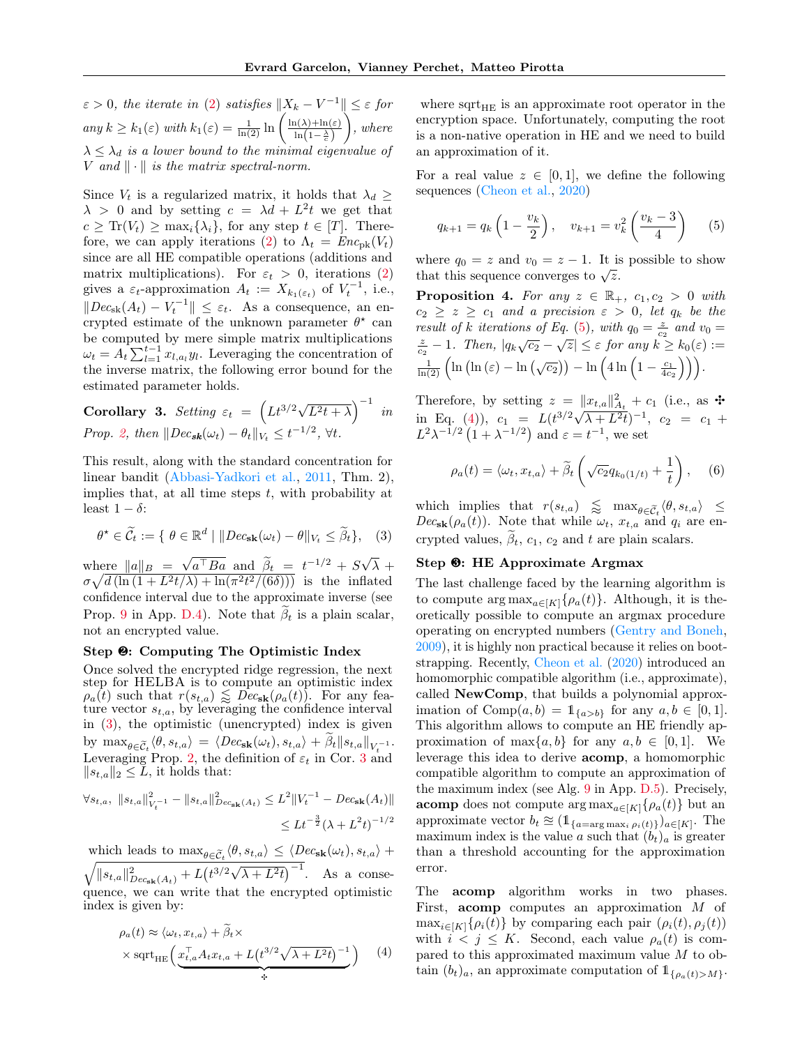$\varepsilon > 0$, *the iterate in* (2) *satisfies* $\|X_k - V^{-1}\| \leq \varepsilon$ *for any* $k \geq k_1(\varepsilon)$ *with* $k_1(\varepsilon) = \frac{1}{\ln(2)} \ln\left(\frac{\ln(\lambda)+\ln(\varepsilon)}{\ln\left(1-\frac{\lambda}{c}\right)}\right)$, *where* $\lambda \leq \lambda_d$ *is a lower bound to the minimal eigenvalue of* $V$ *and* $\|\cdot\|$ *is the matrix spectral-norm.*

Since $V_t$ is a regularized matrix, it holds that $\lambda_d \geq \lambda > 0$ and by setting $c = \lambda d + L^2 t$ we get that $c \geq \mathrm{Tr}(V_t) \geq \max_i\{\lambda_i\}$, for any step $t \in [T]$. Therefore, we can apply iterations (2) to $\Lambda_t = Enc_{\mathrm{pk}}(V_t)$ since are all HE compatible operations (additions and matrix multiplications). For $\varepsilon_t > 0$, iterations (2) gives a $\varepsilon_t$-approximation $A_t := X_{k_1(\varepsilon_t)}$ of $V_t^{-1}$, i.e., $\|Dec_{\mathbf{sk}}(A_t) - V_t^{-1}\| \leq \varepsilon_t$. As a consequence, an encrypted estimate of the unknown parameter $\theta^\star$ can be computed by mere simple matrix multiplications $\omega_t = A_t \sum_{l=1}^{t-1} x_{l,a_l} y_l$. Leveraging the concentration of the inverse matrix, the following error bound for the estimated parameter holds.

**Corollary 3.** *Setting* $\varepsilon_t = \left(Lt^{3/2}\sqrt{L^2 t + \lambda}\right)^{-1}$ *in Prop. 2, then* $\|Dec_{\mathbf{sk}}(\omega_t) - \theta_t\|_{V_t} \leq t^{-1/2}$, $\forall t$.

This result, along with the standard concentration for linear bandit (Abbasi-Yadkori et al., 2011, Thm. 2), implies that, at all time steps $t$, with probability at least $1 - \delta$:

$$\theta^\star \in \widetilde{\mathcal{C}}_t := \{\ \theta \in \mathbb{R}^d \mid \|Dec_{\mathbf{sk}}(\omega_t) - \theta\|_{V_t} \leq \widetilde{\beta}_t\}, \quad (3)$$

where $\|a\|_B = \sqrt{a^\top B a}$ and $\widetilde{\beta}_t = t^{-1/2} + S\sqrt{\lambda} + \sigma\sqrt{d\left(\ln(1 + L^2 t/\lambda) + \ln(\pi^2 t^2/(6\delta))\right)}$ is the inflated confidence interval due to the approximate inverse (see Prop. 9 in App. D.4). Note that $\widetilde{\beta}_t$ is a plain scalar, not an encrypted value.

### Step ❷: Computing The Optimistic Index

Once solved the encrypted ridge regression, the next step for HELBA is to compute an optimistic index $\rho_a(t)$ such that $r(s_{t,a}) \lessapprox Dec_{\mathbf{sk}}(\rho_a(t))$. For any feature vector $s_{t,a}$, by leveraging the confidence interval in (3), the optimistic (unencrypted) index is given by $\max_{\theta\in\widetilde{\mathcal{C}}_t}\langle\theta, s_{t,a}\rangle = \langle Dec_{\mathbf{sk}}(\omega_t), s_{t,a}\rangle + \widetilde{\beta}_t \|s_{t,a}\|_{V_t^{-1}}$. Leveraging Prop. 2, the definition of $\varepsilon_t$ in Cor. 3 and $\|s_{t,a}\|_2 \leq L$, it holds that:

$$\forall s_{t,a},\ \|s_{t,a}\|^2_{V_t^{-1}} - \|s_{t,a}\|^2_{Dec_{\mathbf{sk}}(A_t)} \leq L^2\|V_t^{-1} - Dec_{\mathbf{sk}}(A_t)\| \leq Lt^{-\frac{3}{2}}(\lambda + L^2 t)^{-1/2}$$

which leads to $\max_{\theta\in\widetilde{\mathcal{C}}_t}\langle\theta, s_{t,a}\rangle \leq \langle Dec_{\mathbf{sk}}(\omega_t), s_{t,a}\rangle + \sqrt{\|s_{t,a}\|^2_{Dec_{\mathbf{sk}}(A_t)} + L\left(t^{3/2}\sqrt{\lambda + L^2 t}\right)^{-1}}$. As a consequence, we can write that the encrypted optimistic index is given by:

$$\rho_a(t) \approx \langle\omega_t, x_{t,a}\rangle + \widetilde{\beta}_t \times \times\, \mathrm{sqrt}_{\mathrm{HE}}\Big(\underbrace{x_{t,a}^\top A_t x_{t,a} + L\left(t^{3/2}\sqrt{\lambda + L^2 t}\right)^{-1}}_{✣}\Big) \quad (4)$$

where $\mathrm{sqrt}_{\mathrm{HE}}$ is an approximate root operator in the encryption space. Unfortunately, computing the root is a non-native operation in HE and we need to build an approximation of it.

For a real value $z \in [0, 1]$, we define the following sequences (Cheon et al., 2020)

$$q_{k+1} = q_k\left(1 - \frac{v_k}{2}\right), \quad v_{k+1} = v_k^2\left(\frac{v_k - 3}{4}\right) \quad (5)$$

where $q_0 = z$ and $v_0 = z - 1$. It is possible to show that this sequence converges to $\sqrt{z}$.

**Proposition 4.** *For any* $z \in \mathbb{R}_+$, $c_1, c_2 > 0$ *with* $c_2 \geq z \geq c_1$ *and a precision* $\varepsilon > 0$, *let* $q_k$ *be the result of* $k$ *iterations of Eq. (5), with* $q_0 = \frac{z}{c_2}$ *and* $v_0 = \frac{z}{c_2} - 1$. *Then,* $|q_k\sqrt{c_2} - \sqrt{z}| \leq \varepsilon$ *for any* $k \geq k_0(\varepsilon) := \frac{1}{\ln(2)}\left(\ln\left(\ln(\varepsilon) - \ln\left(\sqrt{c_2}\right)\right) - \ln\left(4\ln\left(1 - \frac{c_1}{4c_2}\right)\right)\right)$.

Therefore, by setting $z = \|x_{t,a}\|^2_{A_t} + c_1$ (i.e., as ✣ in Eq. (4)), $c_1 = L(t^{3/2}\sqrt{\lambda + L^2 t})^{-1}$, $c_2 = c_1 + L^2\lambda^{-1/2}\left(1 + \lambda^{-1/2}\right)$ and $\varepsilon = t^{-1}$, we set

$$\rho_a(t) = \langle\omega_t, x_{t,a}\rangle + \widetilde{\beta}_t\left(\sqrt{c_2}\, q_{k_0(1/t)} + \frac{1}{t}\right), \quad (6)$$

which implies that $r(s_{t,a}) \lessapprox \max_{\theta\in\widetilde{\mathcal{C}}_t}\langle\theta, s_{t,a}\rangle \leq Dec_{\mathbf{sk}}(\rho_a(t))$. Note that while $\omega_t$, $x_{t,a}$ and $q_i$ are encrypted values, $\widetilde{\beta}_t$, $c_1$, $c_2$ and $t$ are plain scalars.

### Step ❸: HE Approximate Argmax

The last challenge faced by the learning algorithm is to compute $\arg\max_{a\in[K]}\{\rho_a(t)\}$. Although, it is theoretically possible to compute an argmax procedure operating on encrypted numbers (Gentry and Boneh, 2009), it is highly non practical because it relies on bootstrapping. Recently, Cheon et al. (2020) introduced an homomorphic compatible algorithm (i.e., approximate), called **NewComp**, that builds a polynomial approximation of $\mathrm{Comp}(a, b) = \mathbb{1}_{\{a>b\}}$ for any $a, b \in [0, 1]$. This algorithm allows to compute an HE friendly approximation of $\max\{a, b\}$ for any $a, b \in [0, 1]$. We leverage this idea to derive **acomp**, a homomorphic compatible algorithm to compute an approximation of the maximum index (see Alg. 9 in App. D.5). Precisely, **acomp** does not compute $\arg\max_{a\in[K]}\{\rho_a(t)\}$ but an approximate vector $b_t \approxeq (\mathbb{1}_{\{a=\arg\max_i \rho_i(t)\}})_{a\in[K]}$. The maximum index is the value $a$ such that $(b_t)_a$ is greater than a threshold accounting for the approximation error.

The **acomp** algorithm works in two phases. First, **acomp** computes an approximation $M$ of $\max_{i\in[K]}\{\rho_i(t)\}$ by comparing each pair $(\rho_i(t), \rho_j(t))$ with $i < j \leq K$. Second, each value $\rho_a(t)$ is compared to this approximated maximum value $M$ to obtain $(b_t)_a$, an approximate computation of $\mathbb{1}_{\{\rho_a(t)>M\}}$.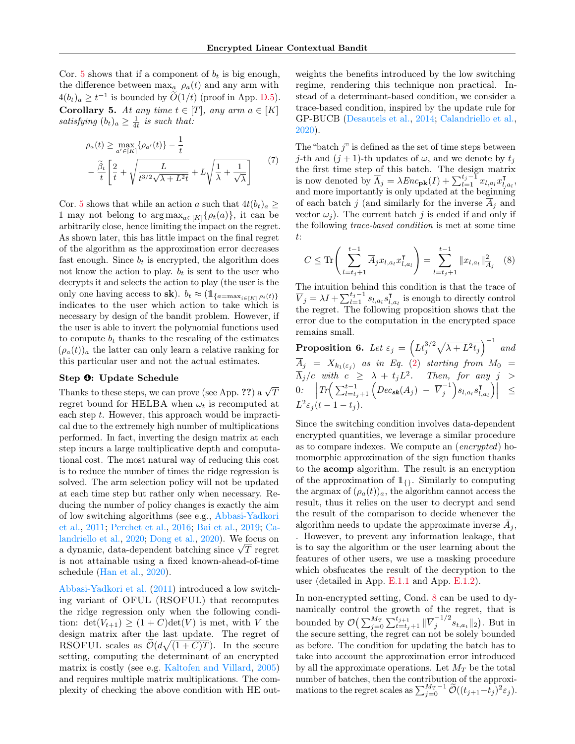Cor. 5 shows that if a component of $b_t$ is big enough, the difference between $\max_a \ \rho_a(t)$ and any arm with $4(b_t)_a \geq t^{-1}$ is bounded by $\widetilde{O}(1/t)$ (proof in App. D.5).

**Corollary 5.** *At any time $t \in [T]$, any arm $a \in [K]$ satisfying $(b_t)_a \geq \frac{1}{4t}$ is such that:*

$$\rho_a(t) \geq \max_{a' \in [K]} \{\rho_{a'}(t)\} - \frac{1}{t} - \frac{\widetilde{\beta}_t}{t}\left[\frac{2}{t} + \sqrt{\frac{L}{t^{3/2}\sqrt{\lambda + L^2 t}}} + L\sqrt{\frac{1}{\lambda} + \frac{1}{\sqrt{\lambda}}}\right] \tag{7}$$

Cor. 5 shows that while an action $a$ such that $4t(b_t)_a \geq 1$ may not belong to $\arg\max_{a \in [K]}\{\rho_t(a)\}$, it can be arbitrarily close, hence limiting the impact on the regret. As shown later, this has little impact on the final regret of the algorithm as the approximation error decreases fast enough. Since $b_t$ is encrypted, the algorithm does not know the action to play. $b_t$ is sent to the user who decrypts it and selects the action to play (the user is the only one having access to $\mathbf{sk}$). $b_t \approx (\mathbb{1}_{\{a = \max_{i \in [K]} \rho_i(t)\}}$ indicates to the user which action to take which is necessary by design of the bandit problem. However, if the user is able to invert the polynomial functions used to compute $b_t$ thanks to the rescaling of the estimates $(\rho_a(t))_a$ the latter can only learn a relative ranking for this particular user and not the actual estimates.

### Step ❹: Update Schedule

Thanks to these steps, we can prove (see App. ??) a $\sqrt{T}$ regret bound for HELBA when $\omega_t$ is recomputed at each step $t$. However, this approach would be impractical due to the extremely high number of multiplications performed. In fact, inverting the design matrix at each step incurs a large multiplicative depth and computational cost. The most natural way of reducing this cost is to reduce the number of times the ridge regression is solved. The arm selection policy will not be updated at each time step but rather only when necessary. Reducing the number of policy changes is exactly the aim of low switching algorithms (see e.g., Abbasi-Yadkori et al., 2011; Perchet et al., 2016; Bai et al., 2019; Calandriello et al., 2020; Dong et al., 2020). We focus on a dynamic, data-dependent batching since $\sqrt{T}$ regret is not attainable using a fixed known-ahead-of-time schedule (Han et al., 2020).

Abbasi-Yadkori et al. (2011) introduced a low switching variant of OFUL (RSOFUL) that recomputes the ridge regression only when the following condition: $\det(V_{t+1}) \geq (1 + C)\det(V)$ is met, with $V$ the design matrix after the last update. The regret of RSOFUL scales as $\widetilde{\mathcal{O}}(d\sqrt{(1 + C)T})$. In the secure setting, computing the determinant of an encrypted matrix is costly (see e.g. Kaltofen and Villard, 2005) and requires multiple matrix multiplications. The complexity of checking the above condition with HE outweighs the benefits introduced by the low switching regime, rendering this technique non practical. Instead of a determinant-based condition, we consider a trace-based condition, inspired by the update rule for GP-BUCB (Desautels et al., 2014; Calandriello et al., 2020).

The "batch $j$" is defined as the set of time steps between $j$-th and $(j+1)$-th updates of $\omega$, and we denote by $t_j$ the first time step of this batch. The design matrix is now denoted by $\overline{\Lambda}_j = \lambda Enc_{\mathbf{pk}}(I) + \sum_{l=1}^{t_j - 1} x_{l,a_l} x_{l,a_l}^\intercal$, and more importantly is only updated at the beginning of each batch $j$ (and similarly for the inverse $\overline{A}_j$ and vector $\omega_j$). The current batch $j$ is ended if and only if the following *trace-based condition* is met at some time $t$:

$$C \leq \mathrm{Tr}\left(\sum_{l=t_j+1}^{t-1} \overline{A}_j x_{l,a_l} x_{l,a_l}^\intercal\right) = \sum_{l=t_j+1}^{t-1} \|x_{l,a_l}\|^2_{\overline{A}_j} \tag{8}$$

The intuition behind this condition is that the trace of $\overline{V}_j = \lambda I + \sum_{l=1}^{t_j - 1} s_{l,a_l} s_{l,a_l}^\intercal$ is enough to directly control the regret. The following proposition shows that the error due to the computation in the encrypted space remains small.

**Proposition 6.** *Let $\varepsilon_j = \left(L t_j^{3/2}\sqrt{\lambda + L^2 t_j}\right)^{-1}$ and $\overline{A}_j = X_{k_1(\varepsilon_j)}$ as in Eq. (2) starting from $M_0 = \overline{\Lambda}_j / c$ with $c \geq \lambda + t_j L^2$. Then, for any $j > 0$: $\left|Tr\left(\sum_{l=t_j+1}^{t-1}\left(Dec_{\mathbf{sk}}(A_j) - \overline{V}_j^{-1}\right) s_{l,a_l} s_{l,a_l}^\intercal\right)\right| \leq L^2 \varepsilon_j (t - 1 - t_j)$.*

Since the switching condition involves data-dependent encrypted quantities, we leverage a similar procedure as to compare indexes. We compute an (*encrypted*) homomorphic approximation of the sign function thanks to the **acomp** algorithm. The result is an encryption of the approximation of $\mathbb{1}_{\{\}}$. Similarly to computing the argmax of $(\rho_a(t))_a$, the algorithm cannot access the result, thus it relies on the user to decrypt and send the result of the comparison to decide whenever the algorithm needs to update the approximate inverse $\bar{A}_j$, . However, to prevent any information leakage, that is to say the algorithm or the user learning about the features of other users, we use a masking procedure which obfuscates the result of the decryption to the user (detailed in App. E.1.1 and App. E.1.2).

In non-encrypted setting, Cond. 8 can be used to dynamically control the growth of the regret, that is bounded by $\mathcal{O}\big(\sum_{j=0}^{M_T}\sum_{t=t_j+1}^{t_{j+1}} \|\overline{V}_j^{-1/2} s_{t,a_t}\|_2\big)$. But in the secure setting, the regret can not be solely bounded as before. The condition for updating the batch has to take into account the approximation error introduced by all the approximate operations. Let $M_T$ be the total number of batches, then the contribution of the approximations to the regret scales as $\sum_{j=0}^{M_T - 1} \widetilde{\mathcal{O}}((t_{j+1} - t_j)^2 \varepsilon_j)$.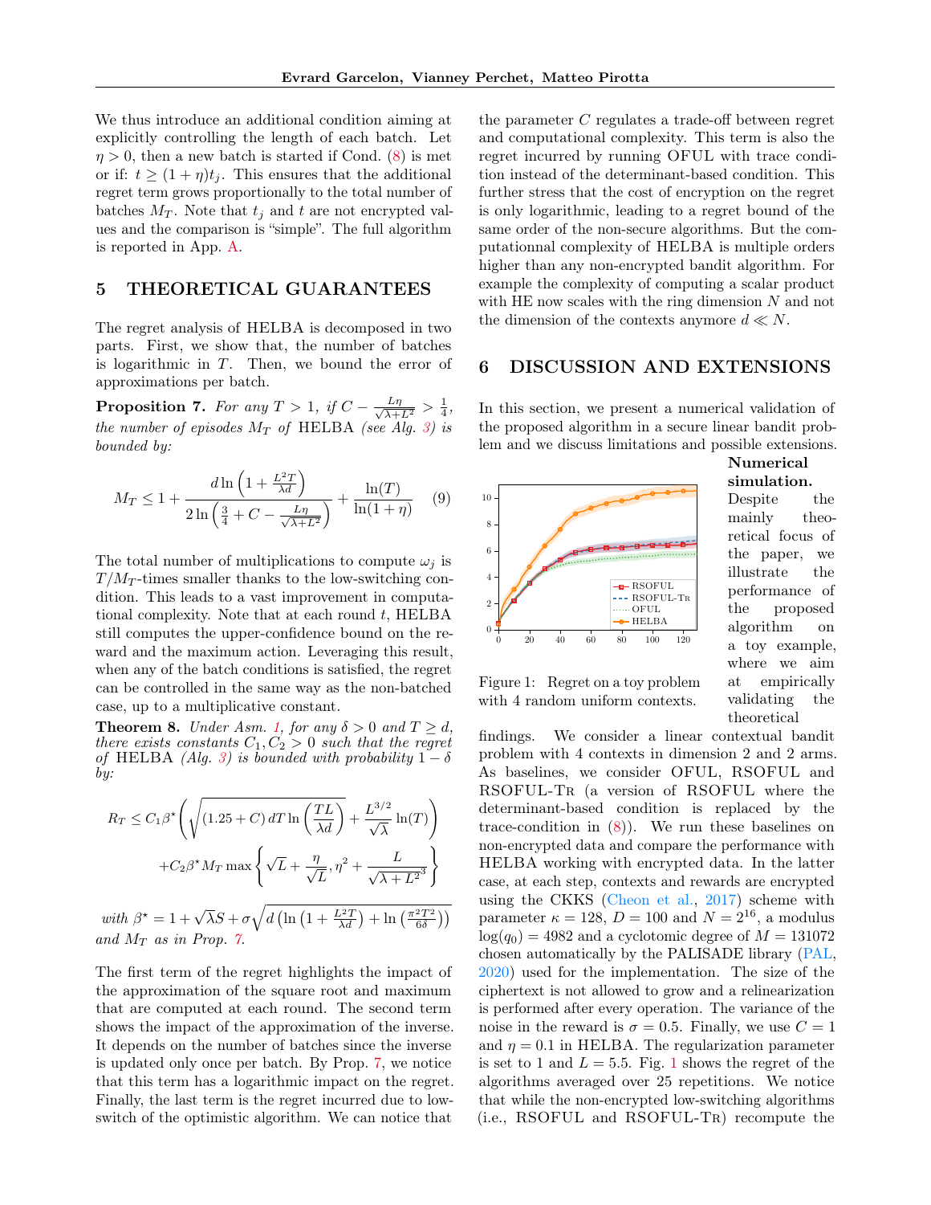We thus introduce an additional condition aiming at explicitly controlling the length of each batch. Let $\eta > 0$, then a new batch is started if Cond. (8) is met or if: $t \geq (1+\eta)t_j$. This ensures that the additional regret term grows proportionally to the total number of batches $M_T$. Note that $t_j$ and $t$ are not encrypted values and the comparison is "simple". The full algorithm is reported in App. A.

# 5 THEORETICAL GUARANTEES

The regret analysis of HELBA is decomposed in two parts. First, we show that, the number of batches is logarithmic in $T$. Then, we bound the error of approximations per batch.

**Proposition 7.** *For any $T > 1$, if $C - \frac{L\eta}{\sqrt{\lambda + L^2}} > \frac{1}{4}$, the number of episodes $M_T$ of* HELBA *(see Alg. 3) is bounded by:*

$$M_T \leq 1 + \frac{d \ln\left(1 + \frac{L^2 T}{\lambda d}\right)}{2 \ln\left(\frac{3}{4} + C - \frac{L\eta}{\sqrt{\lambda + L^2}}\right)} + \frac{\ln(T)}{\ln(1+\eta)} \quad (9)$$

The total number of multiplications to compute $\omega_j$ is $T/M_T$-times smaller thanks to the low-switching condition. This leads to a vast improvement in computational complexity. Note that at each round $t$, HELBA still computes the upper-confidence bound on the reward and the maximum action. Leveraging this result, when any of the batch conditions is satisfied, the regret can be controlled in the same way as the non-batched case, up to a multiplicative constant.

**Theorem 8.** *Under Asm. 1, for any $\delta > 0$ and $T \geq d$, there exists constants $C_1, C_2 > 0$ such that the regret of* HELBA *(Alg. 3) is bounded with probability $1 - \delta$ by:*

$$R_T \leq C_1 \beta^\star \left( \sqrt{(1.25 + C)\, dT \ln\left(\frac{TL}{\lambda d}\right)} + \frac{L^{3/2}}{\sqrt{\lambda}} \ln(T) \right)$$
$$+ C_2 \beta^\star M_T \max\left\{ \sqrt{L} + \frac{\eta}{\sqrt{L}}, \eta^2 + \frac{L}{\sqrt{\lambda + L^2}^3} \right\}$$

*with $\beta^\star = 1 + \sqrt{\lambda} S + \sigma \sqrt{d \left(\ln\left(1 + \frac{L^2 T}{\lambda d}\right) + \ln\left(\frac{\pi^2 T^2}{6\delta}\right)\right)}$ and $M_T$ as in Prop. 7.*

The first term of the regret highlights the impact of the approximation of the square root and maximum that are computed at each round. The second term shows the impact of the approximation of the inverse. It depends on the number of batches since the inverse is updated only once per batch. By Prop. 7, we notice that this term has a logarithmic impact on the regret. Finally, the last term is the regret incurred due to low-switch of the optimistic algorithm. We can notice that the parameter $C$ regulates a trade-off between regret and computational complexity. This term is also the regret incurred by running OFUL with trace condition instead of the determinant-based condition. This further stress that the cost of encryption on the regret is only logarithmic, leading to a regret bound of the same order of the non-secure algorithms. But the computationnal complexity of HELBA is multiple orders higher than any non-encrypted bandit algorithm. For example the complexity of computing a scalar product with HE now scales with the ring dimension $N$ and not the dimension of the contexts anymore $d \ll N$.

# 6 DISCUSSION AND EXTENSIONS

In this section, we present a numerical validation of the proposed algorithm in a secure linear bandit problem and we discuss limitations and possible extensions.

Figure 1: Regret on a toy problem with 4 random uniform contexts.

**Numerical simulation.** Despite the mainly theoretical focus of the paper, we illustrate the performance of the proposed algorithm on a toy example, where we aim at empirically validating the theoretical findings. We consider a linear contextual bandit problem with 4 contexts in dimension 2 and 2 arms. As baselines, we consider OFUL, RSOFUL and RSOFUL-TR (a version of RSOFUL where the determinant-based condition is replaced by the trace-condition in (8)). We run these baselines on non-encrypted data and compare the performance with HELBA working with encrypted data. In the latter case, at each step, contexts and rewards are encrypted using the CKKS (Cheon et al., 2017) scheme with parameter $\kappa = 128$, $D = 100$ and $N = 2^{16}$, a modulus $\log(q_0) = 4982$ and a cyclotomic degree of $M = 131072$ chosen automatically by the PALISADE library (PAL, 2020) used for the implementation. The size of the ciphertext is not allowed to grow and a relinearization is performed after every operation. The variance of the noise in the reward is $\sigma = 0.5$. Finally, we use $C = 1$ and $\eta = 0.1$ in HELBA. The regularization parameter is set to 1 and $L = 5.5$. Fig. 1 shows the regret of the algorithms averaged over 25 repetitions. We notice that while the non-encrypted low-switching algorithms (i.e., RSOFUL and RSOFUL-TR) recompute the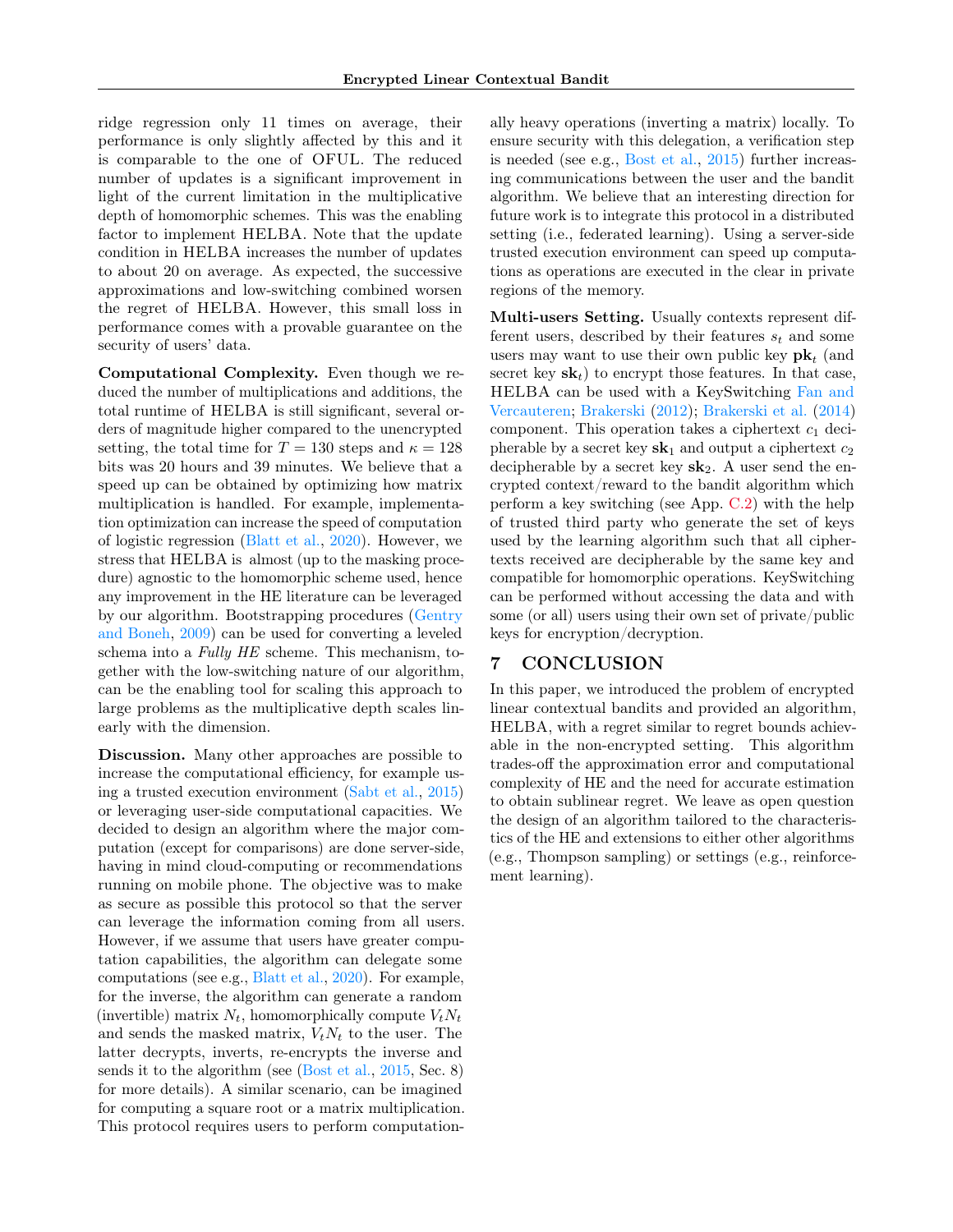ridge regression only 11 times on average, their performance is only slightly affected by this and it is comparable to the one of OFUL. The reduced number of updates is a significant improvement in light of the current limitation in the multiplicative depth of homomorphic schemes. This was the enabling factor to implement HELBA. Note that the update condition in HELBA increases the number of updates to about 20 on average. As expected, the successive approximations and low-switching combined worsen the regret of HELBA. However, this small loss in performance comes with a provable guarantee on the security of users' data.

**Computational Complexity.** Even though we reduced the number of multiplications and additions, the total runtime of HELBA is still significant, several orders of magnitude higher compared to the unencrypted setting, the total time for $T = 130$ steps and $\kappa = 128$ bits was 20 hours and 39 minutes. We believe that a speed up can be obtained by optimizing how matrix multiplication is handled. For example, implementation optimization can increase the speed of computation of logistic regression (Blatt et al., 2020). However, we stress that HELBA is almost (up to the masking procedure) agnostic to the homomorphic scheme used, hence any improvement in the HE literature can be leveraged by our algorithm. Bootstrapping procedures (Gentry and Boneh, 2009) can be used for converting a leveled schema into a *Fully HE* scheme. This mechanism, together with the low-switching nature of our algorithm, can be the enabling tool for scaling this approach to large problems as the multiplicative depth scales linearly with the dimension.

**Discussion.** Many other approaches are possible to increase the computational efficiency, for example using a trusted execution environment (Sabt et al., 2015) or leveraging user-side computational capacities. We decided to design an algorithm where the major computation (except for comparisons) are done server-side, having in mind cloud-computing or recommendations running on mobile phone. The objective was to make as secure as possible this protocol so that the server can leverage the information coming from all users. However, if we assume that users have greater computation capabilities, the algorithm can delegate some computations (see e.g., Blatt et al., 2020). For example, for the inverse, the algorithm can generate a random (invertible) matrix $N_t$, homomorphically compute $V_t N_t$ and sends the masked matrix, $V_t N_t$ to the user. The latter decrypts, inverts, re-encrypts the inverse and sends it to the algorithm (see (Bost et al., 2015, Sec. 8) for more details). A similar scenario, can be imagined for computing a square root or a matrix multiplication. This protocol requires users to perform computationally heavy operations (inverting a matrix) locally. To ensure security with this delegation, a verification step is needed (see e.g., Bost et al., 2015) further increasing communications between the user and the bandit algorithm. We believe that an interesting direction for future work is to integrate this protocol in a distributed setting (i.e., federated learning). Using a server-side trusted execution environment can speed up computations as operations are executed in the clear in private regions of the memory.

**Multi-users Setting.** Usually contexts represent different users, described by their features $s_t$ and some users may want to use their own public key $\mathbf{pk}_t$ (and secret key $\mathbf{sk}_t$) to encrypt those features. In that case, HELBA can be used with a KeySwitching Fan and Vercauteren; Brakerski (2012); Brakerski et al. (2014) component. This operation takes a ciphertext $c_1$ decipherable by a secret key $\mathbf{sk}_1$ and output a ciphertext $c_2$ decipherable by a secret key $\mathbf{sk}_2$. A user send the encrypted context/reward to the bandit algorithm which perform a key switching (see App. C.2) with the help of trusted third party who generate the set of keys used by the learning algorithm such that all ciphertexts received are decipherable by the same key and compatible for homomorphic operations. KeySwitching can be performed without accessing the data and with some (or all) users using their own set of private/public keys for encryption/decryption.

## 7 CONCLUSION

In this paper, we introduced the problem of encrypted linear contextual bandits and provided an algorithm, HELBA, with a regret similar to regret bounds achievable in the non-encrypted setting. This algorithm trades-off the approximation error and computational complexity of HE and the need for accurate estimation to obtain sublinear regret. We leave as open question the design of an algorithm tailored to the characteristics of the HE and extensions to either other algorithms (e.g., Thompson sampling) or settings (e.g., reinforcement learning).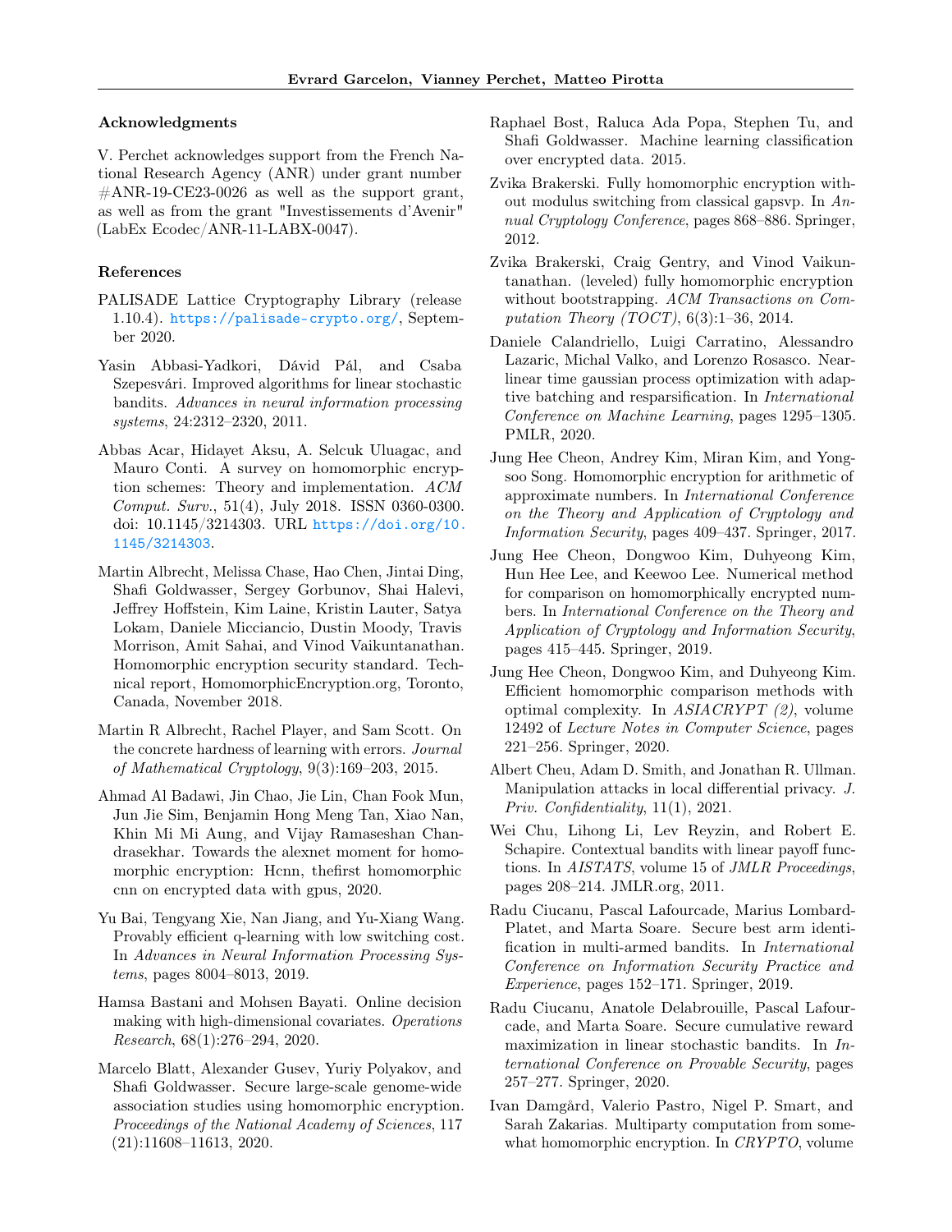### Acknowledgments

V. Perchet acknowledges support from the French National Research Agency (ANR) under grant number #ANR-19-CE23-0026 as well as the support grant, as well as from the grant "Investissements d'Avenir" (LabEx Ecodec/ANR-11-LABX-0047).

### References

PALISADE Lattice Cryptography Library (release 1.10.4). https://palisade-crypto.org/, September 2020.

Yasin Abbasi-Yadkori, Dávid Pál, and Csaba Szepesvári. Improved algorithms for linear stochastic bandits. *Advances in neural information processing systems*, 24:2312–2320, 2011.

Abbas Acar, Hidayet Aksu, A. Selcuk Uluagac, and Mauro Conti. A survey on homomorphic encryption schemes: Theory and implementation. *ACM Comput. Surv.*, 51(4), July 2018. ISSN 0360-0300. doi: 10.1145/3214303. URL https://doi.org/10.1145/3214303.

Martin Albrecht, Melissa Chase, Hao Chen, Jintai Ding, Shafi Goldwasser, Sergey Gorbunov, Shai Halevi, Jeffrey Hoffstein, Kim Laine, Kristin Lauter, Satya Lokam, Daniele Micciancio, Dustin Moody, Travis Morrison, Amit Sahai, and Vinod Vaikuntanathan. Homomorphic encryption security standard. Technical report, HomomorphicEncryption.org, Toronto, Canada, November 2018.

Martin R Albrecht, Rachel Player, and Sam Scott. On the concrete hardness of learning with errors. *Journal of Mathematical Cryptology*, 9(3):169–203, 2015.

Ahmad Al Badawi, Jin Chao, Jie Lin, Chan Fook Mun, Jun Jie Sim, Benjamin Hong Meng Tan, Xiao Nan, Khin Mi Mi Aung, and Vijay Ramaseshan Chandrasekhar. Towards the alexnet moment for homomorphic encryption: Hcnn, thefirst homomorphic cnn on encrypted data with gpus, 2020.

Yu Bai, Tengyang Xie, Nan Jiang, and Yu-Xiang Wang. Provably efficient q-learning with low switching cost. In *Advances in Neural Information Processing Systems*, pages 8004–8013, 2019.

Hamsa Bastani and Mohsen Bayati. Online decision making with high-dimensional covariates. *Operations Research*, 68(1):276–294, 2020.

Marcelo Blatt, Alexander Gusev, Yuriy Polyakov, and Shafi Goldwasser. Secure large-scale genome-wide association studies using homomorphic encryption. *Proceedings of the National Academy of Sciences*, 117 (21):11608–11613, 2020.

Raphael Bost, Raluca Ada Popa, Stephen Tu, and Shafi Goldwasser. Machine learning classification over encrypted data. 2015.

Zvika Brakerski. Fully homomorphic encryption without modulus switching from classical gapsvp. In *Annual Cryptology Conference*, pages 868–886. Springer, 2012.

Zvika Brakerski, Craig Gentry, and Vinod Vaikuntanathan. (leveled) fully homomorphic encryption without bootstrapping. *ACM Transactions on Computation Theory (TOCT)*, 6(3):1–36, 2014.

Daniele Calandriello, Luigi Carratino, Alessandro Lazaric, Michal Valko, and Lorenzo Rosasco. Near-linear time gaussian process optimization with adaptive batching and resparsification. In *International Conference on Machine Learning*, pages 1295–1305. PMLR, 2020.

Jung Hee Cheon, Andrey Kim, Miran Kim, and Yongsoo Song. Homomorphic encryption for arithmetic of approximate numbers. In *International Conference on the Theory and Application of Cryptology and Information Security*, pages 409–437. Springer, 2017.

Jung Hee Cheon, Dongwoo Kim, Duhyeong Kim, Hun Hee Lee, and Keewoo Lee. Numerical method for comparison on homomorphically encrypted numbers. In *International Conference on the Theory and Application of Cryptology and Information Security*, pages 415–445. Springer, 2019.

Jung Hee Cheon, Dongwoo Kim, and Duhyeong Kim. Efficient homomorphic comparison methods with optimal complexity. In *ASIACRYPT (2)*, volume 12492 of *Lecture Notes in Computer Science*, pages 221–256. Springer, 2020.

Albert Cheu, Adam D. Smith, and Jonathan R. Ullman. Manipulation attacks in local differential privacy. *J. Priv. Confidentiality*, 11(1), 2021.

Wei Chu, Lihong Li, Lev Reyzin, and Robert E. Schapire. Contextual bandits with linear payoff functions. In *AISTATS*, volume 15 of *JMLR Proceedings*, pages 208–214. JMLR.org, 2011.

Radu Ciucanu, Pascal Lafourcade, Marius Lombard-Platet, and Marta Soare. Secure best arm identification in multi-armed bandits. In *International Conference on Information Security Practice and Experience*, pages 152–171. Springer, 2019.

Radu Ciucanu, Anatole Delabrouille, Pascal Lafourcade, and Marta Soare. Secure cumulative reward maximization in linear stochastic bandits. In *International Conference on Provable Security*, pages 257–277. Springer, 2020.

Ivan Damgård, Valerio Pastro, Nigel P. Smart, and Sarah Zakarias. Multiparty computation from somewhat homomorphic encryption. In *CRYPTO*, volume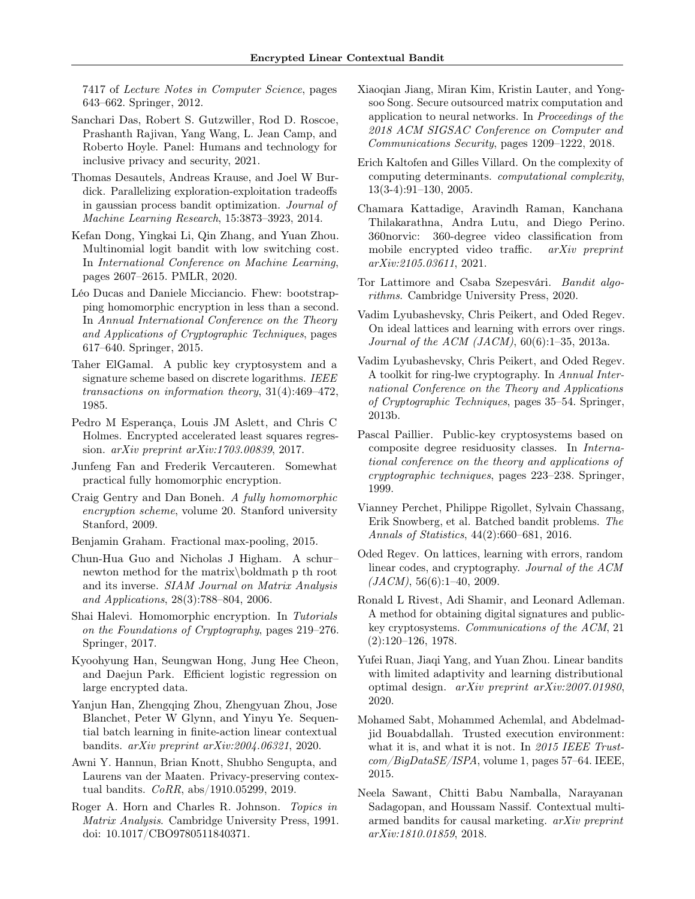7417 of *Lecture Notes in Computer Science*, pages 643–662. Springer, 2012.

Sanchari Das, Robert S. Gutzwiller, Rod D. Roscoe, Prashanth Rajivan, Yang Wang, L. Jean Camp, and Roberto Hoyle. Panel: Humans and technology for inclusive privacy and security, 2021.

Thomas Desautels, Andreas Krause, and Joel W Burdick. Parallelizing exploration-exploitation tradeoffs in gaussian process bandit optimization. *Journal of Machine Learning Research*, 15:3873–3923, 2014.

Kefan Dong, Yingkai Li, Qin Zhang, and Yuan Zhou. Multinomial logit bandit with low switching cost. In *International Conference on Machine Learning*, pages 2607–2615. PMLR, 2020.

Léo Ducas and Daniele Micciancio. Fhew: bootstrapping homomorphic encryption in less than a second. In *Annual International Conference on the Theory and Applications of Cryptographic Techniques*, pages 617–640. Springer, 2015.

Taher ElGamal. A public key cryptosystem and a signature scheme based on discrete logarithms. *IEEE transactions on information theory*, 31(4):469–472, 1985.

Pedro M Esperança, Louis JM Aslett, and Chris C Holmes. Encrypted accelerated least squares regression. *arXiv preprint arXiv:1703.00839*, 2017.

Junfeng Fan and Frederik Vercauteren. Somewhat practical fully homomorphic encryption.

Craig Gentry and Dan Boneh. *A fully homomorphic encryption scheme*, volume 20. Stanford university Stanford, 2009.

Benjamin Graham. Fractional max-pooling, 2015.

Chun-Hua Guo and Nicholas J Higham. A schur–newton method for the matrix\boldmath p th root and its inverse. *SIAM Journal on Matrix Analysis and Applications*, 28(3):788–804, 2006.

Shai Halevi. Homomorphic encryption. In *Tutorials on the Foundations of Cryptography*, pages 219–276. Springer, 2017.

Kyoohyung Han, Seungwan Hong, Jung Hee Cheon, and Daejun Park. Efficient logistic regression on large encrypted data.

Yanjun Han, Zhengqing Zhou, Zhengyuan Zhou, Jose Blanchet, Peter W Glynn, and Yinyu Ye. Sequential batch learning in finite-action linear contextual bandits. *arXiv preprint arXiv:2004.06321*, 2020.

Awni Y. Hannun, Brian Knott, Shubho Sengupta, and Laurens van der Maaten. Privacy-preserving contextual bandits. *CoRR*, abs/1910.05299, 2019.

Roger A. Horn and Charles R. Johnson. *Topics in Matrix Analysis*. Cambridge University Press, 1991. doi: 10.1017/CBO9780511840371.

Xiaoqian Jiang, Miran Kim, Kristin Lauter, and Yongsoo Song. Secure outsourced matrix computation and application to neural networks. In *Proceedings of the 2018 ACM SIGSAC Conference on Computer and Communications Security*, pages 1209–1222, 2018.

Erich Kaltofen and Gilles Villard. On the complexity of computing determinants. *computational complexity*, 13(3-4):91–130, 2005.

Chamara Kattadige, Aravindh Raman, Kanchana Thilakarathna, Andra Lutu, and Diego Perino. 360norvic: 360-degree video classification from mobile encrypted video traffic. *arXiv preprint arXiv:2105.03611*, 2021.

Tor Lattimore and Csaba Szepesvári. *Bandit algorithms*. Cambridge University Press, 2020.

Vadim Lyubashevsky, Chris Peikert, and Oded Regev. On ideal lattices and learning with errors over rings. *Journal of the ACM (JACM)*, 60(6):1–35, 2013a.

Vadim Lyubashevsky, Chris Peikert, and Oded Regev. A toolkit for ring-lwe cryptography. In *Annual International Conference on the Theory and Applications of Cryptographic Techniques*, pages 35–54. Springer, 2013b.

Pascal Paillier. Public-key cryptosystems based on composite degree residuosity classes. In *International conference on the theory and applications of cryptographic techniques*, pages 223–238. Springer, 1999.

Vianney Perchet, Philippe Rigollet, Sylvain Chassang, Erik Snowberg, et al. Batched bandit problems. *The Annals of Statistics*, 44(2):660–681, 2016.

Oded Regev. On lattices, learning with errors, random linear codes, and cryptography. *Journal of the ACM (JACM)*, 56(6):1–40, 2009.

Ronald L Rivest, Adi Shamir, and Leonard Adleman. A method for obtaining digital signatures and public-key cryptosystems. *Communications of the ACM*, 21 (2):120–126, 1978.

Yufei Ruan, Jiaqi Yang, and Yuan Zhou. Linear bandits with limited adaptivity and learning distributional optimal design. *arXiv preprint arXiv:2007.01980*, 2020.

Mohamed Sabt, Mohammed Achemlal, and Abdelmadjid Bouabdallah. Trusted execution environment: what it is, and what it is not. In *2015 IEEE Trustcom/BigDataSE/ISPA*, volume 1, pages 57–64. IEEE, 2015.

Neela Sawant, Chitti Babu Namballa, Narayanan Sadagopan, and Houssam Nassif. Contextual multi-armed bandits for causal marketing. *arXiv preprint arXiv:1810.01859*, 2018.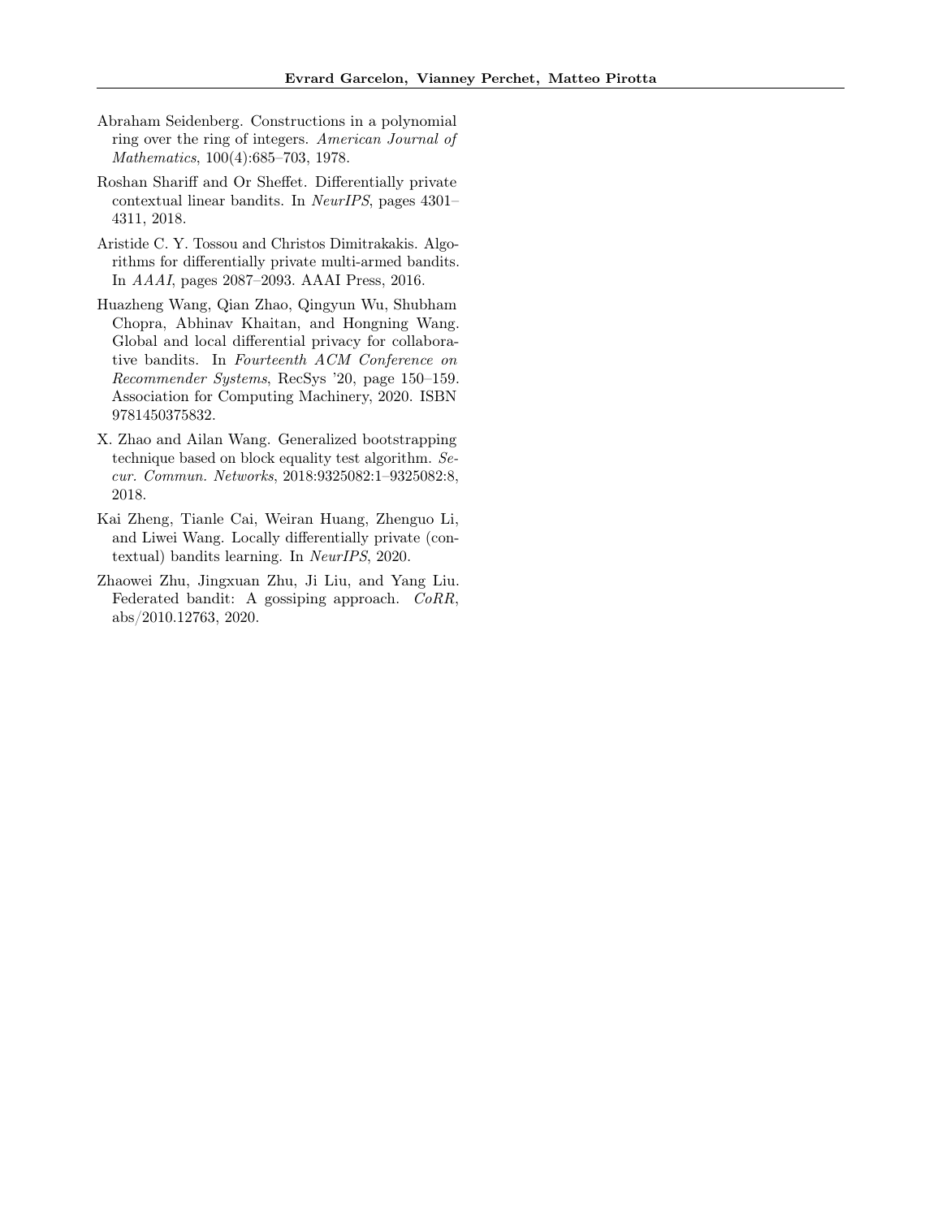Abraham Seidenberg. Constructions in a polynomial ring over the ring of integers. *American Journal of Mathematics*, 100(4):685–703, 1978.

Roshan Shariff and Or Sheffet. Differentially private contextual linear bandits. In *NeurIPS*, pages 4301–4311, 2018.

Aristide C. Y. Tossou and Christos Dimitrakakis. Algorithms for differentially private multi-armed bandits. In *AAAI*, pages 2087–2093. AAAI Press, 2016.

Huazheng Wang, Qian Zhao, Qingyun Wu, Shubham Chopra, Abhinav Khaitan, and Hongning Wang. Global and local differential privacy for collaborative bandits. In *Fourteenth ACM Conference on Recommender Systems*, RecSys '20, page 150–159. Association for Computing Machinery, 2020. ISBN 9781450375832.

X. Zhao and Ailan Wang. Generalized bootstrapping technique based on block equality test algorithm. *Secur. Commun. Networks*, 2018:9325082:1–9325082:8, 2018.

Kai Zheng, Tianle Cai, Weiran Huang, Zhenguo Li, and Liwei Wang. Locally differentially private (contextual) bandits learning. In *NeurIPS*, 2020.

Zhaowei Zhu, Jingxuan Zhu, Ji Liu, and Yang Liu. Federated bandit: A gossiping approach. *CoRR*, abs/2010.12763, 2020.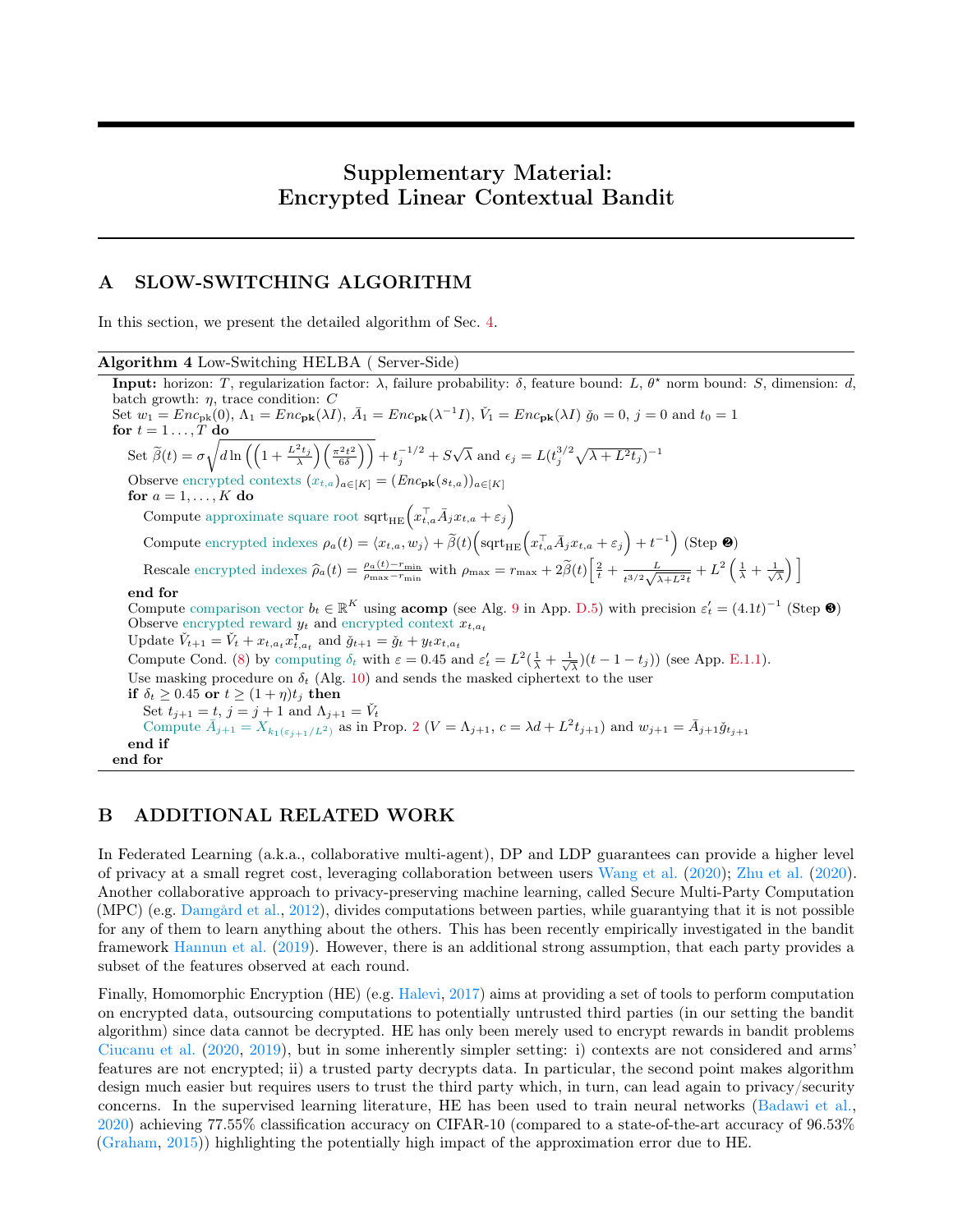# Supplementary Material: Encrypted Linear Contextual Bandit

## A SLOW-SWITCHING ALGORITHM

In this section, we present the detailed algorithm of Sec. 4.

**Algorithm 4** Low-Switching HELBA ( Server-Side)

**Input:** horizon: $T$, regularization factor: $\lambda$, failure probability: $\delta$, feature bound: $L$, $\theta^\star$ norm bound: $S$, dimension: $d$, batch growth: $\eta$, trace condition: $C$

Set $w_1 = Enc_{\text{pk}}(0)$, $\Lambda_1 = Enc_{\mathbf{pk}}(\lambda I)$, $\bar{A}_1 = Enc_{\mathbf{pk}}(\lambda^{-1} I)$, $\check{V}_1 = Enc_{\mathbf{pk}}(\lambda I)$ $\check{g}_0 = 0$, $j = 0$ and $t_0 = 1$

**for** $t = 1 \ldots, T$ **do**

  Set $\widetilde{\beta}(t) = \sigma\sqrt{d \ln\left(\left(1 + \frac{L^2 t_j}{\lambda}\right)\left(\frac{\pi^2 t^2}{6\delta}\right)\right)} + t_j^{-1/2} + S\sqrt{\lambda}$ and $\epsilon_j = L(t_j^{3/2}\sqrt{\lambda + L^2 t_j})^{-1}$

  Observe encrypted contexts $(x_{t,a})_{a\in[K]} = (Enc_{\mathbf{pk}}(s_{t,a}))_{a\in[K]}$

  **for** $a = 1, \ldots, K$ **do**

    Compute approximate square root $\text{sqrt}_{\text{HE}}\left(x_{t,a}^\top \bar{A}_j x_{t,a} + \varepsilon_j\right)$

    Compute encrypted indexes $\rho_a(t) = \langle x_{t,a}, w_j\rangle + \widetilde{\beta}(t)\left(\text{sqrt}_{\text{HE}}\left(x_{t,a}^\top \bar{A}_j x_{t,a} + \varepsilon_j\right) + t^{-1}\right)$ (Step ❷)

    Rescale encrypted indexes $\widehat{\rho}_a(t) = \frac{\rho_a(t) - r_{\min}}{\rho_{\max} - r_{\min}}$ with $\rho_{\max} = r_{\max} + 2\widetilde{\beta}(t)\left[\frac{2}{t} + \frac{L}{t^{3/2}\sqrt{\lambda + L^2 t}} + L^2\left(\frac{1}{\lambda} + \frac{1}{\sqrt{\lambda}}\right)\right]$

  **end for**

  Compute comparison vector $b_t \in \mathbb{R}^K$ using **acomp** (see Alg. 9 in App. D.5) with precision $\varepsilon_t' = (4.1t)^{-1}$ (Step ❸)

  Observe encrypted reward $y_t$ and encrypted context $x_{t,a_t}$

  Update $\check{V}_{t+1} = \check{V}_t + x_{t,a_t} x_{t,a_t}^\intercal$ and $\check{g}_{t+1} = \check{g}_t + y_t x_{t,a_t}$

  Compute Cond. (8) by computing $\delta_t$ with $\varepsilon = 0.45$ and $\varepsilon_t' = L^2(\frac{1}{\lambda} + \frac{1}{\sqrt{\lambda}})(t - 1 - t_j))$ (see App. E.1.1).

  Use masking procedure on $\delta_t$ (Alg. 10) and sends the masked ciphertext to the user

  **if** $\delta_t \geq 0.45$ **or** $t \geq (1+\eta)t_j$ **then**

    Set $t_{j+1} = t$, $j = j+1$ and $\Lambda_{j+1} = \check{V}_t$

    Compute $\bar{A}_{j+1} = X_{k_1(\varepsilon_{j+1}/L^2)}$ as in Prop. 2 ($V = \Lambda_{j+1}$, $c = \lambda d + L^2 t_{j+1}$) and $w_{j+1} = \bar{A}_{j+1}\check{g}_{t_{j+1}}$

  **end if**

**end for**

## B ADDITIONAL RELATED WORK

In Federated Learning (a.k.a., collaborative multi-agent), DP and LDP guarantees can provide a higher level of privacy at a small regret cost, leveraging collaboration between users Wang et al. (2020); Zhu et al. (2020). Another collaborative approach to privacy-preserving machine learning, called Secure Multi-Party Computation (MPC) (e.g. Damgård et al., 2012), divides computations between parties, while guarantying that it is not possible for any of them to learn anything about the others. This has been recently empirically investigated in the bandit framework Hannun et al. (2019). However, there is an additional strong assumption, that each party provides a subset of the features observed at each round.

Finally, Homomorphic Encryption (HE) (e.g. Halevi, 2017) aims at providing a set of tools to perform computation on encrypted data, outsourcing computations to potentially untrusted third parties (in our setting the bandit algorithm) since data cannot be decrypted. HE has only been merely used to encrypt rewards in bandit problems Ciucanu et al. (2020, 2019), but in some inherently simpler setting: i) contexts are not considered and arms' features are not encrypted; ii) a trusted party decrypts data. In particular, the second point makes algorithm design much easier but requires users to trust the third party which, in turn, can lead again to privacy/security concerns. In the supervised learning literature, HE has been used to train neural networks (Badawi et al., 2020) achieving 77.55% classification accuracy on CIFAR-10 (compared to a state-of-the-art accuracy of 96.53% (Graham, 2015)) highlighting the potentially high impact of the approximation error due to HE.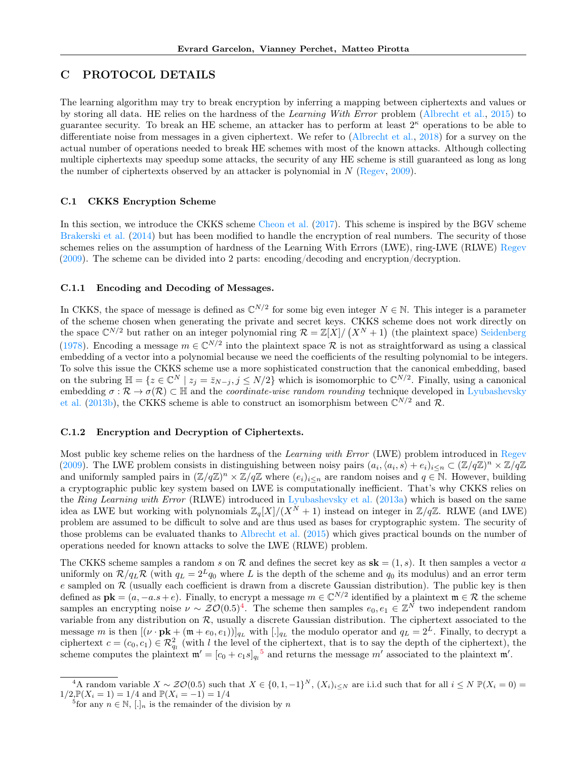# C PROTOCOL DETAILS

The learning algorithm may try to break encryption by inferring a mapping between ciphertexts and values or by storing all data. HE relies on the hardness of the *Learning With Error* problem (Albrecht et al., 2015) to guarantee security. To break an HE scheme, an attacker has to perform at least $2^\kappa$ operations to be able to differentiate noise from messages in a given ciphertext. We refer to (Albrecht et al., 2018) for a survey on the actual number of operations needed to break HE schemes with most of the known attacks. Although collecting multiple ciphertexts may speedup some attacks, the security of any HE scheme is still guaranteed as long as long the number of ciphertexts observed by an attacker is polynomial in $N$ (Regev, 2009).

## C.1 CKKS Encryption Scheme

In this section, we introduce the CKKS scheme Cheon et al. (2017). This scheme is inspired by the BGV scheme Brakerski et al. (2014) but has been modified to handle the encryption of real numbers. The security of those schemes relies on the assumption of hardness of the Learning With Errors (LWE), ring-LWE (RLWE) Regev (2009). The scheme can be divided into 2 parts: encoding/decoding and encryption/decryption.

### C.1.1 Encoding and Decoding of Messages.

In CKKS, the space of message is defined as $\mathbb{C}^{N/2}$ for some big even integer $N \in \mathbb{N}$. This integer is a parameter of the scheme chosen when generating the private and secret keys. CKKS scheme does not work directly on the space $\mathbb{C}^{N/2}$ but rather on an integer polynomial ring $\mathcal{R} = \mathbb{Z}[X]/\left(X^N + 1\right)$ (the plaintext space) Seidenberg (1978). Encoding a message $m \in \mathbb{C}^{N/2}$ into the plaintext space $\mathcal{R}$ is not as straightforward as using a classical embedding of a vector into a polynomial because we need the coefficients of the resulting polynomial to be integers. To solve this issue the CKKS scheme use a more sophisticated construction that the canonical embedding, based on the subring $\mathbb{H} = \{z \in \mathbb{C}^N \mid z_j = \bar{z}_{N-j}, j \leq N/2\}$ which is isomomorphic to $\mathbb{C}^{N/2}$. Finally, using a canonical embedding $\sigma : \mathcal{R} \to \sigma(\mathcal{R}) \subset \mathbb{H}$ and the *coordinate-wise random rounding* technique developed in Lyubashevsky et al. (2013b), the CKKS scheme is able to construct an isomorphism between $\mathbb{C}^{N/2}$ and $\mathcal{R}$.

### C.1.2 Encryption and Decryption of Ciphertexts.

Most public key scheme relies on the hardness of the *Learning with Error* (LWE) problem introduced in Regev (2009). The LWE problem consists in distinguishing between noisy pairs $(a_i, \langle a_i, s\rangle + e_i)_{i\leq n} \subset (\mathbb{Z}/q\mathbb{Z})^n \times \mathbb{Z}/q\mathbb{Z}$ and uniformly sampled pairs in $(\mathbb{Z}/q\mathbb{Z})^n \times \mathbb{Z}/q\mathbb{Z}$ where $(e_i)_{i\leq n}$ are random noises and $q \in \mathbb{N}$. However, building a cryptographic public key system based on LWE is computationally inefficient. That's why CKKS relies on the *Ring Learning with Error* (RLWE) introduced in Lyubashevsky et al. (2013a) which is based on the same idea as LWE but working with polynomials $\mathbb{Z}_q[X]/(X^N + 1)$ instead on integer in $\mathbb{Z}/q\mathbb{Z}$. RLWE (and LWE) problem are assumed to be difficult to solve and are thus used as bases for cryptographic system. The security of those problems can be evaluated thanks to Albrecht et al. (2015) which gives practical bounds on the number of operations needed for known attacks to solve the LWE (RLWE) problem.

The CKKS scheme samples a random $s$ on $\mathcal{R}$ and defines the secret key as $\mathbf{sk} = (1, s)$. It then samples a vector $a$ uniformly on $\mathcal{R}/q_L\mathcal{R}$ (with $q_L = 2^L q_0$ where $L$ is the depth of the scheme and $q_0$ its modulus) and an error term $e$ sampled on $\mathcal{R}$ (usually each coefficient is drawn from a discrete Gaussian distribution). The public key is then defined as $\mathbf{pk} = (a, -a.s + e)$. Finally, to encrypt a message $m \in \mathbb{C}^{N/2}$ identified by a plaintext $\mathfrak{m} \in \mathcal{R}$ the scheme samples an encrypting noise $\nu \sim \mathcal{ZO}(0.5)$[4]. The scheme then samples $e_0, e_1 \in \mathbb{Z}^N$ two independent random variable from any distribution on $\mathcal{R}$, usually a discrete Gaussian distribution. The ciphertext associated to the message $m$ is then $[(\nu \cdot \mathbf{pk} + (\mathfrak{m} + e_0, e_1))]_{q_L}$ with $[.]_{q_L}$ the modulo operator and $q_L = 2^L$. Finally, to decrypt a ciphertext $c = (c_0, c_1) \in \mathcal{R}^2_{q_l}$ (with $l$ the level of the ciphertext, that is to say the depth of the ciphertext), the scheme computes the plaintext $\mathfrak{m}' = [c_0 + c_1 s]_{q_l}$[5] and returns the message $m'$ associated to the plaintext $\mathfrak{m}'$.

[4] A random variable $X \sim \mathcal{ZO}(0.5)$ such that $X \in \{0, 1, -1\}^N$, $(X_i)_{i\leq N}$ are i.i.d such that for all $i \leq N$ $\mathbb{P}(X_i = 0) = 1/2$, $\mathbb{P}(X_i = 1) = 1/4$ and $\mathbb{P}(X_i = -1) = 1/4$

[5] for any $n \in \mathbb{N}$, $[.]_n$ is the remainder of the division by $n$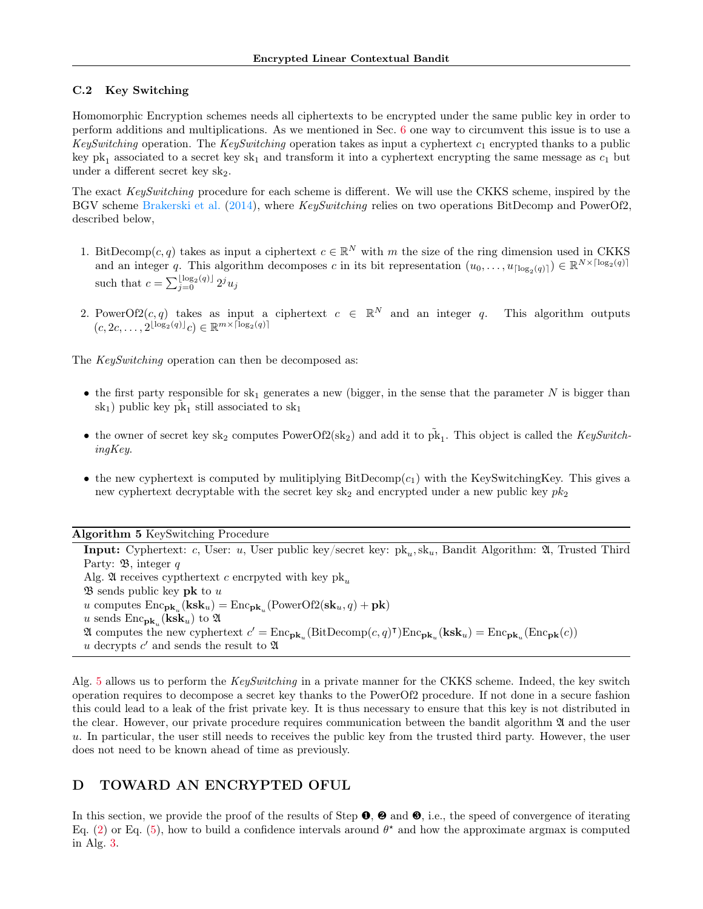### C.2 Key Switching

Homomorphic Encryption schemes needs all ciphertexts to be encrypted under the same public key in order to perform additions and multiplications. As we mentioned in Sec. 6 one way to circumvent this issue is to use a *KeySwitching* operation. The *KeySwitching* operation takes as input a cyphertext $c_1$ encrypted thanks to a public key $\text{pk}_1$ associated to a secret key $\text{sk}_1$ and transform it into a cyphertext encrypting the same message as $c_1$ but under a different secret key $\text{sk}_2$.

The exact *KeySwitching* procedure for each scheme is different. We will use the CKKS scheme, inspired by the BGV scheme Brakerski et al. (2014), where *KeySwitching* relies on two operations BitDecomp and PowerOf2, described below,

1. BitDecomp$(c, q)$ takes as input a ciphertext $c \in \mathbb{R}^N$ with $m$ the size of the ring dimension used in CKKS and an integer $q$. This algorithm decomposes $c$ in its bit representation $(u_0, \ldots, u_{\lceil \log_2(q) \rceil}) \in \mathbb{R}^{N \times \lceil \log_2(q) \rceil}$ such that $c = \sum_{j=0}^{\lfloor \log_2(q) \rfloor} 2^j u_j$

2. PowerOf2$(c, q)$ takes as input a ciphertext $c \in \mathbb{R}^N$ and an integer $q$. This algorithm outputs $(c, 2c, \ldots, 2^{\lfloor \log_2(q) \rfloor} c) \in \mathbb{R}^{m \times \lceil \log_2(q) \rceil}$

The *KeySwitching* operation can then be decomposed as:

- the first party responsible for $\text{sk}_1$ generates a new (bigger, in the sense that the parameter $N$ is bigger than $\text{sk}_1$) public key $\tilde{\text{pk}}_1$ still associated to $\text{sk}_1$
- the owner of secret key $\text{sk}_2$ computes PowerOf2$(\text{sk}_2)$ and add it to $\tilde{\text{pk}}_1$. This object is called the *KeySwitchingKey*.
- the new cyphertext is computed by mulitiplying BitDecomp$(c_1)$ with the KeySwitchingKey. This gives a new cyphertext decryptable with the secret key $\text{sk}_2$ and encrypted under a new public key $pk_2$

---

**Algorithm 5** KeySwitching Procedure

---

**Input:** Cyphertext: $c$, User: $u$, User public key/secret key: $\text{pk}_u, \text{sk}_u$, Bandit Algorithm: $\mathfrak{A}$, Trusted Third Party: $\mathfrak{B}$, integer $q$

Alg. $\mathfrak{A}$ receives cypthertext $c$ encrpyted with key $\text{pk}_u$

$\mathfrak{B}$ sends public key $\mathbf{pk}$ to $u$

$u$ computes $\text{Enc}_{\mathbf{pk}_u}(\mathbf{ksk}_u) = \text{Enc}_{\mathbf{pk}_u}(\text{PowerOf2}(\mathbf{sk}_u, q) + \mathbf{pk})$

$u$ sends $\text{Enc}_{\mathbf{pk}_u}(\mathbf{ksk}_u)$ to $\mathfrak{A}$

$\mathfrak{A}$ computes the new cyphertext $c' = \text{Enc}_{\mathbf{pk}_u}(\text{BitDecomp}(c, q)^\intercal)\text{Enc}_{\mathbf{pk}_u}(\mathbf{ksk}_u) = \text{Enc}_{\mathbf{pk}_u}(\text{Enc}_{\mathbf{pk}}(c))$

$u$ decrypts $c'$ and sends the result to $\mathfrak{A}$

---

Alg. 5 allows us to perform the *KeySwitching* in a private manner for the CKKS scheme. Indeed, the key switch operation requires to decompose a secret key thanks to the PowerOf2 procedure. If not done in a secure fashion this could lead to a leak of the frist private key. It is thus necessary to ensure that this key is not distributed in the clear. However, our private procedure requires communication between the bandit algorithm $\mathfrak{A}$ and the user $u$. In particular, the user still needs to receives the public key from the trusted third party. However, the user does not need to be known ahead of time as previously.

## D TOWARD AN ENCRYPTED OFUL

In this section, we provide the proof of the results of Step ❶, ❷ and ❸, i.e., the speed of convergence of iterating Eq. (2) or Eq. (5), how to build a confidence intervals around $\theta^\star$ and how the approximate argmax is computed in Alg. 3.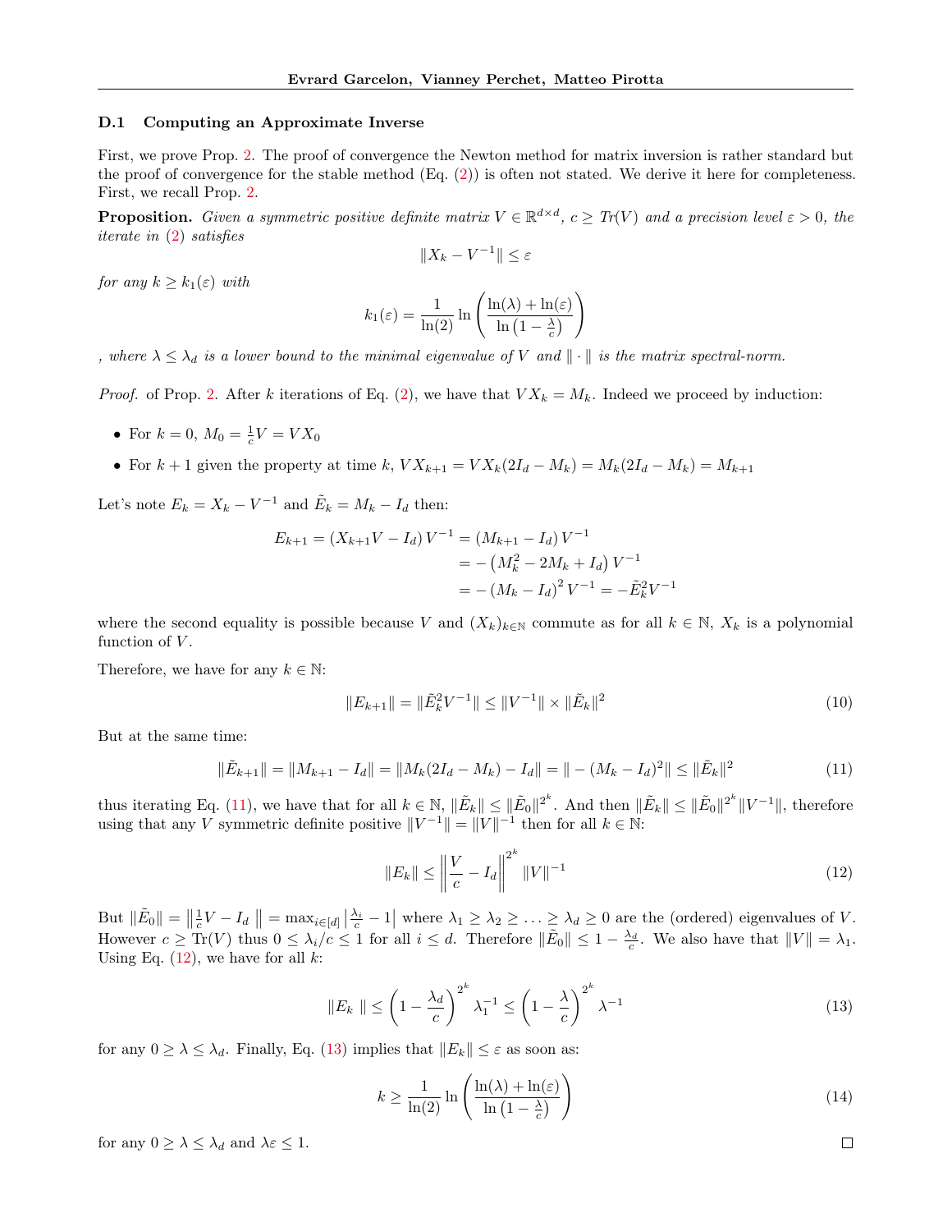### D.1 Computing an Approximate Inverse

First, we prove Prop. 2. The proof of convergence the Newton method for matrix inversion is rather standard but the proof of convergence for the stable method (Eq. (2)) is often not stated. We derive it here for completeness. First, we recall Prop. 2.

**Proposition.** *Given a symmetric positive definite matrix $V \in \mathbb{R}^{d\times d}$, $c \geq Tr(V)$ and a precision level $\varepsilon > 0$, the iterate in* (2) *satisfies*

$$\|X_k - V^{-1}\| \leq \varepsilon$$

*for any $k \geq k_1(\varepsilon)$ with*

$$k_1(\varepsilon) = \frac{1}{\ln(2)} \ln\left(\frac{\ln(\lambda) + \ln(\varepsilon)}{\ln\left(1 - \frac{\lambda}{c}\right)}\right)$$

*, where $\lambda \leq \lambda_d$ is a lower bound to the minimal eigenvalue of $V$ and $\|\cdot\|$ is the matrix spectral-norm.*

*Proof.* of Prop. 2. After $k$ iterations of Eq. (2), we have that $VX_k = M_k$. Indeed we proceed by induction:

- For $k = 0$, $M_0 = \frac{1}{c}V = VX_0$
- For $k+1$ given the property at time $k$, $VX_{k+1} = VX_k(2I_d - M_k) = M_k(2I_d - M_k) = M_{k+1}$

Let's note $E_k = X_k - V^{-1}$ and $\tilde{E}_k = M_k - I_d$ then:

$$\begin{aligned}
E_{k+1} = \left(X_{k+1}V - I_d\right)V^{-1} &= \left(M_{k+1} - I_d\right)V^{-1} \\
&= -\left(M_k^2 - 2M_k + I_d\right)V^{-1} \\
&= -\left(M_k - I_d\right)^2 V^{-1} = -\tilde{E}_k^2 V^{-1}
\end{aligned}$$

where the second equality is possible because $V$ and $(X_k)_{k\in\mathbb{N}}$ commute as for all $k \in \mathbb{N}$, $X_k$ is a polynomial function of $V$.

Therefore, we have for any $k \in \mathbb{N}$:

$$\|E_{k+1}\| = \|\tilde{E}_k^2 V^{-1}\| \leq \|V^{-1}\| \times \|\tilde{E}_k\|^2 \tag{10}$$

But at the same time:

$$\|\tilde{E}_{k+1}\| = \|M_{k+1} - I_d\| = \|M_k(2I_d - M_k) - I_d\| = \| - (M_k - I_d)^2\| \leq \|\tilde{E}_k\|^2 \tag{11}$$

thus iterating Eq. (11), we have that for all $k \in \mathbb{N}$, $\|\tilde{E}_k\| \leq \|\tilde{E}_0\|^{2^k}$. And then $\|\tilde{E}_k\| \leq \|\tilde{E}_0\|^{2^k}\|V^{-1}\|$, therefore using that any $V$ symmetric definite positive $\|V^{-1}\| = \|V\|^{-1}$ then for all $k \in \mathbb{N}$:

$$\|E_k\| \leq \left\|\frac{V}{c} - I_d\right\|^{2^k} \|V\|^{-1} \tag{12}$$

But $\|\tilde{E}_0\| = \left\|\frac{1}{c}V - I_d\right\| = \max_{i\in[d]}\left|\frac{\lambda_i}{c} - 1\right|$ where $\lambda_1 \geq \lambda_2 \geq \ldots \geq \lambda_d \geq 0$ are the (ordered) eigenvalues of $V$. However $c \geq \mathrm{Tr}(V)$ thus $0 \leq \lambda_i/c \leq 1$ for all $i \leq d$. Therefore $\|\tilde{E}_0\| \leq 1 - \frac{\lambda_d}{c}$. We also have that $\|V\| = \lambda_1$. Using Eq. (12), we have for all $k$:

$$\|E_k\| \leq \left(1 - \frac{\lambda_d}{c}\right)^{2^k} \lambda_1^{-1} \leq \left(1 - \frac{\lambda}{c}\right)^{2^k} \lambda^{-1} \tag{13}$$

for any $0 \geq \lambda \leq \lambda_d$. Finally, Eq. (13) implies that $\|E_k\| \leq \varepsilon$ as soon as:

$$k \geq \frac{1}{\ln(2)} \ln\left(\frac{\ln(\lambda) + \ln(\varepsilon)}{\ln\left(1 - \frac{\lambda}{c}\right)}\right) \tag{14}$$

for any $0 \geq \lambda \leq \lambda_d$ and $\lambda\varepsilon \leq 1$.

∎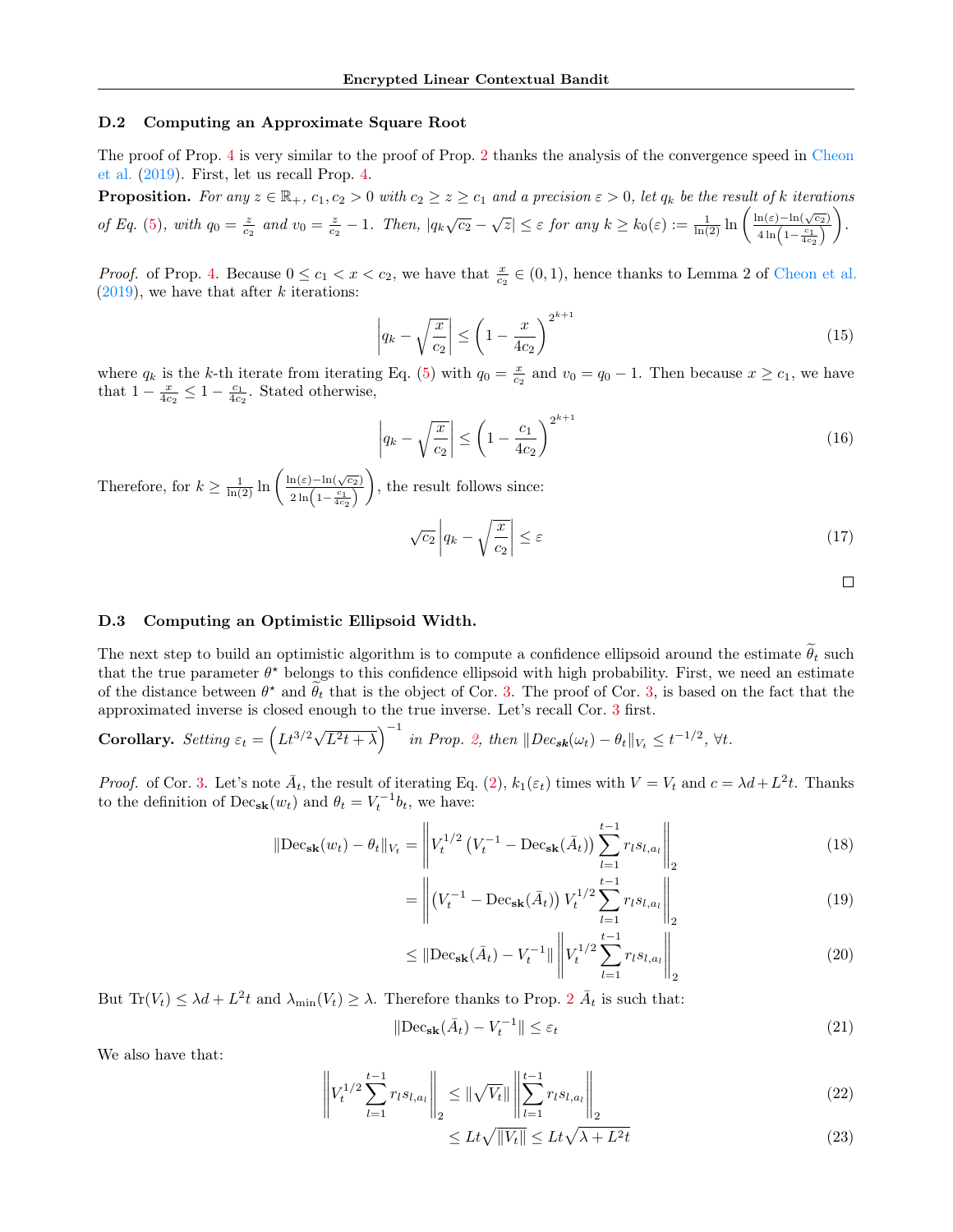### D.2 Computing an Approximate Square Root

The proof of Prop. 4 is very similar to the proof of Prop. 2 thanks the analysis of the convergence speed in Cheon et al. (2019). First, let us recall Prop. 4.

**Proposition.** *For any $z \in \mathbb{R}_+$, $c_1, c_2 > 0$ with $c_2 \geq z \geq c_1$ and a precision $\varepsilon > 0$, let $q_k$ be the result of $k$ iterations of Eq. (5), with $q_0 = \frac{z}{c_2}$ and $v_0 = \frac{z}{c_2} - 1$. Then, $|q_k\sqrt{c_2} - \sqrt{z}| \leq \varepsilon$ for any $k \geq k_0(\varepsilon) := \frac{1}{\ln(2)} \ln\left(\frac{\ln(\varepsilon) - \ln(\sqrt{c_2})}{4\ln\left(1 - \frac{c_1}{4c_2}\right)}\right)$.*

*Proof.* of Prop. 4. Because $0 \leq c_1 < x < c_2$, we have that $\frac{x}{c_2} \in (0, 1)$, hence thanks to Lemma 2 of Cheon et al. (2019), we have that after $k$ iterations:

$$\left| q_k - \sqrt{\frac{x}{c_2}} \right| \leq \left(1 - \frac{x}{4c_2}\right)^{2^{k+1}} \tag{15}$$

where $q_k$ is the $k$-th iterate from iterating Eq. (5) with $q_0 = \frac{x}{c_2}$ and $v_0 = q_0 - 1$. Then because $x \geq c_1$, we have that $1 - \frac{x}{4c_2} \leq 1 - \frac{c_1}{4c_2}$. Stated otherwise,

$$\left| q_k - \sqrt{\frac{x}{c_2}} \right| \leq \left(1 - \frac{c_1}{4c_2}\right)^{2^{k+1}} \tag{16}$$

Therefore, for $k \geq \frac{1}{\ln(2)} \ln\left(\frac{\ln(\varepsilon) - \ln(\sqrt{c_2})}{2\ln\left(1 - \frac{c_1}{4c_2}\right)}\right)$, the result follows since:

$$\sqrt{c_2} \left| q_k - \sqrt{\frac{x}{c_2}} \right| \leq \varepsilon \tag{17}$$

□

### D.3 Computing an Optimistic Ellipsoid Width.

The next step to build an optimistic algorithm is to compute a confidence ellipsoid around the estimate $\widetilde{\theta}_t$ such that the true parameter $\theta^\star$ belongs to this confidence ellipsoid with high probability. First, we need an estimate of the distance between $\theta^\star$ and $\widetilde{\theta}_t$ that is the object of Cor. 3. The proof of Cor. 3, is based on the fact that the approximated inverse is closed enough to the true inverse. Let's recall Cor. 3 first.

**Corollary.** *Setting $\varepsilon_t = \left(Lt^{3/2}\sqrt{L^2 t + \lambda}\right)^{-1}$ in Prop. 2, then $\|Dec_{\mathbf{sk}}(\omega_t) - \theta_t\|_{V_t} \leq t^{-1/2}$, $\forall t$.*

*Proof.* of Cor. 3. Let's note $\bar{A}_t$, the result of iterating Eq. (2), $k_1(\varepsilon_t)$ times with $V = V_t$ and $c = \lambda d + L^2 t$. Thanks to the definition of $\text{Dec}_{\mathbf{sk}}(w_t)$ and $\theta_t = V_t^{-1} b_t$, we have:

$$\|\text{Dec}_{\mathbf{sk}}(w_t) - \theta_t\|_{V_t} = \left\| V_t^{1/2}\left(V_t^{-1} - \text{Dec}_{\mathbf{sk}}(\bar{A}_t)\right) \sum_{l=1}^{t-1} r_l s_{l,a_l} \right\|_2 \tag{18}$$

$$= \left\| \left(V_t^{-1} - \text{Dec}_{\mathbf{sk}}(\bar{A}_t)\right) V_t^{1/2} \sum_{l=1}^{t-1} r_l s_{l,a_l} \right\|_2 \tag{19}$$

$$\leq \|\text{Dec}_{\mathbf{sk}}(\bar{A}_t) - V_t^{-1}\| \left\| V_t^{1/2} \sum_{l=1}^{t-1} r_l s_{l,a_l} \right\|_2 \tag{20}$$

But $\text{Tr}(V_t) \leq \lambda d + L^2 t$ and $\lambda_{\min}(V_t) \geq \lambda$. Therefore thanks to Prop. 2 $\bar{A}_t$ is such that:

$$\|\text{Dec}_{\mathbf{sk}}(\bar{A}_t) - V_t^{-1}\| \leq \varepsilon_t \tag{21}$$

We also have that:

$$\left\| V_t^{1/2} \sum_{l=1}^{t-1} r_l s_{l,a_l} \right\|_2 \leq \|\sqrt{V_t}\| \left\| \sum_{l=1}^{t-1} r_l s_{l,a_l} \right\|_2 \tag{22}$$

$$\leq Lt\sqrt{\|V_t\|} \leq Lt\sqrt{\lambda + L^2 t} \tag{23}$$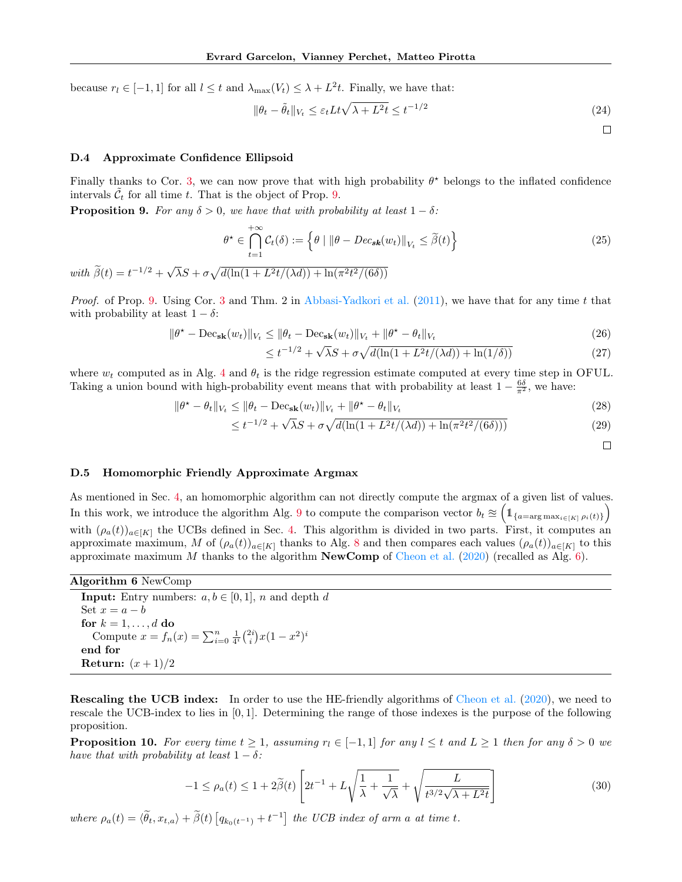because $r_l \in [-1, 1]$ for all $l \leq t$ and $\lambda_{\max}(V_t) \leq \lambda + L^2 t$. Finally, we have that:

$$\|\theta_t - \tilde{\theta}_t\|_{V_t} \leq \varepsilon_t L t \sqrt{\lambda + L^2 t} \leq t^{-1/2} \tag{24}$$

□

### D.4 Approximate Confidence Ellipsoid

Finally thanks to Cor. 3, we can now prove that with high probability $\theta^\star$ belongs to the inflated confidence intervals $\tilde{\mathcal{C}}_t$ for all time $t$. That is the object of Prop. 9.

**Proposition 9.** *For any $\delta > 0$, we have that with probability at least $1 - \delta$:*

$$\theta^\star \in \bigcap_{t=1}^{+\infty} \mathcal{C}_t(\delta) := \left\{ \theta \mid \|\theta - Dec_{\mathbf{sk}}(w_t)\|_{V_t} \leq \widetilde{\beta}(t) \right\} \tag{25}$$

*with* $\widetilde{\beta}(t) = t^{-1/2} + \sqrt{\lambda} S + \sigma \sqrt{d(\ln(1 + L^2 t/(\lambda d)) + \ln(\pi^2 t^2/(6\delta))}$

*Proof.* of Prop. 9. Using Cor. 3 and Thm. 2 in Abbasi-Yadkori et al. (2011), we have that for any time $t$ that with probability at least $1 - \delta$:

$$\|\theta^\star - \mathrm{Dec}_{\mathbf{sk}}(w_t)\|_{V_t} \leq \|\theta_t - \mathrm{Dec}_{\mathbf{sk}}(w_t)\|_{V_t} + \|\theta^\star - \theta_t\|_{V_t} \tag{26}$$

$$\leq t^{-1/2} + \sqrt{\lambda} S + \sigma \sqrt{d(\ln(1 + L^2 t/(\lambda d)) + \ln(1/\delta))} \tag{27}$$

where $w_t$ computed as in Alg. 4 and $\theta_t$ is the ridge regression estimate computed at every time step in OFUL. Taking a union bound with high-probability event means that with probability at least $1 - \frac{6\delta}{\pi^2}$, we have:

$$\|\theta^\star - \theta_t\|_{V_t} \leq \|\theta_t - \mathrm{Dec}_{\mathbf{sk}}(w_t)\|_{V_t} + \|\theta^\star - \theta_t\|_{V_t} \tag{28}$$

$$\leq t^{-1/2} + \sqrt{\lambda} S + \sigma \sqrt{d(\ln(1 + L^2 t/(\lambda d)) + \ln(\pi^2 t^2/(6\delta)))} \tag{29}$$

□

### D.5 Homomorphic Friendly Approximate Argmax

As mentioned in Sec. 4, an homomorphic algorithm can not directly compute the argmax of a given list of values. In this work, we introduce the algorithm Alg. 9 to compute the comparison vector $b_t \approx \left( \mathbb{1}_{\{a = \arg\max_{i \in [K]} \rho_i(t)\}} \right)$ with $(\rho_a(t))_{a \in [K]}$ the UCBs defined in Sec. 4. This algorithm is divided in two parts. First, it computes an approximate maximum, $M$ of $(\rho_a(t))_{a \in [K]}$ thanks to Alg. 8 and then compares each values $(\rho_a(t))_{a \in [K]}$ to this approximate maximum $M$ thanks to the algorithm **NewComp** of Cheon et al. (2020) (recalled as Alg. 6).

**Algorithm 6** NewComp

```
Input: Entry numbers: a, b ∈ [0, 1], n and depth d
Set x = a − b
for k = 1, . . . , d do
    Compute x = f_n(x) = Σ_{i=0}^{n} (1/4^i) binom(2i, i) x(1 − x^2)^i
end for
Return: (x + 1)/2
```

**Rescaling the UCB index:** In order to use the HE-friendly algorithms of Cheon et al. (2020), we need to rescale the UCB-index to lies in $[0, 1]$. Determining the range of those indexes is the purpose of the following proposition.

**Proposition 10.** *For every time $t \geq 1$, assuming $r_l \in [-1, 1]$ for any $l \leq t$ and $L \geq 1$ then for any $\delta > 0$ we have that with probability at least $1 - \delta$:*

$$-1 \leq \rho_a(t) \leq 1 + 2\widetilde{\beta}(t) \left[ 2t^{-1} + L \sqrt{\frac{1}{\lambda} + \frac{1}{\sqrt{\lambda}}} + \sqrt{\frac{L}{t^{3/2} \sqrt{\lambda + L^2 t}}} \right] \tag{30}$$

*where* $\rho_a(t) = \langle \widetilde{\theta}_t, x_{t,a} \rangle + \widetilde{\beta}(t) \left[ q_{k_0(t^{-1})} + t^{-1} \right]$ *the UCB index of arm $a$ at time $t$.*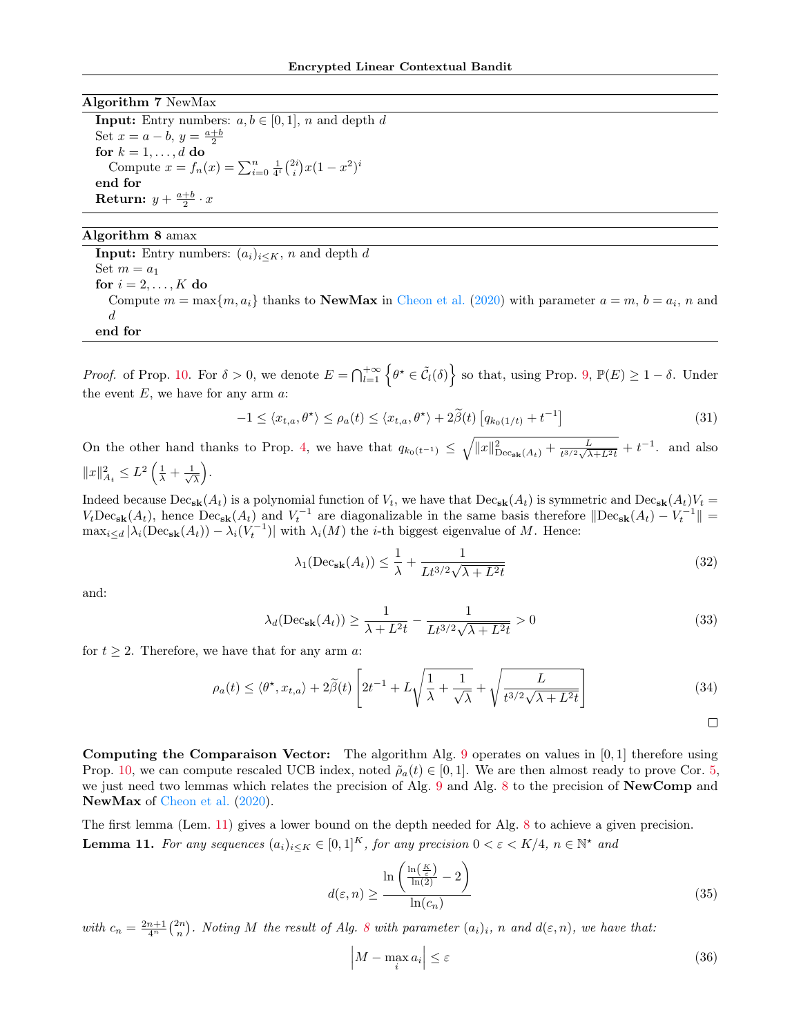**Algorithm 7** NewMax

**Input:** Entry numbers: $a, b \in [0,1]$, $n$ and depth $d$
Set $x = a - b$, $y = \frac{a+b}{2}$
**for** $k = 1, \dots, d$ **do**
  Compute $x = f_n(x) = \sum_{i=0}^{n} \frac{1}{4^i}\binom{2i}{i} x(1-x^2)^i$
**end for**
**Return:** $y + \frac{a+b}{2} \cdot x$

**Algorithm 8** amax

**Input:** Entry numbers: $(a_i)_{i \leq K}$, $n$ and depth $d$
Set $m = a_1$
**for** $i = 2, \dots, K$ **do**
  Compute $m = \max\{m, a_i\}$ thanks to **NewMax** in Cheon et al. (2020) with parameter $a = m$, $b = a_i$, $n$ and $d$
**end for**

*Proof.* of Prop. 10. For $\delta > 0$, we denote $E = \bigcap_{l=1}^{+\infty} \left\{\theta^\star \in \tilde{\mathcal{C}}_l(\delta)\right\}$ so that, using Prop. 9, $\mathbb{P}(E) \geq 1 - \delta$. Under the event $E$, we have for any arm $a$:

$$-1 \leq \langle x_{t,a}, \theta^\star \rangle \leq \rho_a(t) \leq \langle x_{t,a}, \theta^\star \rangle + 2\widetilde{\beta}(t)\left[q_{k_0(1/t)} + t^{-1}\right] \tag{31}$$

On the other hand thanks to Prop. 4, we have that $q_{k_0(t^{-1})} \leq \sqrt{\|x\|^2_{\mathrm{Dec}_{\mathbf{sk}}(A_t)} + \frac{L}{t^{3/2}\sqrt{\lambda + L^2 t}}} + t^{-1}$. and also $\|x\|^2_{A_t} \leq L^2\left(\frac{1}{\lambda} + \frac{1}{\sqrt{\lambda}}\right)$.

Indeed because $\mathrm{Dec}_{\mathbf{sk}}(A_t)$ is a polynomial function of $V_t$, we have that $\mathrm{Dec}_{\mathbf{sk}}(A_t)$ is symmetric and $\mathrm{Dec}_{\mathbf{sk}}(A_t)V_t = V_t\mathrm{Dec}_{\mathbf{sk}}(A_t)$, hence $\mathrm{Dec}_{\mathbf{sk}}(A_t)$ and $V_t^{-1}$ are diagonalizable in the same basis therefore $\|\mathrm{Dec}_{\mathbf{sk}}(A_t) - V_t^{-1}\| = \max_{i \leq d} |\lambda_i(\mathrm{Dec}_{\mathbf{sk}}(A_t)) - \lambda_i(V_t^{-1})|$ with $\lambda_i(M)$ the $i$-th biggest eigenvalue of $M$. Hence:

$$\lambda_1(\mathrm{Dec}_{\mathbf{sk}}(A_t)) \leq \frac{1}{\lambda} + \frac{1}{Lt^{3/2}\sqrt{\lambda + L^2 t}} \tag{32}$$

and:

$$\lambda_d(\mathrm{Dec}_{\mathbf{sk}}(A_t)) \geq \frac{1}{\lambda + L^2 t} - \frac{1}{Lt^{3/2}\sqrt{\lambda + L^2 t}} > 0 \tag{33}$$

for $t \geq 2$. Therefore, we have that for any arm $a$:

$$\rho_a(t) \leq \langle \theta^\star, x_{t,a} \rangle + 2\widetilde{\beta}(t)\left[2t^{-1} + L\sqrt{\frac{1}{\lambda} + \frac{1}{\sqrt{\lambda}}} + \sqrt{\frac{L}{t^{3/2}\sqrt{\lambda + L^2 t}}}\right] \tag{34}$$

$\square$

**Computing the Comparaison Vector:** The algorithm Alg. 9 operates on values in $[0,1]$ therefore using Prop. 10, we can compute rescaled UCB index, noted $\tilde{\rho}_a(t) \in [0,1]$. We are then almost ready to prove Cor. 5, we just need two lemmas which relates the precision of Alg. 9 and Alg. 8 to the precision of **NewComp** and **NewMax** of Cheon et al. (2020).

The first lemma (Lem. 11) gives a lower bound on the depth needed for Alg. 8 to achieve a given precision.

**Lemma 11.** *For any sequences $(a_i)_{i \leq K} \in [0,1]^K$, for any precision $0 < \varepsilon < K/4$, $n \in \mathbb{N}^\star$ and*

$$d(\varepsilon, n) \geq \frac{\ln\left(\frac{\ln\left(\frac{K}{\varepsilon}\right)}{\ln(2)} - 2\right)}{\ln(c_n)} \tag{35}$$

*with $c_n = \frac{2n+1}{4^n}\binom{2n}{n}$. Noting $M$ the result of Alg. 8 with parameter $(a_i)_i$, $n$ and $d(\varepsilon, n)$, we have that:*

$$\left|M - \max_i a_i\right| \leq \varepsilon \tag{36}$$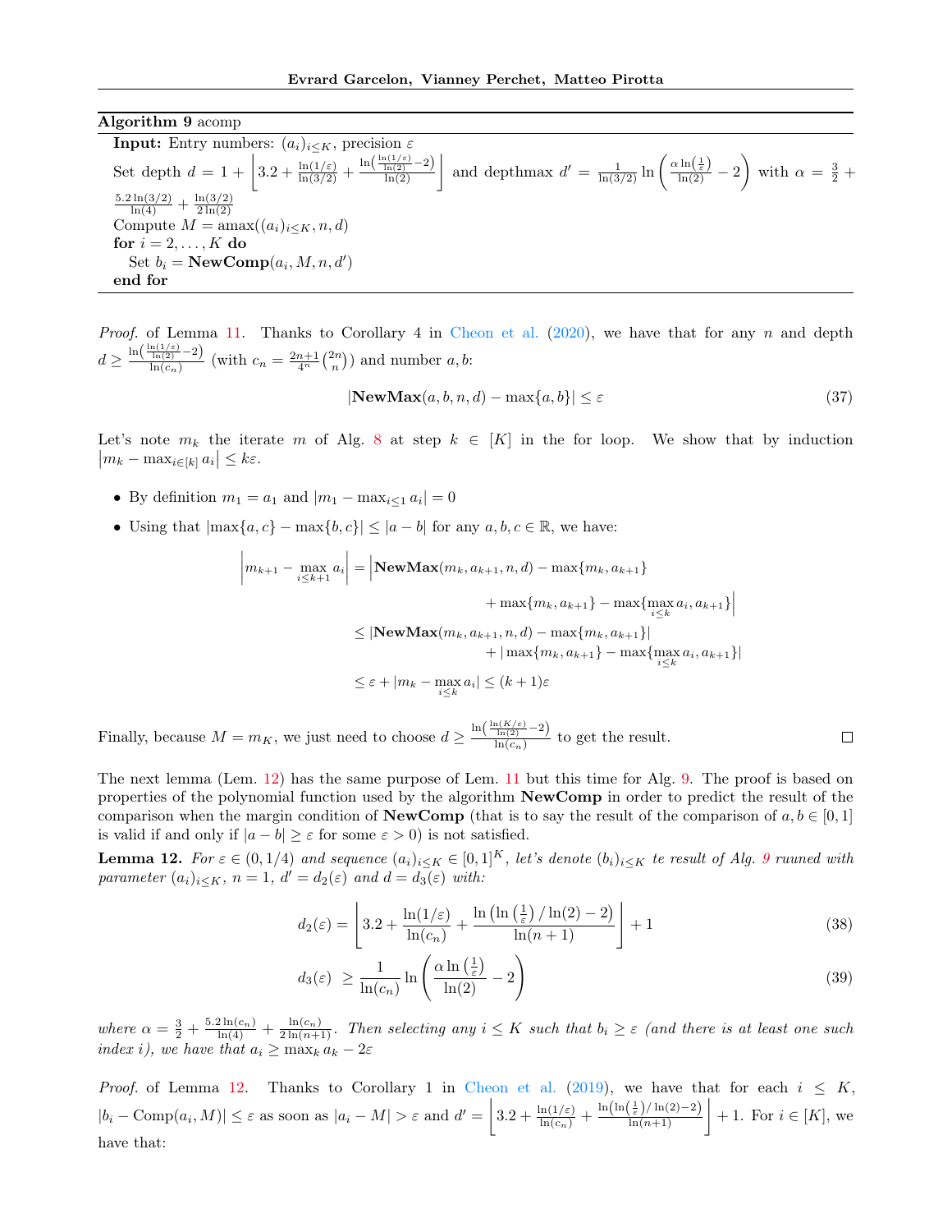**Algorithm 9** acomp

---

**Input:** Entry numbers: $(a_i)_{i\leq K}$, precision $\varepsilon$

Set depth $d = 1 + \left\lfloor 3.2 + \frac{\ln(1/\varepsilon)}{\ln(3/2)} + \frac{\ln\left(\frac{\ln(1/\varepsilon)}{\ln(2)} - 2\right)}{\ln(2)} \right\rfloor$ and depthmax $d' = \frac{1}{\ln(3/2)} \ln\left(\frac{\alpha \ln\left(\frac{1}{\varepsilon}\right)}{\ln(2)} - 2\right)$ with $\alpha = \frac{3}{2} + \frac{5.2\ln(3/2)}{\ln(4)} + \frac{\ln(3/2)}{2\ln(2)}$

Compute $M = \text{amax}((a_i)_{i\leq K}, n, d)$

**for** $i = 2, \ldots, K$ **do**

  Set $b_i = \textbf{NewComp}(a_i, M, n, d')$

**end for**

---

*Proof.* of Lemma 11. Thanks to Corollary 4 in Cheon et al. (2020), we have that for any $n$ and depth $d \geq \frac{\ln\left(\frac{\ln(1/\varepsilon)}{\ln(2)} - 2\right)}{\ln(c_n)}$ (with $c_n = \frac{2n+1}{4^n}\binom{2n}{n}$) and number $a, b$:

$$
|\textbf{NewMax}(a, b, n, d) - \max\{a, b\}| \leq \varepsilon \tag{37}
$$

Let's note $m_k$ the iterate $m$ of Alg. 8 at step $k \in [K]$ in the for loop. We show that by induction $\left|m_k - \max_{i\in[k]} a_i\right| \leq k\varepsilon$.

- By definition $m_1 = a_1$ and $|m_1 - \max_{i\leq 1} a_i| = 0$
- Using that $|\max\{a, c\} - \max\{b, c\}| \leq |a - b|$ for any $a, b, c \in \mathbb{R}$, we have:

$$
\begin{aligned}
\left|m_{k+1} - \max_{i\leq k+1} a_i\right| &= \Big|\textbf{NewMax}(m_k, a_{k+1}, n, d) - \max\{m_k, a_{k+1}\} \\
&\qquad + \max\{m_k, a_{k+1}\} - \max\{\max_{i\leq k} a_i, a_{k+1}\}\Big| \\
&\leq |\textbf{NewMax}(m_k, a_{k+1}, n, d) - \max\{m_k, a_{k+1}\}| \\
&\qquad + |\max\{m_k, a_{k+1}\} - \max\{\max_{i\leq k} a_i, a_{k+1}\}| \\
&\leq \varepsilon + |m_k - \max_{i\leq k} a_i| \leq (k+1)\varepsilon
\end{aligned}
$$

Finally, because $M = m_K$, we just need to choose $d \geq \frac{\ln\left(\frac{\ln(K/\varepsilon)}{\ln(2)} - 2\right)}{\ln(c_n)}$ to get the result. □

The next lemma (Lem. 12) has the same purpose of Lem. 11 but this time for Alg. 9. The proof is based on properties of the polynomial function used by the algorithm **NewComp** in order to predict the result of the comparison when the margin condition of **NewComp** (that is to say the result of the comparison of $a, b \in [0, 1]$ is valid if and only if $|a - b| \geq \varepsilon$ for some $\varepsilon > 0$) is not satisfied.

**Lemma 12.** *For $\varepsilon \in (0, 1/4)$ and sequence $(a_i)_{i\leq K} \in [0, 1]^K$, let's denote $(b_i)_{i\leq K}$ te result of Alg. 9 ruuned with parameter $(a_i)_{i\leq K}$, $n = 1$, $d' = d_2(\varepsilon)$ and $d = d_3(\varepsilon)$ with:*

$$
d_2(\varepsilon) = \left\lfloor 3.2 + \frac{\ln(1/\varepsilon)}{\ln(c_n)} + \frac{\ln\left(\ln\left(\frac{1}{\varepsilon}\right)/\ln(2) - 2\right)}{\ln(n+1)} \right\rfloor + 1 \tag{38}
$$

$$
d_3(\varepsilon) \;\geq \frac{1}{\ln(c_n)} \ln\left(\frac{\alpha \ln\left(\frac{1}{\varepsilon}\right)}{\ln(2)} - 2\right) \tag{39}
$$

*where $\alpha = \frac{3}{2} + \frac{5.2\ln(c_n)}{\ln(4)} + \frac{\ln(c_n)}{2\ln(n+1)}$. Then selecting any $i \leq K$ such that $b_i \geq \varepsilon$ (and there is at least one such index $i$), we have that $a_i \geq \max_k a_k - 2\varepsilon$*

*Proof.* of Lemma 12. Thanks to Corollary 1 in Cheon et al. (2019), we have that for each $i \leq K$, $|b_i - \text{Comp}(a_i, M)| \leq \varepsilon$ as soon as $|a_i - M| > \varepsilon$ and $d' = \left\lfloor 3.2 + \frac{\ln(1/\varepsilon)}{\ln(c_n)} + \frac{\ln\left(\ln\left(\frac{1}{\varepsilon}\right)/\ln(2) - 2\right)}{\ln(n+1)} \right\rfloor + 1$. For $i \in [K]$, we have that: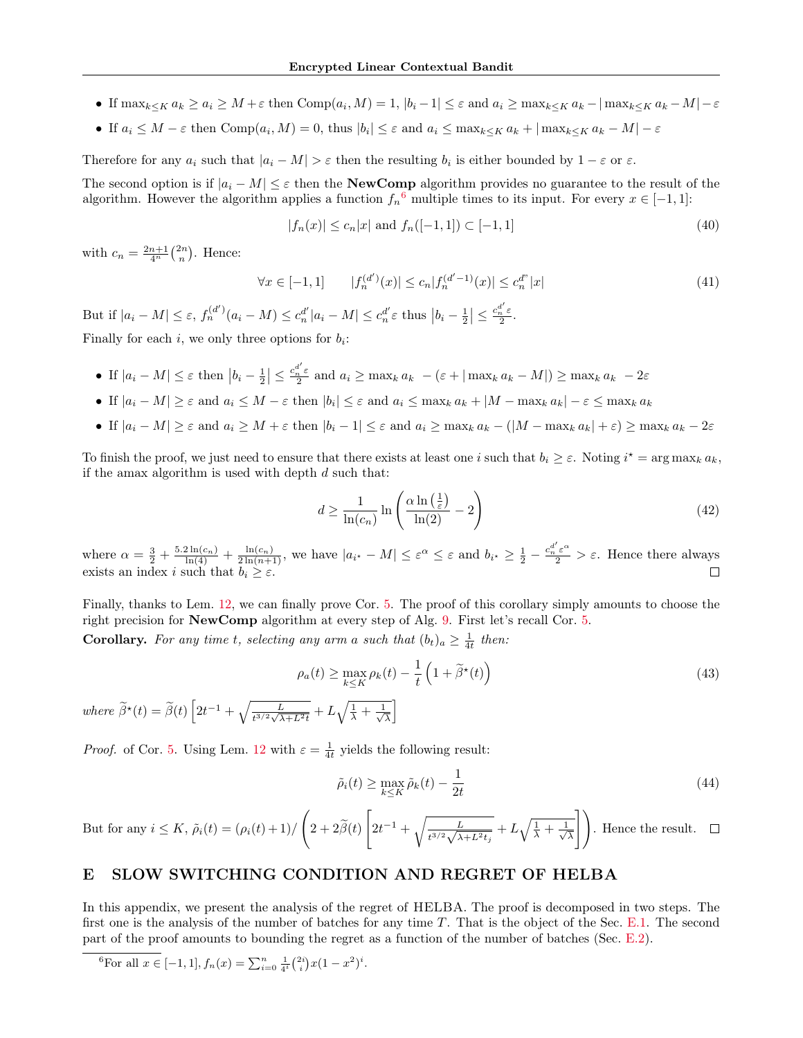- If $\max_{k\leq K} a_k \geq a_i \geq M+\varepsilon$ then $\text{Comp}(a_i, M) = 1$, $|b_i - 1| \leq \varepsilon$ and $a_i \geq \max_{k\leq K} a_k - |\max_{k\leq K} a_k - M| - \varepsilon$
- If $a_i \leq M - \varepsilon$ then $\text{Comp}(a_i, M) = 0$, thus $|b_i| \leq \varepsilon$ and $a_i \leq \max_{k\leq K} a_k + |\max_{k\leq K} a_k - M| - \varepsilon$

Therefore for any $a_i$ such that $|a_i - M| > \varepsilon$ then the resulting $b_i$ is either bounded by $1-\varepsilon$ or $\varepsilon$.

The second option is if $|a_i - M| \leq \varepsilon$ then the **NewComp** algorithm provides no guarantee to the result of the algorithm. However the algorithm applies a function $f_n$[6] multiple times to its input. For every $x \in [-1, 1]$:

$$|f_n(x)| \leq c_n|x| \text{ and } f_n([-1,1]) \subset [-1,1] \tag{40}$$

with $c_n = \frac{2n+1}{4^n}\binom{2n}{n}$. Hence:

$$\forall x \in [-1,1] \qquad |f_n^{(d')}(x)| \leq c_n |f_n^{(d'-1)}(x)| \leq c_n^{d''}|x| \tag{41}$$

But if $|a_i - M| \leq \varepsilon$, $f_n^{(d')}(a_i - M) \leq c_n^{d'}|a_i - M| \leq c_n^{d'}\varepsilon$ thus $\left|b_i - \frac{1}{2}\right| \leq \frac{c_n^{d'}\varepsilon}{2}$.

Finally for each $i$, we only three options for $b_i$:

- If $|a_i - M| \leq \varepsilon$ then $\left|b_i - \frac{1}{2}\right| \leq \frac{c_n^{d'}\varepsilon}{2}$ and $a_i \geq \max_k a_k \; - (\varepsilon + |\max_k a_k - M|) \geq \max_k a_k \; - 2\varepsilon$
- If $|a_i - M| \geq \varepsilon$ and $a_i \leq M - \varepsilon$ then $|b_i| \leq \varepsilon$ and $a_i \leq \max_k a_k + |M - \max_k a_k| - \varepsilon \leq \max_k a_k$
- If $|a_i - M| \geq \varepsilon$ and $a_i \geq M + \varepsilon$ then $|b_i - 1| \leq \varepsilon$ and $a_i \geq \max_k a_k - (|M - \max_k a_k| + \varepsilon) \geq \max_k a_k - 2\varepsilon$

To finish the proof, we just need to ensure that there exists at least one $i$ such that $b_i \geq \varepsilon$. Noting $i^\star = \arg\max_k a_k$, if the amax algorithm is used with depth $d$ such that:

$$d \geq \frac{1}{\ln(c_n)} \ln\left(\frac{\alpha \ln\left(\frac{1}{\varepsilon}\right)}{\ln(2)} - 2\right) \tag{42}$$

where $\alpha = \frac{3}{2} + \frac{5.2\ln(c_n)}{\ln(4)} + \frac{\ln(c_n)}{2\ln(n+1)}$, we have $|a_{i^\star} - M| \leq \varepsilon^\alpha \leq \varepsilon$ and $b_{i^\star} \geq \frac{1}{2} - \frac{c_n^{d'}\varepsilon^\alpha}{2} > \varepsilon$. Hence there always exists an index $i$ such that $b_i \geq \varepsilon$. □

Finally, thanks to Lem. 12, we can finally prove Cor. 5. The proof of this corollary simply amounts to choose the right precision for **NewComp** algorithm at every step of Alg. 9. First let's recall Cor. 5.

**Corollary.** *For any time $t$, selecting any arm $a$ such that $(b_t)_a \geq \frac{1}{4t}$ then:*

$$\rho_a(t) \geq \max_{k\leq K} \rho_k(t) - \frac{1}{t}\left(1 + \widetilde{\beta}^\star(t)\right) \tag{43}$$

*where* $\widetilde{\beta}^\star(t) = \widetilde{\beta}(t)\left[2t^{-1} + \sqrt{\frac{L}{t^{3/2}\sqrt{\lambda + L^2 t}}} + L\sqrt{\frac{1}{\lambda} + \frac{1}{\sqrt{\lambda}}}\right]$

*Proof.* of Cor. 5. Using Lem. 12 with $\varepsilon = \frac{1}{4t}$ yields the following result:

$$\tilde{\rho}_i(t) \geq \max_{k\leq K} \tilde{\rho}_k(t) - \frac{1}{2t} \tag{44}$$

But for any $i \leq K$, $\tilde{\rho}_i(t) = (\rho_i(t) + 1) / \left(2 + 2\widetilde{\beta}(t)\left[2t^{-1} + \sqrt{\frac{L}{t^{3/2}\sqrt{\lambda + L^2 t_j}}} + L\sqrt{\frac{1}{\lambda} + \frac{1}{\sqrt{\lambda}}}\right]\right)$. Hence the result. □

# E SLOW SWITCHING CONDITION AND REGRET OF HELBA

In this appendix, we present the analysis of the regret of HELBA. The proof is decomposed in two steps. The first one is the analysis of the number of batches for any time $T$. That is the object of the Sec. E.1. The second part of the proof amounts to bounding the regret as a function of the number of batches (Sec. E.2).

[6] For all $x \in [-1, 1]$, $f_n(x) = \sum_{i=0}^{n} \frac{1}{4^i}\binom{2i}{i} x(1-x^2)^i$.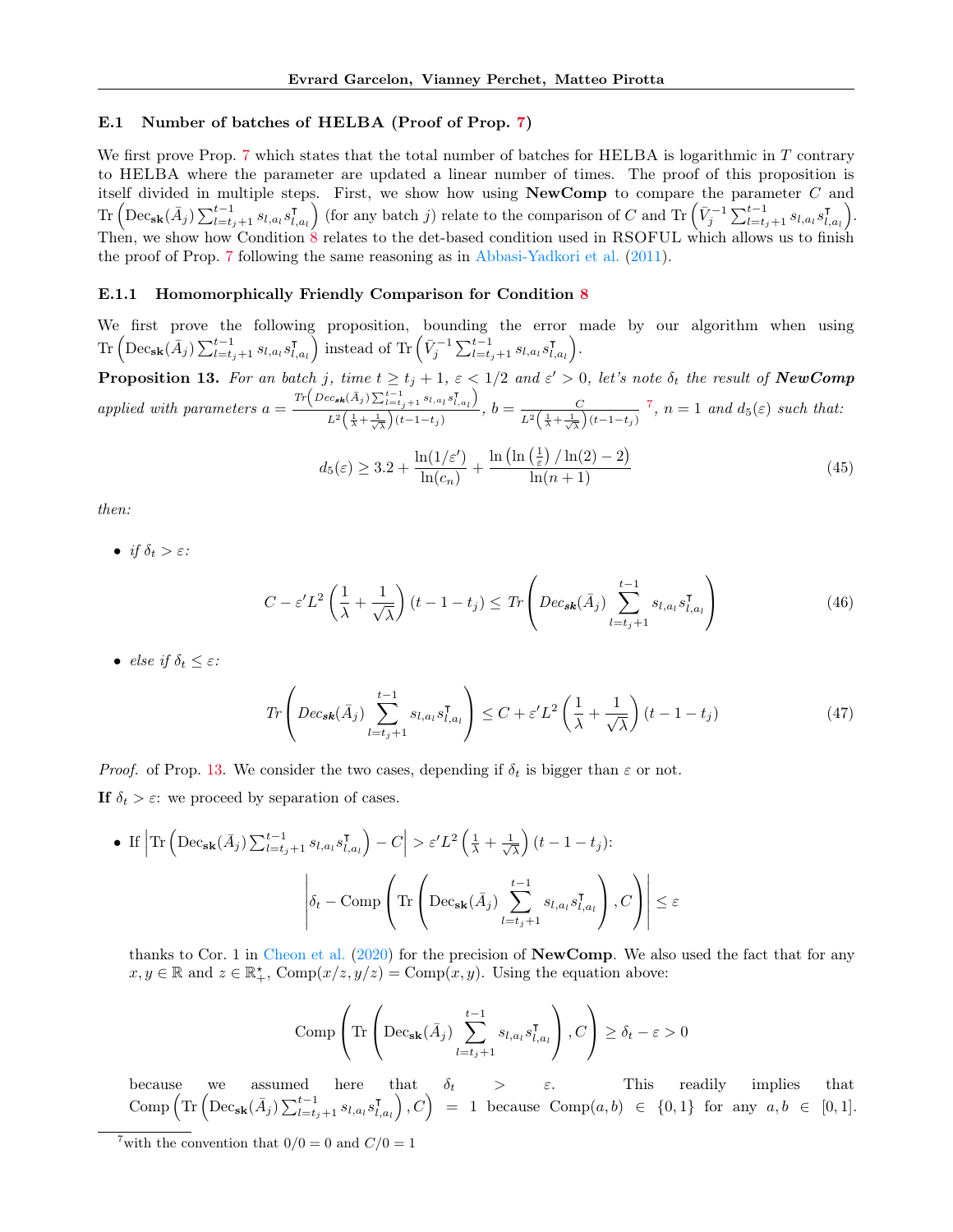### E.1 Number of batches of HELBA (Proof of Prop. 7)

We first prove Prop. 7 which states that the total number of batches for HELBA is logarithmic in $T$ contrary to HELBA where the parameter are updated a linear number of times. The proof of this proposition is itself divided in multiple steps. First, we show how using **NewComp** to compare the parameter $C$ and $\mathrm{Tr}\left(\mathrm{Dec}_{\mathbf{sk}}(\bar{A}_j)\sum_{l=t_j+1}^{t-1} s_{l,a_l}s_{l,a_l}^\intercal\right)$ (for any batch $j$) relate to the comparison of $C$ and $\mathrm{Tr}\left(\bar{V}_j^{-1}\sum_{l=t_j+1}^{t-1} s_{l,a_l}s_{l,a_l}^\intercal\right)$. Then, we show how Condition 8 relates to the det-based condition used in RSOFUL which allows us to finish the proof of Prop. 7 following the same reasoning as in Abbasi-Yadkori et al. (2011).

#### E.1.1 Homomorphically Friendly Comparison for Condition 8

We first prove the following proposition, bounding the error made by our algorithm when using $\mathrm{Tr}\left(\mathrm{Dec}_{\mathbf{sk}}(\bar{A}_j)\sum_{l=t_j+1}^{t-1} s_{l,a_l}s_{l,a_l}^\intercal\right)$ instead of $\mathrm{Tr}\left(\bar{V}_j^{-1}\sum_{l=t_j+1}^{t-1} s_{l,a_l}s_{l,a_l}^\intercal\right)$.

**Proposition 13.** *For an batch $j$, time $t \geq t_j+1$, $\varepsilon < 1/2$ and $\varepsilon' > 0$, let's note $\delta_t$ the result of **NewComp** applied with parameters* $a = \frac{\mathrm{Tr}\left(\mathrm{Dec}_{\mathbf{sk}}(\bar{A}_j)\sum_{l=t_j+1}^{t-1} s_{l,a_l}s_{l,a_l}^\intercal\right)}{L^2\left(\frac{1}{\lambda}+\frac{1}{\sqrt{\lambda}}\right)(t-1-t_j)}$, $b = \frac{C}{L^2\left(\frac{1}{\lambda}+\frac{1}{\sqrt{\lambda}}\right)(t-1-t_j)}$ [7], *$n=1$ and $d_5(\varepsilon)$ such that:*

$$d_5(\varepsilon) \geq 3.2 + \frac{\ln(1/\varepsilon')}{\ln(c_n)} + \frac{\ln\left(\ln\left(\frac{1}{\varepsilon}\right)/\ln(2)-2\right)}{\ln(n+1)} \tag{45}$$

*then:*

- *if $\delta_t > \varepsilon$:*

$$C - \varepsilon' L^2\left(\frac{1}{\lambda}+\frac{1}{\sqrt{\lambda}}\right)(t-1-t_j) \leq \mathrm{Tr}\left(\mathrm{Dec}_{\mathbf{sk}}(\bar{A}_j)\sum_{l=t_j+1}^{t-1} s_{l,a_l}s_{l,a_l}^\intercal\right) \tag{46}$$

- *else if $\delta_t \leq \varepsilon$:*

$$\mathrm{Tr}\left(\mathrm{Dec}_{\mathbf{sk}}(\bar{A}_j)\sum_{l=t_j+1}^{t-1} s_{l,a_l}s_{l,a_l}^\intercal\right) \leq C + \varepsilon' L^2\left(\frac{1}{\lambda}+\frac{1}{\sqrt{\lambda}}\right)(t-1-t_j) \tag{47}$$

*Proof.* of Prop. 13. We consider the two cases, depending if $\delta_t$ is bigger than $\varepsilon$ or not.

**If $\delta_t > \varepsilon$:** we proceed by separation of cases.

- If $\left|\mathrm{Tr}\left(\mathrm{Dec}_{\mathbf{sk}}(\bar{A}_j)\sum_{l=t_j+1}^{t-1} s_{l,a_l}s_{l,a_l}^\intercal\right) - C\right| > \varepsilon' L^2\left(\frac{1}{\lambda}+\frac{1}{\sqrt{\lambda}}\right)(t-1-t_j)$:

$$\left|\delta_t - \mathrm{Comp}\left(\mathrm{Tr}\left(\mathrm{Dec}_{\mathbf{sk}}(\bar{A}_j)\sum_{l=t_j+1}^{t-1} s_{l,a_l}s_{l,a_l}^\intercal\right), C\right)\right| \leq \varepsilon$$

  thanks to Cor. 1 in Cheon et al. (2020) for the precision of **NewComp**. We also used the fact that for any $x, y \in \mathbb{R}$ and $z \in \mathbb{R}_+^\star$, $\mathrm{Comp}(x/z, y/z) = \mathrm{Comp}(x,y)$. Using the equation above:

$$\mathrm{Comp}\left(\mathrm{Tr}\left(\mathrm{Dec}_{\mathbf{sk}}(\bar{A}_j)\sum_{l=t_j+1}^{t-1} s_{l,a_l}s_{l,a_l}^\intercal\right), C\right) \geq \delta_t - \varepsilon > 0$$

  because we assumed here that $\delta_t > \varepsilon$. This readily implies that $\mathrm{Comp}\left(\mathrm{Tr}\left(\mathrm{Dec}_{\mathbf{sk}}(\bar{A}_j)\sum_{l=t_j+1}^{t-1} s_{l,a_l}s_{l,a_l}^\intercal\right), C\right) = 1$ because $\mathrm{Comp}(a,b) \in \{0,1\}$ for any $a, b \in [0,1]$.

[7] with the convention that $0/0 = 0$ and $C/0 = 1$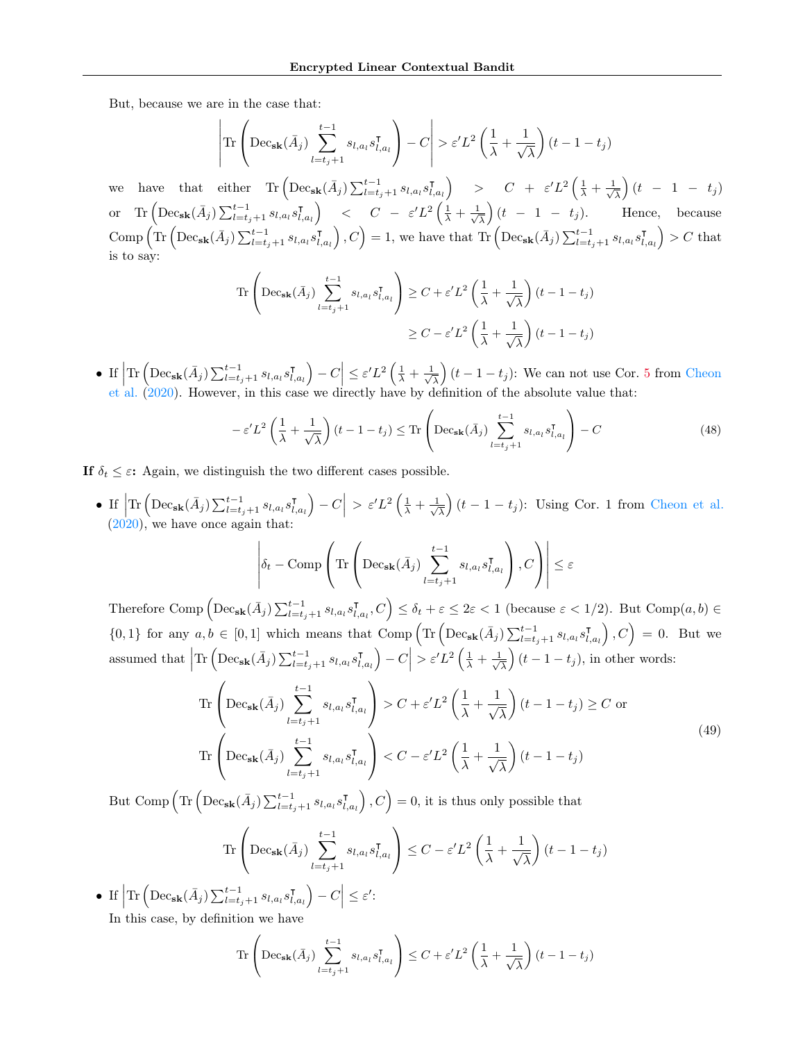But, because we are in the case that:

$$\left| \mathrm{Tr}\left( \mathrm{Dec}_{\mathbf{sk}}(\bar{A}_j) \sum_{l=t_j+1}^{t-1} s_{l,a_l} s_{l,a_l}^\intercal \right) - C \right| > \varepsilon' L^2 \left( \frac{1}{\lambda} + \frac{1}{\sqrt{\lambda}} \right)(t-1-t_j)$$

we have that either $\mathrm{Tr}\left( \mathrm{Dec}_{\mathbf{sk}}(\bar{A}_j) \sum_{l=t_j+1}^{t-1} s_{l,a_l} s_{l,a_l}^\intercal \right) > C + \varepsilon' L^2 \left( \frac{1}{\lambda} + \frac{1}{\sqrt{\lambda}} \right)(t-1-t_j)$ or $\mathrm{Tr}\left( \mathrm{Dec}_{\mathbf{sk}}(\bar{A}_j) \sum_{l=t_j+1}^{t-1} s_{l,a_l} s_{l,a_l}^\intercal \right) < C - \varepsilon' L^2 \left( \frac{1}{\lambda} + \frac{1}{\sqrt{\lambda}} \right)(t-1-t_j)$. Hence, because $\mathrm{Comp}\left( \mathrm{Tr}\left( \mathrm{Dec}_{\mathbf{sk}}(\bar{A}_j) \sum_{l=t_j+1}^{t-1} s_{l,a_l} s_{l,a_l}^\intercal \right), C \right) = 1$, we have that $\mathrm{Tr}\left( \mathrm{Dec}_{\mathbf{sk}}(\bar{A}_j) \sum_{l=t_j+1}^{t-1} s_{l,a_l} s_{l,a_l}^\intercal \right) > C$ that is to say:

$$\begin{aligned}
\mathrm{Tr}\left( \mathrm{Dec}_{\mathbf{sk}}(\bar{A}_j) \sum_{l=t_j+1}^{t-1} s_{l,a_l} s_{l,a_l}^\intercal \right) &\geq C + \varepsilon' L^2 \left( \frac{1}{\lambda} + \frac{1}{\sqrt{\lambda}} \right)(t-1-t_j) \\
&\geq C - \varepsilon' L^2 \left( \frac{1}{\lambda} + \frac{1}{\sqrt{\lambda}} \right)(t-1-t_j)
\end{aligned}$$

- If $\left| \mathrm{Tr}\left( \mathrm{Dec}_{\mathbf{sk}}(\bar{A}_j) \sum_{l=t_j+1}^{t-1} s_{l,a_l} s_{l,a_l}^\intercal \right) - C \right| \leq \varepsilon' L^2 \left( \frac{1}{\lambda} + \frac{1}{\sqrt{\lambda}} \right)(t-1-t_j)$: We can not use Cor. 5 from Cheon et al. (2020). However, in this case we directly have by definition of the absolute value that:

$$-\varepsilon' L^2 \left( \frac{1}{\lambda} + \frac{1}{\sqrt{\lambda}} \right)(t-1-t_j) \leq \mathrm{Tr}\left( \mathrm{Dec}_{\mathbf{sk}}(\bar{A}_j) \sum_{l=t_j+1}^{t-1} s_{l,a_l} s_{l,a_l}^\intercal \right) - C \tag{48}$$

**If $\delta_t \leq \varepsilon$:** Again, we distinguish the two different cases possible.

- If $\left| \mathrm{Tr}\left( \mathrm{Dec}_{\mathbf{sk}}(\bar{A}_j) \sum_{l=t_j+1}^{t-1} s_{l,a_l} s_{l,a_l}^\intercal \right) - C \right| > \varepsilon' L^2 \left( \frac{1}{\lambda} + \frac{1}{\sqrt{\lambda}} \right)(t-1-t_j)$: Using Cor. 1 from Cheon et al. (2020), we have once again that:

$$\left| \delta_t - \mathrm{Comp}\left( \mathrm{Tr}\left( \mathrm{Dec}_{\mathbf{sk}}(\bar{A}_j) \sum_{l=t_j+1}^{t-1} s_{l,a_l} s_{l,a_l}^\intercal \right), C \right) \right| \leq \varepsilon$$

Therefore $\mathrm{Comp}\left( \mathrm{Dec}_{\mathbf{sk}}(\bar{A}_j) \sum_{l=t_j+1}^{t-1} s_{l,a_l} s_{l,a_l}^\intercal, C \right) \leq \delta_t + \varepsilon \leq 2\varepsilon < 1$ (because $\varepsilon < 1/2$). But $\mathrm{Comp}(a,b) \in \{0,1\}$ for any $a, b \in [0,1]$ which means that $\mathrm{Comp}\left( \mathrm{Tr}\left( \mathrm{Dec}_{\mathbf{sk}}(\bar{A}_j) \sum_{l=t_j+1}^{t-1} s_{l,a_l} s_{l,a_l}^\intercal \right), C \right) = 0$. But we assumed that $\left| \mathrm{Tr}\left( \mathrm{Dec}_{\mathbf{sk}}(\bar{A}_j) \sum_{l=t_j+1}^{t-1} s_{l,a_l} s_{l,a_l}^\intercal \right) - C \right| > \varepsilon' L^2 \left( \frac{1}{\lambda} + \frac{1}{\sqrt{\lambda}} \right)(t-1-t_j)$, in other words:

$$\begin{aligned}
&\mathrm{Tr}\left( \mathrm{Dec}_{\mathbf{sk}}(\bar{A}_j) \sum_{l=t_j+1}^{t-1} s_{l,a_l} s_{l,a_l}^\intercal \right) > C + \varepsilon' L^2 \left( \frac{1}{\lambda} + \frac{1}{\sqrt{\lambda}} \right)(t-1-t_j) \geq C \text{ or} \\
&\mathrm{Tr}\left( \mathrm{Dec}_{\mathbf{sk}}(\bar{A}_j) \sum_{l=t_j+1}^{t-1} s_{l,a_l} s_{l,a_l}^\intercal \right) < C - \varepsilon' L^2 \left( \frac{1}{\lambda} + \frac{1}{\sqrt{\lambda}} \right)(t-1-t_j)
\end{aligned} \tag{49}$$

But $\mathrm{Comp}\left( \mathrm{Tr}\left( \mathrm{Dec}_{\mathbf{sk}}(\bar{A}_j) \sum_{l=t_j+1}^{t-1} s_{l,a_l} s_{l,a_l}^\intercal \right), C \right) = 0$, it is thus only possible that

$$\mathrm{Tr}\left( \mathrm{Dec}_{\mathbf{sk}}(\bar{A}_j) \sum_{l=t_j+1}^{t-1} s_{l,a_l} s_{l,a_l}^\intercal \right) \leq C - \varepsilon' L^2 \left( \frac{1}{\lambda} + \frac{1}{\sqrt{\lambda}} \right)(t-1-t_j)$$

- If $\left| \mathrm{Tr}\left( \mathrm{Dec}_{\mathbf{sk}}(\bar{A}_j) \sum_{l=t_j+1}^{t-1} s_{l,a_l} s_{l,a_l}^\intercal \right) - C \right| \leq \varepsilon'$:
In this case, by definition we have

$$\mathrm{Tr}\left( \mathrm{Dec}_{\mathbf{sk}}(\bar{A}_j) \sum_{l=t_j+1}^{t-1} s_{l,a_l} s_{l,a_l}^\intercal \right) \leq C + \varepsilon' L^2 \left( \frac{1}{\lambda} + \frac{1}{\sqrt{\lambda}} \right)(t-1-t_j)$$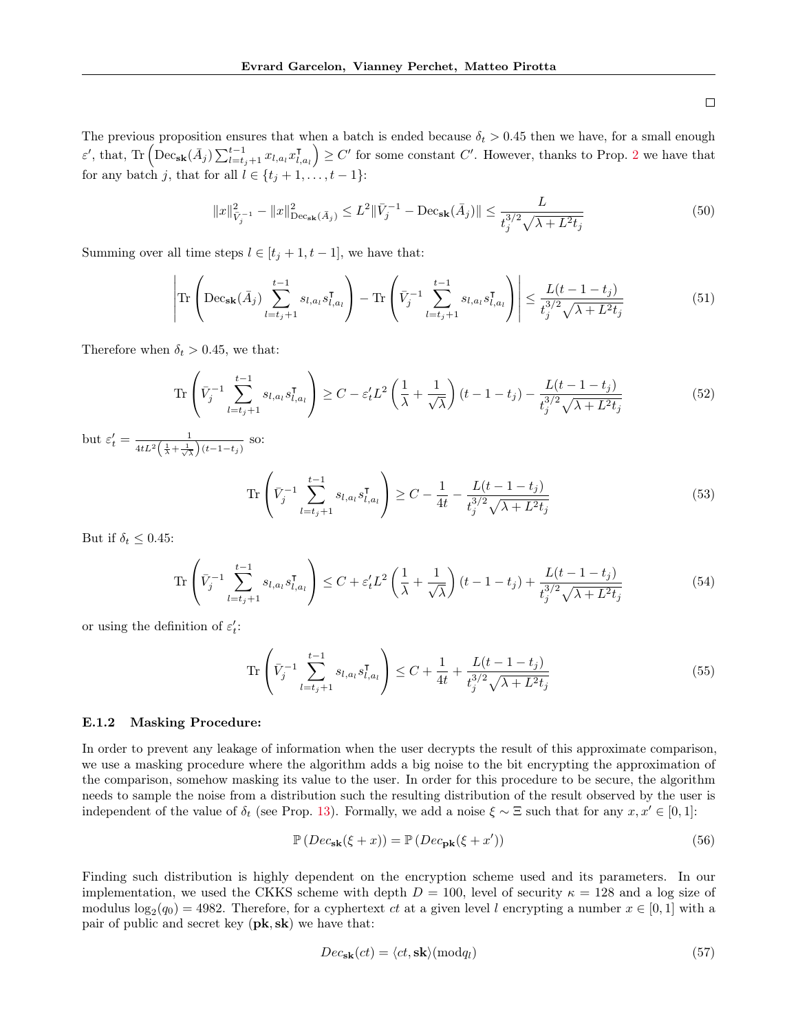□

The previous proposition ensures that when a batch is ended because $\delta_t > 0.45$ then we have, for a small enough $\varepsilon'$, that, $\mathrm{Tr}\left(\mathrm{Dec}_{\mathbf{sk}}(\bar{A}_j)\sum_{l=t_j+1}^{t-1} x_{l,a_l}x_{l,a_l}^\intercal\right) \geq C'$ for some constant $C'$. However, thanks to Prop. 2 we have that for any batch $j$, that for all $l \in \{t_j+1, \ldots, t-1\}$:

$$\|x\|^2_{\bar{V}_j^{-1}} - \|x\|^2_{\mathrm{Dec}_{\mathbf{sk}}(\bar{A}_j)} \leq L^2\|\bar{V}_j^{-1} - \mathrm{Dec}_{\mathbf{sk}}(\bar{A}_j)\| \leq \frac{L}{t_j^{3/2}\sqrt{\lambda + L^2 t_j}} \tag{50}$$

Summing over all time steps $l \in [t_j+1, t-1]$, we have that:

$$\left|\mathrm{Tr}\left(\mathrm{Dec}_{\mathbf{sk}}(\bar{A}_j)\sum_{l=t_j+1}^{t-1} s_{l,a_l}s_{l,a_l}^\intercal\right) - \mathrm{Tr}\left(\bar{V}_j^{-1}\sum_{l=t_j+1}^{t-1} s_{l,a_l}s_{l,a_l}^\intercal\right)\right| \leq \frac{L(t-1-t_j)}{t_j^{3/2}\sqrt{\lambda + L^2 t_j}} \tag{51}$$

Therefore when $\delta_t > 0.45$, we that:

$$\mathrm{Tr}\left(\bar{V}_j^{-1}\sum_{l=t_j+1}^{t-1} s_{l,a_l}s_{l,a_l}^\intercal\right) \geq C - \varepsilon_t' L^2\left(\frac{1}{\lambda} + \frac{1}{\sqrt{\lambda}}\right)(t-1-t_j) - \frac{L(t-1-t_j)}{t_j^{3/2}\sqrt{\lambda + L^2 t_j}} \tag{52}$$

but $\varepsilon_t' = \frac{1}{4tL^2\left(\frac{1}{\lambda} + \frac{1}{\sqrt{\lambda}}\right)(t-1-t_j)}$ so:

$$\mathrm{Tr}\left(\bar{V}_j^{-1}\sum_{l=t_j+1}^{t-1} s_{l,a_l}s_{l,a_l}^\intercal\right) \geq C - \frac{1}{4t} - \frac{L(t-1-t_j)}{t_j^{3/2}\sqrt{\lambda + L^2 t_j}} \tag{53}$$

But if $\delta_t \leq 0.45$:

$$\mathrm{Tr}\left(\bar{V}_j^{-1}\sum_{l=t_j+1}^{t-1} s_{l,a_l}s_{l,a_l}^\intercal\right) \leq C + \varepsilon_t' L^2\left(\frac{1}{\lambda} + \frac{1}{\sqrt{\lambda}}\right)(t-1-t_j) + \frac{L(t-1-t_j)}{t_j^{3/2}\sqrt{\lambda + L^2 t_j}} \tag{54}$$

or using the definition of $\varepsilon_t'$:

$$\mathrm{Tr}\left(\bar{V}_j^{-1}\sum_{l=t_j+1}^{t-1} s_{l,a_l}s_{l,a_l}^\intercal\right) \leq C + \frac{1}{4t} + \frac{L(t-1-t_j)}{t_j^{3/2}\sqrt{\lambda + L^2 t_j}} \tag{55}$$

### E.1.2 Masking Procedure:

In order to prevent any leakage of information when the user decrypts the result of this approximate comparison, we use a masking procedure where the algorithm adds a big noise to the bit encrypting the approximation of the comparison, somehow masking its value to the user. In order for this procedure to be secure, the algorithm needs to sample the noise from a distribution such the resulting distribution of the result observed by the user is independent of the value of $\delta_t$ (see Prop. 13). Formally, we add a noise $\xi \sim \Xi$ such that for any $x, x' \in [0,1]$:

$$\mathbb{P}\left(Dec_{\mathbf{sk}}(\xi + x)\right) = \mathbb{P}\left(Dec_{\mathbf{pk}}(\xi + x')\right) \tag{56}$$

Finding such distribution is highly dependent on the encryption scheme used and its parameters. In our implementation, we used the CKKS scheme with depth $D = 100$, level of security $\kappa = 128$ and a log size of modulus $\log_2(q_0) = 4982$. Therefore, for a cyphertext $ct$ at a given level $l$ encrypting a number $x \in [0,1]$ with a pair of public and secret key $(\mathbf{pk}, \mathbf{sk})$ we have that:

$$Dec_{\mathbf{sk}}(ct) = \langle ct, \mathbf{sk}\rangle (\mathrm{mod} q_l) \tag{57}$$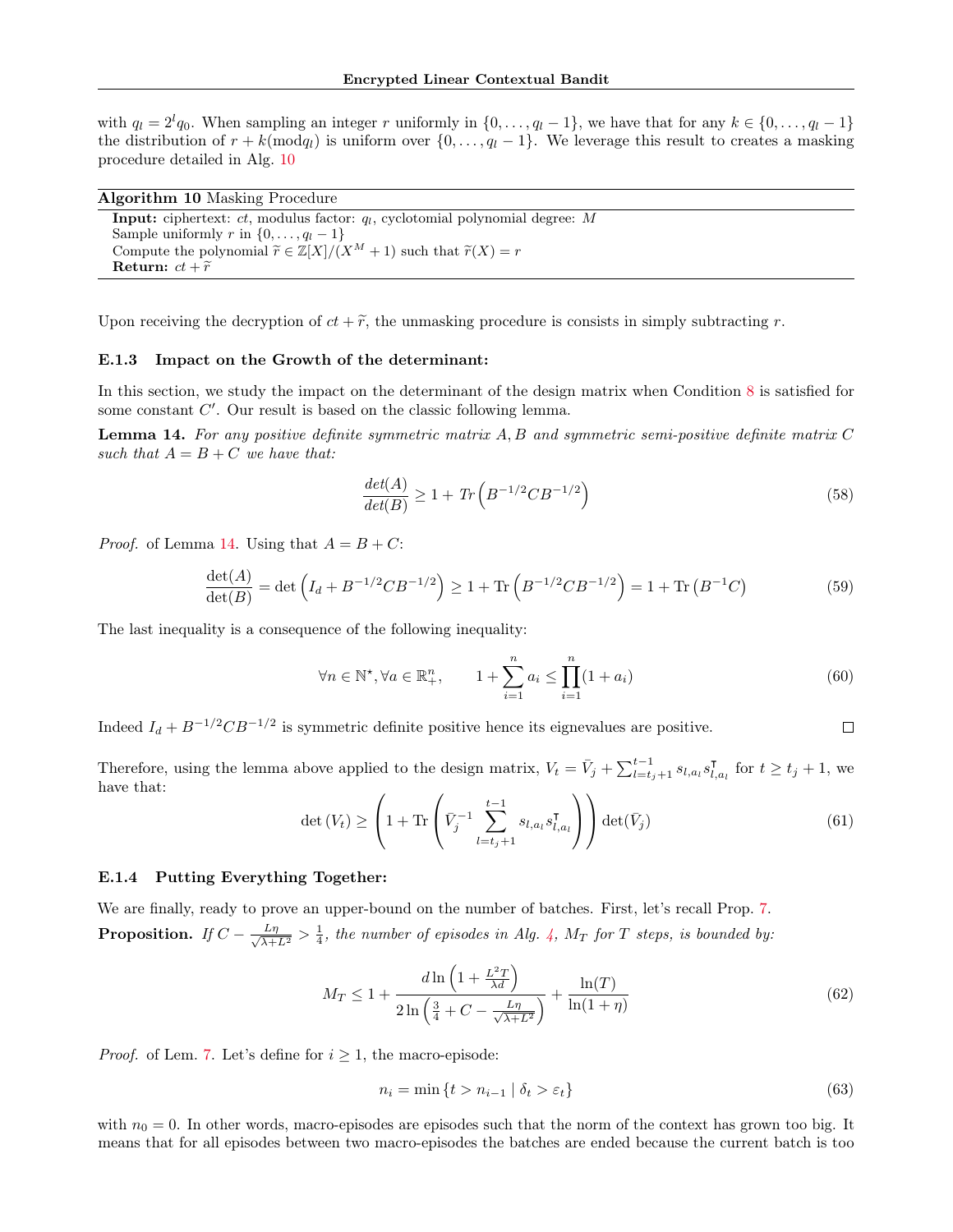with $q_l = 2^l q_0$. When sampling an integer $r$ uniformly in $\{0, \ldots, q_l - 1\}$, we have that for any $k \in \{0, \ldots, q_l - 1\}$ the distribution of $r + k (\text{mod} q_l)$ is uniform over $\{0, \ldots, q_l - 1\}$. We leverage this result to creates a masking procedure detailed in Alg. 10

**Algorithm 10** Masking Procedure

**Input:** ciphertext: $ct$, modulus factor: $q_l$, cyclotomial polynomial degree: $M$
Sample uniformly $r$ in $\{0, \ldots, q_l - 1\}$
Compute the polynomial $\widetilde{r} \in \mathbb{Z}[X]/(X^M + 1)$ such that $\widetilde{r}(X) = r$
**Return:** $ct + \widetilde{r}$

Upon receiving the decryption of $ct + \widetilde{r}$, the unmasking procedure is consists in simply subtracting $r$.

### E.1.3 Impact on the Growth of the determinant:

In this section, we study the impact on the determinant of the design matrix when Condition 8 is satisfied for some constant $C'$. Our result is based on the classic following lemma.

**Lemma 14.** *For any positive definite symmetric matrix $A, B$ and symmetric semi-positive definite matrix $C$ such that $A = B + C$ we have that:*

$$\frac{det(A)}{det(B)} \geq 1 + Tr\left(B^{-1/2} C B^{-1/2}\right) \tag{58}$$

*Proof.* of Lemma 14. Using that $A = B + C$:

$$\frac{\det(A)}{\det(B)} = \det\left(I_d + B^{-1/2} C B^{-1/2}\right) \geq 1 + \text{Tr}\left(B^{-1/2} C B^{-1/2}\right) = 1 + \text{Tr}\left(B^{-1} C\right) \tag{59}$$

The last inequality is a consequence of the following inequality:

$$\forall n \in \mathbb{N}^\star, \forall a \in \mathbb{R}_+^n, \qquad 1 + \sum_{i=1}^n a_i \leq \prod_{i=1}^n (1 + a_i) \tag{60}$$

Indeed $I_d + B^{-1/2} C B^{-1/2}$ is symmetric definite positive hence its eignevalues are positive. $\square$

Therefore, using the lemma above applied to the design matrix, $V_t = \bar{V}_j + \sum_{l=t_j+1}^{t-1} s_{l,a_l} s_{l,a_l}^\intercal$ for $t \geq t_j + 1$, we have that:

$$\det\left(V_t\right) \geq \left(1 + \text{Tr}\left(\bar{V}_j^{-1} \sum_{l=t_j+1}^{t-1} s_{l,a_l} s_{l,a_l}^\intercal\right)\right) \det(\bar{V}_j) \tag{61}$$

### E.1.4 Putting Everything Together:

We are finally, ready to prove an upper-bound on the number of batches. First, let's recall Prop. 7.

**Proposition.** *If $C - \frac{L\eta}{\sqrt{\lambda + L^2}} > \frac{1}{4}$, the number of episodes in Alg. 4, $M_T$ for $T$ steps, is bounded by:*

$$M_T \leq 1 + \frac{d \ln\left(1 + \frac{L^2 T}{\lambda d}\right)}{2 \ln\left(\frac{3}{4} + C - \frac{L\eta}{\sqrt{\lambda + L^2}}\right)} + \frac{\ln(T)}{\ln(1 + \eta)} \tag{62}$$

*Proof.* of Lem. 7. Let's define for $i \geq 1$, the macro-episode:

$$n_i = \min\left\{t > n_{i-1} \mid \delta_t > \varepsilon_t\right\} \tag{63}$$

with $n_0 = 0$. In other words, macro-episodes are episodes such that the norm of the context has grown too big. It means that for all episodes between two macro-episodes the batches are ended because the current batch is too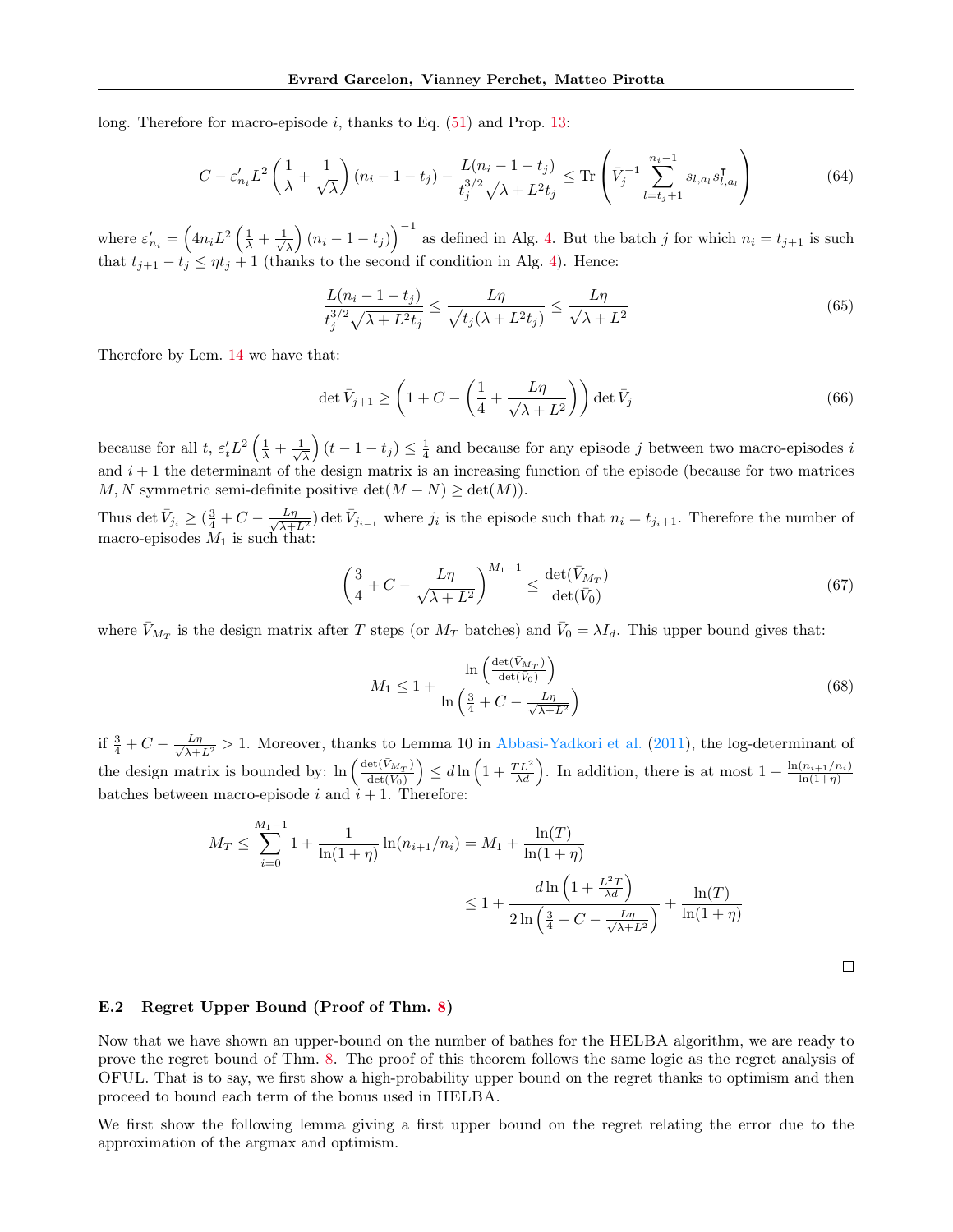long. Therefore for macro-episode $i$, thanks to Eq. (51) and Prop. 13:

$$C - \varepsilon'_{n_i} L^2 \left(\frac{1}{\lambda} + \frac{1}{\sqrt{\lambda}}\right)(n_i - 1 - t_j) - \frac{L(n_i - 1 - t_j)}{t_j^{3/2}\sqrt{\lambda + L^2 t_j}} \leq \mathrm{Tr}\left(\bar{V}_j^{-1} \sum_{l=t_j+1}^{n_i - 1} s_{l,a_l} s_{l,a_l}^\intercal\right) \tag{64}$$

where $\varepsilon'_{n_i} = \left(4 n_i L^2 \left(\frac{1}{\lambda} + \frac{1}{\sqrt{\lambda}}\right)(n_i - 1 - t_j)\right)^{-1}$ as defined in Alg. 4. But the batch $j$ for which $n_i = t_{j+1}$ is such that $t_{j+1} - t_j \leq \eta t_j + 1$ (thanks to the second if condition in Alg. 4). Hence:

$$\frac{L(n_i - 1 - t_j)}{t_j^{3/2}\sqrt{\lambda + L^2 t_j}} \leq \frac{L\eta}{\sqrt{t_j(\lambda + L^2 t_j)}} \leq \frac{L\eta}{\sqrt{\lambda + L^2}} \tag{65}$$

Therefore by Lem. 14 we have that:

$$\det \bar{V}_{j+1} \geq \left(1 + C - \left(\frac{1}{4} + \frac{L\eta}{\sqrt{\lambda + L^2}}\right)\right) \det \bar{V}_j \tag{66}$$

because for all $t$, $\varepsilon'_t L^2 \left(\frac{1}{\lambda} + \frac{1}{\sqrt{\lambda}}\right)(t - 1 - t_j) \leq \frac{1}{4}$ and because for any episode $j$ between two macro-episodes $i$ and $i+1$ the determinant of the design matrix is an increasing function of the episode (because for two matrices $M, N$ symmetric semi-definite positive $\det(M + N) \geq \det(M)$).

Thus $\det \bar{V}_{j_i} \geq (\frac{3}{4} + C - \frac{L\eta}{\sqrt{\lambda + L^2}}) \det \bar{V}_{j_{i-1}}$ where $j_i$ is the episode such that $n_i = t_{j_i + 1}$. Therefore the number of macro-episodes $M_1$ is such that:

$$\left(\frac{3}{4} + C - \frac{L\eta}{\sqrt{\lambda + L^2}}\right)^{M_1 - 1} \leq \frac{\det(\bar{V}_{M_T})}{\det(\bar{V}_0)} \tag{67}$$

where $\bar{V}_{M_T}$ is the design matrix after $T$ steps (or $M_T$ batches) and $\bar{V}_0 = \lambda I_d$. This upper bound gives that:

$$M_1 \leq 1 + \frac{\ln\left(\frac{\det(\bar{V}_{M_T})}{\det(\bar{V}_0)}\right)}{\ln\left(\frac{3}{4} + C - \frac{L\eta}{\sqrt{\lambda + L^2}}\right)} \tag{68}$$

if $\frac{3}{4} + C - \frac{L\eta}{\sqrt{\lambda + L^2}} > 1$. Moreover, thanks to Lemma 10 in Abbasi-Yadkori et al. (2011), the log-determinant of the design matrix is bounded by: $\ln\left(\frac{\det(\bar{V}_{M_T})}{\det(V_0)}\right) \leq d \ln\left(1 + \frac{TL^2}{\lambda d}\right)$. In addition, there is at most $1 + \frac{\ln(n_{i+1}/n_i)}{\ln(1+\eta)}$ batches between macro-episode $i$ and $i+1$. Therefore:

$$\begin{aligned}
M_T \leq \sum_{i=0}^{M_1 - 1} 1 + \frac{1}{\ln(1+\eta)} \ln(n_{i+1}/n_i) &= M_1 + \frac{\ln(T)}{\ln(1+\eta)} \\
&\leq 1 + \frac{d \ln\left(1 + \frac{L^2 T}{\lambda d}\right)}{2 \ln\left(\frac{3}{4} + C - \frac{L\eta}{\sqrt{\lambda + L^2}}\right)} + \frac{\ln(T)}{\ln(1+\eta)}
\end{aligned}$$

□

### E.2 Regret Upper Bound (Proof of Thm. 8)

Now that we have shown an upper-bound on the number of bathes for the HELBA algorithm, we are ready to prove the regret bound of Thm. 8. The proof of this theorem follows the same logic as the regret analysis of OFUL. That is to say, we first show a high-probability upper bound on the regret thanks to optimism and then proceed to bound each term of the bonus used in HELBA.

We first show the following lemma giving a first upper bound on the regret relating the error due to the approximation of the argmax and optimism.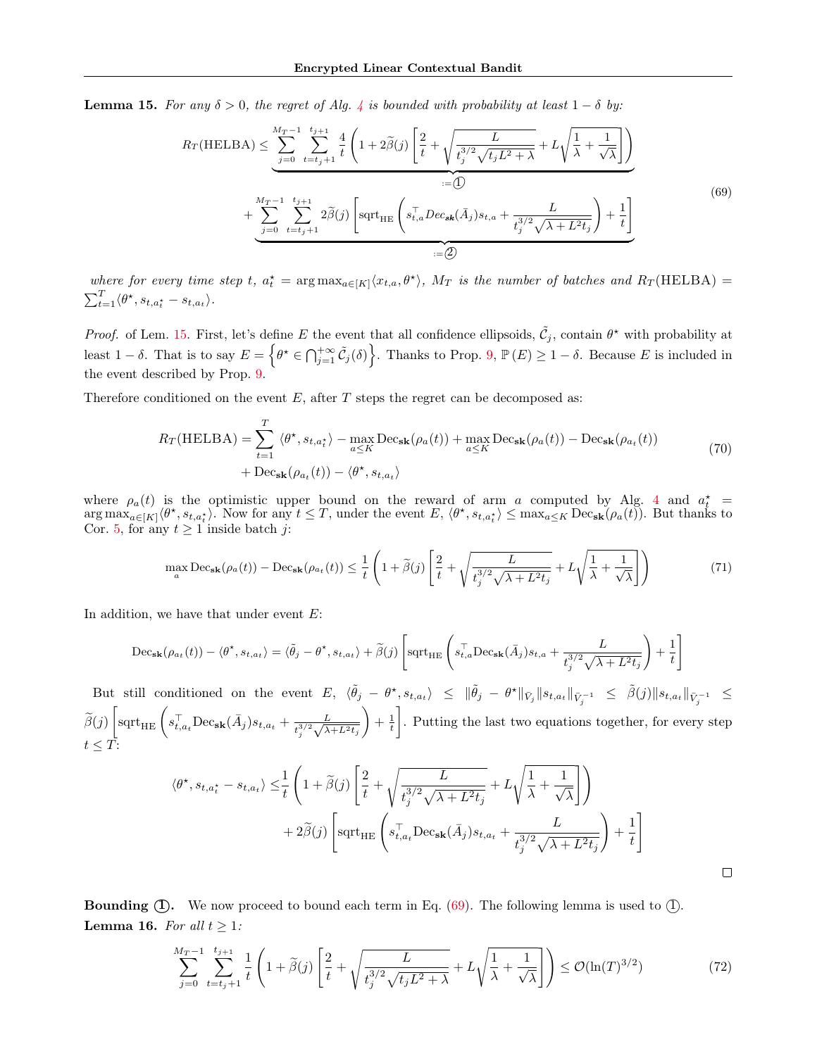**Lemma 15.** *For any $\delta > 0$, the regret of Alg. 4 is bounded with probability at least $1-\delta$ by:*

$$
\begin{aligned}
R_T(\text{HELBA}) \leq & \underbrace{\sum_{j=0}^{M_T-1} \sum_{t=t_j+1}^{t_{j+1}} \frac{4}{t}\left(1 + 2\widetilde{\beta}(j)\left[\frac{2}{t} + \sqrt{\frac{L}{t_j^{3/2}\sqrt{t_j L^2 + \lambda}}} + L\sqrt{\frac{1}{\lambda} + \frac{1}{\sqrt{\lambda}}}\right]\right)}_{:= \textcircled{1}} \\
& + \underbrace{\sum_{j=0}^{M_T-1} \sum_{t=t_j+1}^{t_{j+1}} 2\widetilde{\beta}(j)\left[\text{sqrt}_{\text{HE}}\left(s_{t,a}^\top Dec_{\boldsymbol{sk}}(\bar{A}_j)s_{t,a} + \frac{L}{t_j^{3/2}\sqrt{\lambda + L^2 t_j}}\right) + \frac{1}{t}\right]}_{:= \textcircled{2}}
\end{aligned}
\tag{69}
$$

*where for every time step $t$, $a_t^\star = \arg\max_{a\in[K]}\langle x_{t,a}, \theta^\star\rangle$, $M_T$ is the number of batches and $R_T(\text{HELBA}) = \sum_{t=1}^T \langle \theta^\star, s_{t,a_t^\star} - s_{t,a_t}\rangle$.*

*Proof.* of Lem. 15. First, let's define $E$ the event that all confidence ellipsoids, $\tilde{\mathcal{C}}_j$, contain $\theta^\star$ with probability at least $1-\delta$. That is to say $E = \left\{\theta^\star \in \bigcap_{j=1}^{+\infty} \tilde{\mathcal{C}}_j(\delta)\right\}$. Thanks to Prop. 9, $\mathbb{P}(E) \geq 1-\delta$. Because $E$ is included in the event described by Prop. 9.

Therefore conditioned on the event $E$, after $T$ steps the regret can be decomposed as:

$$
\begin{aligned}
R_T(\text{HELBA}) = \sum_{t=1}^T & \langle \theta^\star, s_{t,a_t^\star}\rangle - \max_{a\leq K} \text{Dec}_{\mathbf{sk}}(\rho_a(t)) + \max_{a\leq K} \text{Dec}_{\mathbf{sk}}(\rho_a(t)) - \text{Dec}_{\mathbf{sk}}(\rho_{a_t}(t)) \\
& + \text{Dec}_{\mathbf{sk}}(\rho_{a_t}(t)) - \langle \theta^\star, s_{t,a_t}\rangle
\end{aligned}
\tag{70}
$$

where $\rho_a(t)$ is the optimistic upper bound on the reward of arm $a$ computed by Alg. 4 and $a_t^\star = \arg\max_{a\in[K]}\langle\theta^\star, s_{t,a_t^\star}\rangle$. Now for any $t \leq T$, under the event $E$, $\langle\theta^\star, s_{t,a_t^\star}\rangle \leq \max_{a\leq K}\text{Dec}_{\mathbf{sk}}(\rho_a(t))$. But thanks to Cor. 5, for any $t \geq 1$ inside batch $j$:

$$
\max_a \text{Dec}_{\mathbf{sk}}(\rho_a(t)) - \text{Dec}_{\mathbf{sk}}(\rho_{a_t}(t)) \leq \frac{1}{t}\left(1 + \widetilde{\beta}(j)\left[\frac{2}{t} + \sqrt{\frac{L}{t_j^{3/2}\sqrt{\lambda + L^2 t_j}}} + L\sqrt{\frac{1}{\lambda} + \frac{1}{\sqrt{\lambda}}}\right]\right)
\tag{71}
$$

In addition, we have that under event $E$:

$$
\text{Dec}_{\mathbf{sk}}(\rho_{a_t}(t)) - \langle\theta^\star, s_{t,a_t}\rangle = \langle\tilde{\theta}_j - \theta^\star, s_{t,a_t}\rangle + \widetilde{\beta}(j)\left[\text{sqrt}_{\text{HE}}\left(s_{t,a}^\top \text{Dec}_{\mathbf{sk}}(\bar{A}_j)s_{t,a} + \frac{L}{t_j^{3/2}\sqrt{\lambda + L^2 t_j}}\right) + \frac{1}{t}\right]
$$

But still conditioned on the event $E$, $\langle\tilde{\theta}_j - \theta^\star, s_{t,a_t}\rangle \leq \|\tilde{\theta}_j - \theta^\star\|_{\bar{V}_j}\|s_{t,a_t}\|_{\bar{V}_j^{-1}} \leq \tilde{\beta}(j)\|s_{t,a_t}\|_{\bar{V}_j^{-1}} \leq \widetilde{\beta}(j)\left[\text{sqrt}_{\text{HE}}\left(s_{t,a_t}^\top \text{Dec}_{\mathbf{sk}}(\bar{A}_j)s_{t,a_t} + \frac{L}{t_j^{3/2}\sqrt{\lambda + L^2 t_j}}\right) + \frac{1}{t}\right]$. Putting the last two equations together, for every step $t \leq T$:

$$
\begin{aligned}
\langle\theta^\star, s_{t,a_t^\star} - s_{t,a_t}\rangle \leq & \frac{1}{t}\left(1 + \widetilde{\beta}(j)\left[\frac{2}{t} + \sqrt{\frac{L}{t_j^{3/2}\sqrt{\lambda + L^2 t_j}}} + L\sqrt{\frac{1}{\lambda} + \frac{1}{\sqrt{\lambda}}}\right]\right) \\
& + 2\widetilde{\beta}(j)\left[\text{sqrt}_{\text{HE}}\left(s_{t,a_t}^\top \text{Dec}_{\mathbf{sk}}(\bar{A}_j)s_{t,a_t} + \frac{L}{t_j^{3/2}\sqrt{\lambda + L^2 t_j}}\right) + \frac{1}{t}\right]
\end{aligned}
$$

$\square$

**Bounding ①.** We now proceed to bound each term in Eq. (69). The following lemma is used to ①.

**Lemma 16.** *For all $t \geq 1$:*

$$
\sum_{j=0}^{M_T-1} \sum_{t=t_j+1}^{t_{j+1}} \frac{1}{t}\left(1 + \widetilde{\beta}(j)\left[\frac{2}{t} + \sqrt{\frac{L}{t_j^{3/2}\sqrt{t_j L^2 + \lambda}}} + L\sqrt{\frac{1}{\lambda} + \frac{1}{\sqrt{\lambda}}}\right]\right) \leq \mathcal{O}(\ln(T)^{3/2})
\tag{72}
$$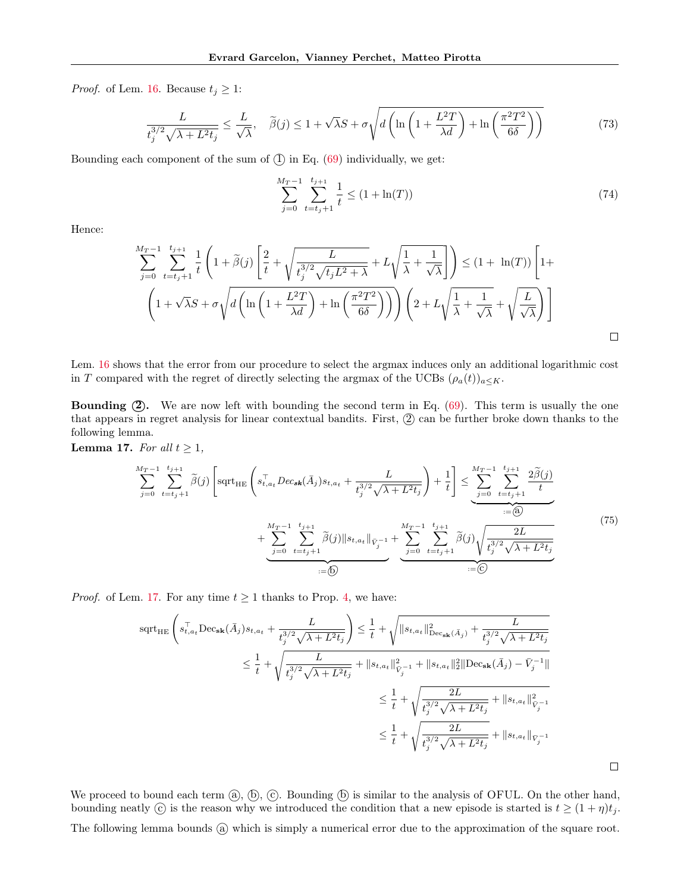*Proof.* of Lem. 16. Because $t_j \geq 1$:

$$\frac{L}{t_j^{3/2}\sqrt{\lambda + L^2 t_j}} \leq \frac{L}{\sqrt{\lambda}}, \quad \widetilde{\beta}(j) \leq 1 + \sqrt{\lambda}S + \sigma\sqrt{d\left(\ln\left(1 + \frac{L^2 T}{\lambda d}\right) + \ln\left(\frac{\pi^2 T^2}{6\delta}\right)\right)} \tag{73}$$

Bounding each component of the sum of ① in Eq. (69) individually, we get:

$$\sum_{j=0}^{M_T - 1} \sum_{t=t_j+1}^{t_{j+1}} \frac{1}{t} \leq (1 + \ln(T)) \tag{74}$$

Hence:

$$\sum_{j=0}^{M_T-1}\sum_{t=t_j+1}^{t_{j+1}} \frac{1}{t}\left(1 + \widetilde{\beta}(j)\left[\frac{2}{t} + \sqrt{\frac{L}{t_j^{3/2}\sqrt{t_j L^2 + \lambda}}} + L\sqrt{\frac{1}{\lambda} + \frac{1}{\sqrt{\lambda}}}\right]\right) \leq (1 + \ln(T))\left[1 + \left(1 + \sqrt{\lambda}S + \sigma\sqrt{d\left(\ln\left(1 + \frac{L^2 T}{\lambda d}\right) + \ln\left(\frac{\pi^2 T^2}{6\delta}\right)\right)}\right)\left(2 + L\sqrt{\frac{1}{\lambda} + \frac{1}{\sqrt{\lambda}}} + \sqrt{\frac{L}{\sqrt{\lambda}}}\right)\right]$$

□

Lem. 16 shows that the error from our procedure to select the argmax induces only an additional logarithmic cost in $T$ compared with the regret of directly selecting the argmax of the UCBs $(\rho_a(t))_{a \leq K}$.

**Bounding ②.** We are now left with bounding the second term in Eq. (69). This term is usually the one that appears in regret analysis for linear contextual bandits. First, ② can be further broke down thanks to the following lemma.

**Lemma 17.** *For all $t \geq 1$,*

$$\sum_{j=0}^{M_T-1}\sum_{t=t_j+1}^{t_{j+1}} \widetilde{\beta}(j)\left[\mathrm{sqrt}_{\mathrm{HE}}\left(s_{t,a_t}^\top Dec_{\boldsymbol{sk}}(\bar{A}_j)s_{t,a_t} + \frac{L}{t_j^{3/2}\sqrt{\lambda + L^2 t_j}}\right) + \frac{1}{t}\right] \leq \underbrace{\sum_{j=0}^{M_T-1}\sum_{t=t_j+1}^{t_{j+1}} \frac{2\widetilde{\beta}(j)}{t}}_{:=ⓐ} + \underbrace{\sum_{j=0}^{M_T-1}\sum_{t=t_j+1}^{t_{j+1}} \widetilde{\beta}(j)\|s_{t,a_t}\|_{\bar{V}_j^{-1}}}_{:=ⓑ} + \underbrace{\sum_{j=0}^{M_T-1}\sum_{t=t_j+1}^{t_{j+1}} \widetilde{\beta}(j)\sqrt{\frac{2L}{t_j^{3/2}\sqrt{\lambda + L^2 t_j}}}}_{:=ⓒ} \tag{75}$$

*Proof.* of Lem. 17. For any time $t \geq 1$ thanks to Prop. 4, we have:

$$\begin{aligned}
\mathrm{sqrt}_{\mathrm{HE}}\left(s_{t,a_t}^\top \mathrm{Dec}_{\mathbf{sk}}(\bar{A}_j)s_{t,a_t} + \frac{L}{t_j^{3/2}\sqrt{\lambda + L^2 t_j}}\right) &\leq \frac{1}{t} + \sqrt{\|s_{t,a_t}\|^2_{\mathrm{Dec}_{\mathbf{sk}}(\bar{A}_j)} + \frac{L}{t_j^{3/2}\sqrt{\lambda + L^2 t_j}}} \\
&\leq \frac{1}{t} + \sqrt{\frac{L}{t_j^{3/2}\sqrt{\lambda + L^2 t_j}} + \|s_{t,a_t}\|^2_{\bar{V}_j^{-1}} + \|s_{t,a_t}\|_2^2 \|\mathrm{Dec}_{\mathbf{sk}}(\bar{A}_j) - \bar{V}_j^{-1}\|} \\
&\leq \frac{1}{t} + \sqrt{\frac{2L}{t_j^{3/2}\sqrt{\lambda + L^2 t_j}} + \|s_{t,a_t}\|^2_{\bar{V}_j^{-1}}} \\
&\leq \frac{1}{t} + \sqrt{\frac{2L}{t_j^{3/2}\sqrt{\lambda + L^2 t_j}}} + \|s_{t,a_t}\|_{\bar{V}_j^{-1}}
\end{aligned}$$

□

We proceed to bound each term ⓐ, ⓑ, ⓒ. Bounding ⓑ is similar to the analysis of OFUL. On the other hand, bounding neatly ⓒ is the reason why we introduced the condition that a new episode is started is $t \geq (1 + \eta)t_j$.

The following lemma bounds ⓐ which is simply a numerical error due to the approximation of the square root.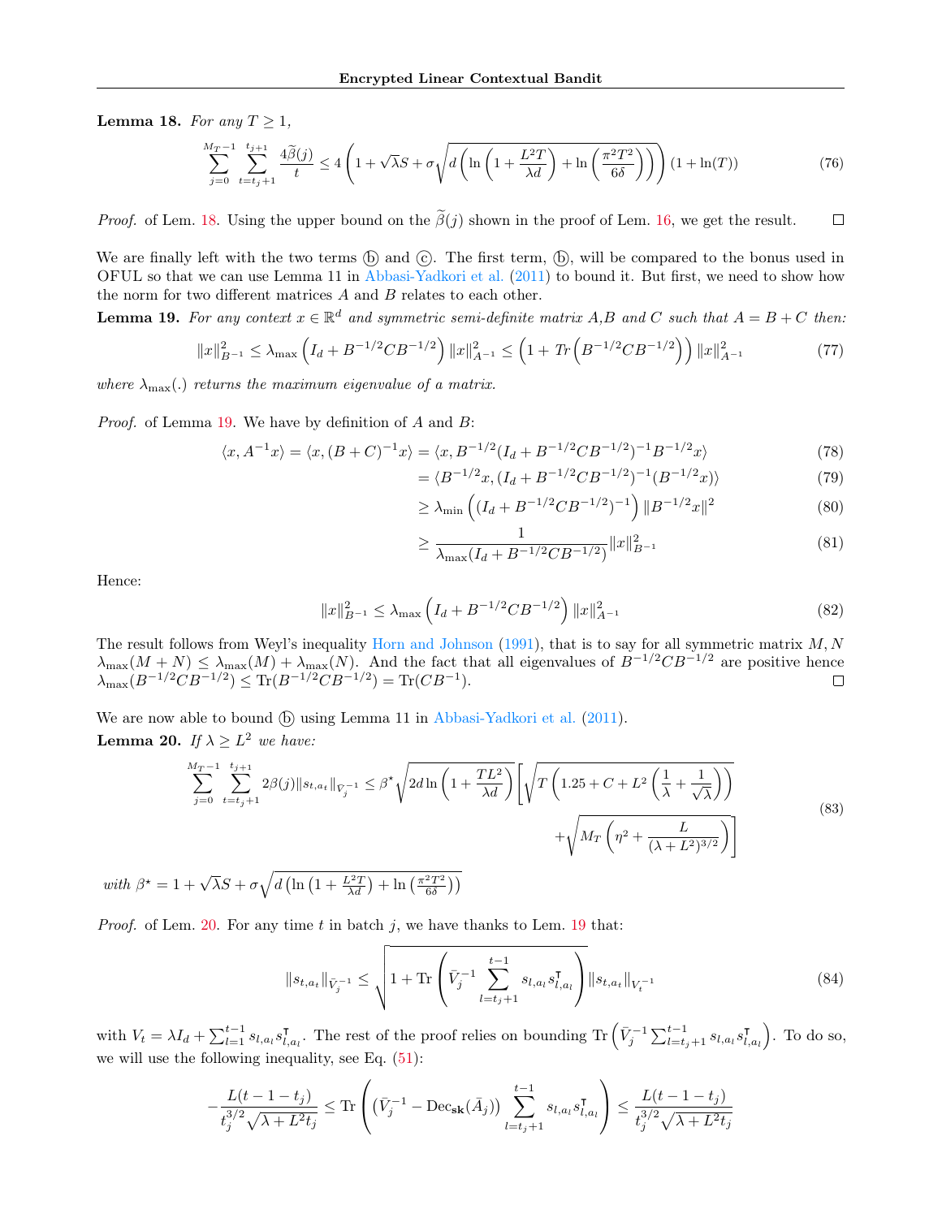**Lemma 18.** *For any $T \geq 1$,*

$$\sum_{j=0}^{M_T-1} \sum_{t=t_j+1}^{t_{j+1}} \frac{4\widetilde{\beta}(j)}{t} \leq 4\left(1 + \sqrt{\lambda}S + \sigma\sqrt{d\left(\ln\left(1 + \frac{L^2 T}{\lambda d}\right) + \ln\left(\frac{\pi^2 T^2}{6\delta}\right)\right)}\right)(1 + \ln(T)) \tag{76}$$

*Proof.* of Lem. 18. Using the upper bound on the $\widetilde{\beta}(j)$ shown in the proof of Lem. 16, we get the result. ∎

We are finally left with the two terms ⓑ and ⓒ. The first term, ⓑ, will be compared to the bonus used in OFUL so that we can use Lemma 11 in Abbasi-Yadkori et al. (2011) to bound it. But first, we need to show how the norm for two different matrices $A$ and $B$ relates to each other.

**Lemma 19.** *For any context $x \in \mathbb{R}^d$ and symmetric semi-definite matrix $A$,$B$ and $C$ such that $A = B + C$ then:*

$$\|x\|^2_{B^{-1}} \leq \lambda_{\max}\left(I_d + B^{-1/2}CB^{-1/2}\right)\|x\|^2_{A^{-1}} \leq \left(1 + Tr\left(B^{-1/2}CB^{-1/2}\right)\right)\|x\|^2_{A^{-1}} \tag{77}$$

*where $\lambda_{\max}(.)$ returns the maximum eigenvalue of a matrix.*

*Proof.* of Lemma 19. We have by definition of $A$ and $B$:

$$\begin{aligned}
\langle x, A^{-1}x\rangle = \langle x, (B+C)^{-1}x\rangle &= \langle x, B^{-1/2}(I_d + B^{-1/2}CB^{-1/2})^{-1}B^{-1/2}x\rangle && (78)\\
&= \langle B^{-1/2}x, (I_d + B^{-1/2}CB^{-1/2})^{-1}(B^{-1/2}x)\rangle && (79)\\
&\geq \lambda_{\min}\left((I_d + B^{-1/2}CB^{-1/2})^{-1}\right)\|B^{-1/2}x\|^2 && (80)\\
&\geq \frac{1}{\lambda_{\max}(I_d + B^{-1/2}CB^{-1/2})}\|x\|^2_{B^{-1}} && (81)
\end{aligned}$$

Hence:

$$\|x\|^2_{B^{-1}} \leq \lambda_{\max}\left(I_d + B^{-1/2}CB^{-1/2}\right)\|x\|^2_{A^{-1}} \tag{82}$$

The result follows from Weyl's inequality Horn and Johnson (1991), that is to say for all symmetric matrix $M, N$ $\lambda_{\max}(M+N) \leq \lambda_{\max}(M) + \lambda_{\max}(N)$. And the fact that all eigenvalues of $B^{-1/2}CB^{-1/2}$ are positive hence $\lambda_{\max}(B^{-1/2}CB^{-1/2}) \leq \mathrm{Tr}(B^{-1/2}CB^{-1/2}) = \mathrm{Tr}(CB^{-1})$. ∎

We are now able to bound ⓑ using Lemma 11 in Abbasi-Yadkori et al. (2011).

**Lemma 20.** *If $\lambda \geq L^2$ we have:*

$$\begin{aligned}
\sum_{j=0}^{M_T-1}\sum_{t=t_j+1}^{t_{j+1}} 2\beta(j)\|s_{t,a_t}\|_{\bar{V}_j^{-1}} \leq \beta^\star\sqrt{2d\ln\left(1 + \frac{TL^2}{\lambda d}\right)}\Bigg[&\sqrt{T\left(1.25 + C + L^2\left(\frac{1}{\lambda} + \frac{1}{\sqrt{\lambda}}\right)\right)}\\
&+\sqrt{M_T\left(\eta^2 + \frac{L}{(\lambda + L^2)^{3/2}}\right)}\Bigg]
\end{aligned} \tag{83}$$

*with $\beta^\star = 1 + \sqrt{\lambda}S + \sigma\sqrt{d\left(\ln\left(1 + \frac{L^2T}{\lambda d}\right) + \ln\left(\frac{\pi^2T^2}{6\delta}\right)\right)}$*

*Proof.* of Lem. 20. For any time $t$ in batch $j$, we have thanks to Lem. 19 that:

$$\|s_{t,a_t}\|_{\bar{V}_j^{-1}} \leq \sqrt{1 + \mathrm{Tr}\left(\bar{V}_j^{-1}\sum_{l=t_j+1}^{t-1} s_{l,a_l}s_{l,a_l}^\intercal\right)}\|s_{t,a_t}\|_{V_t^{-1}} \tag{84}$$

with $V_t = \lambda I_d + \sum_{l=1}^{t-1} s_{l,a_l}s_{l,a_l}^\intercal$. The rest of the proof relies on bounding $\mathrm{Tr}\left(\bar{V}_j^{-1}\sum_{l=t_j+1}^{t-1} s_{l,a_l}s_{l,a_l}^\intercal\right)$. To do so, we will use the following inequality, see Eq. (51):

$$-\frac{L(t-1-t_j)}{t_j^{3/2}\sqrt{\lambda + L^2t_j}} \leq \mathrm{Tr}\left((\bar{V}_j^{-1} - \mathrm{Dec}_{\mathbf{sk}}(\bar{A}_j))\sum_{l=t_j+1}^{t-1} s_{l,a_l}s_{l,a_l}^\intercal\right) \leq \frac{L(t-1-t_j)}{t_j^{3/2}\sqrt{\lambda + L^2t_j}}$$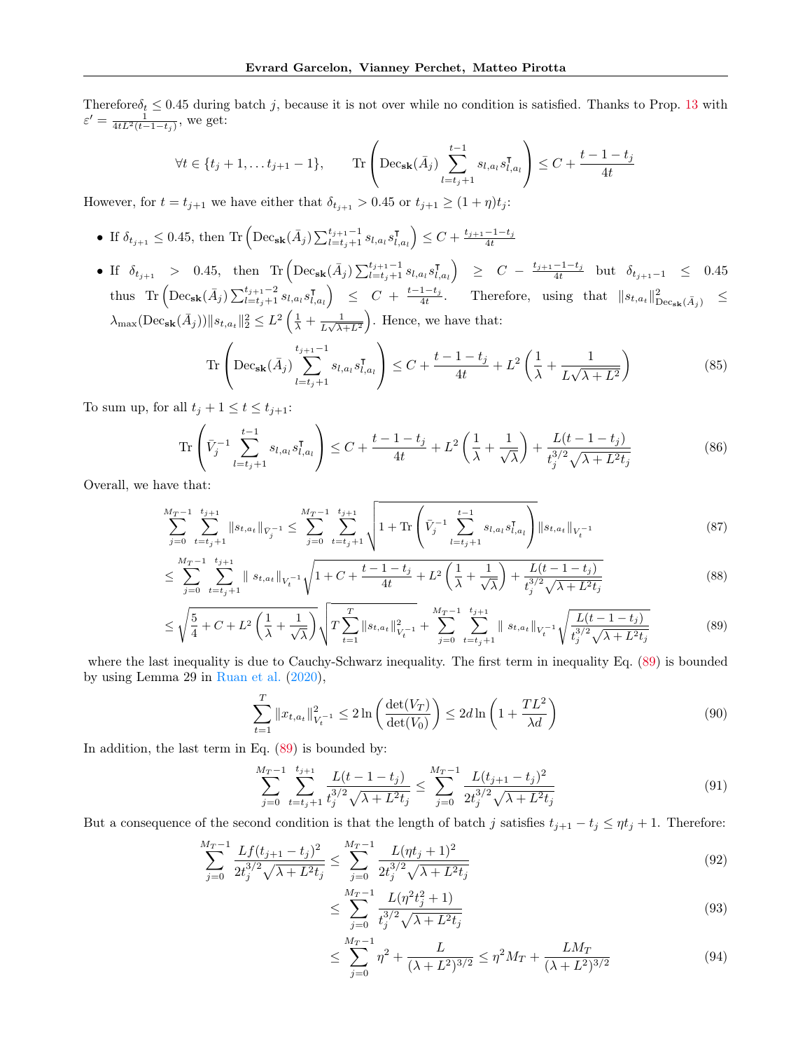Therefore$\delta_t \leq 0.45$ during batch $j$, because it is not over while no condition is satisfied. Thanks to Prop. 13 with $\varepsilon' = \frac{1}{4tL^2(t-1-t_j)}$, we get:

$$\forall t \in \{t_j+1, \ldots t_{j+1}-1\}, \qquad \mathrm{Tr}\left(\mathrm{Dec}_{\mathbf{sk}}(\bar{A}_j) \sum_{l=t_j+1}^{t-1} s_{l,a_l} s_{l,a_l}^\intercal\right) \leq C + \frac{t-1-t_j}{4t}$$

However, for $t = t_{j+1}$ we have either that $\delta_{t_{j+1}} > 0.45$ or $t_{j+1} \geq (1+\eta)t_j$:

- If $\delta_{t_{j+1}} \leq 0.45$, then $\mathrm{Tr}\left(\mathrm{Dec}_{\mathbf{sk}}(\bar{A}_j) \sum_{l=t_j+1}^{t_{j+1}-1} s_{l,a_l} s_{l,a_l}^\intercal\right) \leq C + \frac{t_{j+1}-1-t_j}{4t}$
- If $\delta_{t_{j+1}} > 0.45$, then $\mathrm{Tr}\left(\mathrm{Dec}_{\mathbf{sk}}(\bar{A}_j) \sum_{l=t_j+1}^{t_{j+1}-1} s_{l,a_l} s_{l,a_l}^\intercal\right) \geq C - \frac{t_{j+1}-1-t_j}{4t}$ but $\delta_{t_{j+1}-1} \leq 0.45$ thus $\mathrm{Tr}\left(\mathrm{Dec}_{\mathbf{sk}}(\bar{A}_j) \sum_{l=t_j+1}^{t_{j+1}-2} s_{l,a_l} s_{l,a_l}^\intercal\right) \leq C + \frac{t-1-t_j}{4t}$. Therefore, using that $\|s_{t,a_t}\|^2_{\mathrm{Dec}_{\mathbf{sk}}(\bar{A}_j)} \leq \lambda_{\max}(\mathrm{Dec}_{\mathbf{sk}}(\bar{A}_j))\|s_{t,a_t}\|_2^2 \leq L^2\left(\frac{1}{\lambda} + \frac{1}{L\sqrt{\lambda+L^2}}\right)$. Hence, we have that:

$$\mathrm{Tr}\left(\mathrm{Dec}_{\mathbf{sk}}(\bar{A}_j) \sum_{l=t_j+1}^{t_{j+1}-1} s_{l,a_l} s_{l,a_l}^\intercal\right) \leq C + \frac{t-1-t_j}{4t} + L^2\left(\frac{1}{\lambda} + \frac{1}{L\sqrt{\lambda+L^2}}\right) \tag{85}$$

To sum up, for all $t_j + 1 \leq t \leq t_{j+1}$:

$$\mathrm{Tr}\left(\bar{V}_j^{-1} \sum_{l=t_j+1}^{t-1} s_{l,a_l} s_{l,a_l}^\intercal\right) \leq C + \frac{t-1-t_j}{4t} + L^2\left(\frac{1}{\lambda} + \frac{1}{\sqrt{\lambda}}\right) + \frac{L(t-1-t_j)}{t_j^{3/2}\sqrt{\lambda+L^2t_j}} \tag{86}$$

Overall, we have that:

$$\sum_{j=0}^{M_T-1}\sum_{t=t_j+1}^{t_{j+1}} \|s_{t,a_t}\|_{\bar{V}_j^{-1}} \leq \sum_{j=0}^{M_T-1}\sum_{t=t_j+1}^{t_{j+1}} \sqrt{1 + \mathrm{Tr}\left(\bar{V}_j^{-1} \sum_{l=t_j+1}^{t-1} s_{l,a_l} s_{l,a_l}^\intercal\right)}\|s_{t,a_t}\|_{V_t^{-1}} \tag{87}$$

$$\leq \sum_{j=0}^{M_T-1}\sum_{t=t_j+1}^{t_{j+1}} \| s_{t,a_t}\|_{V_t^{-1}} \sqrt{1 + C + \frac{t-1-t_j}{4t} + L^2\left(\frac{1}{\lambda} + \frac{1}{\sqrt{\lambda}}\right) + \frac{L(t-1-t_j)}{t_j^{3/2}\sqrt{\lambda+L^2t_j}}} \tag{88}$$

$$\leq \sqrt{\frac{5}{4} + C + L^2\left(\frac{1}{\lambda} + \frac{1}{\sqrt{\lambda}}\right)}\sqrt{T\sum_{t=1}^{T}\|s_{t,a_t}\|^2_{V_t^{-1}}} + \sum_{j=0}^{M_T-1}\sum_{t=t_j+1}^{t_{j+1}} \| s_{t,a_t}\|_{V_t^{-1}} \sqrt{\frac{L(t-1-t_j)}{t_j^{3/2}\sqrt{\lambda+L^2t_j}}} \tag{89}$$

where the last inequality is due to Cauchy-Schwarz inequality. The first term in inequality Eq. (89) is bounded by using Lemma 29 in Ruan et al. (2020),

$$\sum_{t=1}^{T} \|x_{t,a_t}\|^2_{V_t^{-1}} \leq 2\ln\left(\frac{\det(V_T)}{\det(V_0)}\right) \leq 2d\ln\left(1 + \frac{TL^2}{\lambda d}\right) \tag{90}$$

In addition, the last term in Eq. (89) is bounded by:

$$\sum_{j=0}^{M_T-1}\sum_{t=t_j+1}^{t_{j+1}} \frac{L(t-1-t_j)}{t_j^{3/2}\sqrt{\lambda+L^2t_j}} \leq \sum_{j=0}^{M_T-1} \frac{L(t_{j+1}-t_j)^2}{2t_j^{3/2}\sqrt{\lambda+L^2t_j}} \tag{91}$$

But a consequence of the second condition is that the length of batch $j$ satisfies $t_{j+1} - t_j \leq \eta t_j + 1$. Therefore:

$$\sum_{j=0}^{M_T-1} \frac{Lf(t_{j+1}-t_j)^2}{2t_j^{3/2}\sqrt{\lambda+L^2t_j}} \leq \sum_{j=0}^{M_T-1} \frac{L(\eta t_j+1)^2}{2t_j^{3/2}\sqrt{\lambda+L^2t_j}} \tag{92}$$

$$\leq \sum_{j=0}^{M_T-1} \frac{L(\eta^2t_j^2+1)}{t_j^{3/2}\sqrt{\lambda+L^2t_j}} \tag{93}$$

$$\leq \sum_{j=0}^{M_T-1} \eta^2 + \frac{L}{(\lambda+L^2)^{3/2}} \leq \eta^2 M_T + \frac{LM_T}{(\lambda+L^2)^{3/2}} \tag{94}$$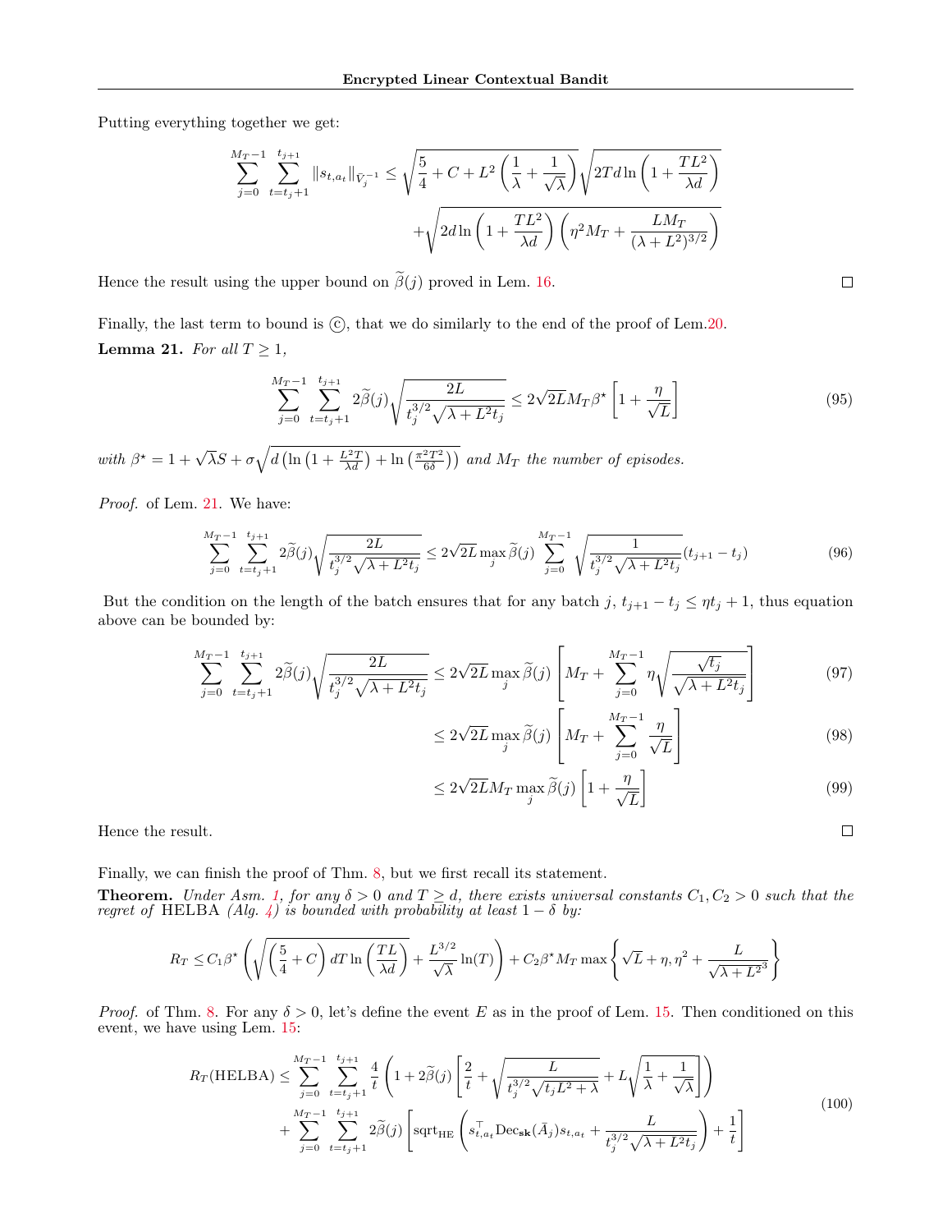Putting everything together we get:

$$\sum_{j=0}^{M_T-1}\sum_{t=t_j+1}^{t_{j+1}} \|s_{t,a_t}\|_{\widetilde{V}_j^{-1}} \leq \sqrt{\frac{5}{4} + C + L^2\left(\frac{1}{\lambda} + \frac{1}{\sqrt{\lambda}}\right)}\sqrt{2Td\ln\left(1 + \frac{TL^2}{\lambda d}\right)} + \sqrt{2d\ln\left(1 + \frac{TL^2}{\lambda d}\right)\left(\eta^2 M_T + \frac{LM_T}{(\lambda + L^2)^{3/2}}\right)}$$

Hence the result using the upper bound on $\widetilde{\beta}(j)$ proved in Lem. 16. $\square$

Finally, the last term to bound is ⓒ, that we do similarly to the end of the proof of Lem.20.

**Lemma 21.** *For all $T \geq 1$,*

$$\sum_{j=0}^{M_T-1}\sum_{t=t_j+1}^{t_{j+1}} 2\widetilde{\beta}(j)\sqrt{\frac{2L}{t_j^{3/2}\sqrt{\lambda + L^2 t_j}}} \leq 2\sqrt{2L}M_T\beta^\star\left[1 + \frac{\eta}{\sqrt{L}}\right] \tag{95}$$

*with $\beta^\star = 1 + \sqrt{\lambda}S + \sigma\sqrt{d\left(\ln\left(1 + \frac{L^2 T}{\lambda d}\right) + \ln\left(\frac{\pi^2 T^2}{6\delta}\right)\right)}$ and $M_T$ the number of episodes.*

*Proof.* of Lem. 21. We have:

$$\sum_{j=0}^{M_T-1}\sum_{t=t_j+1}^{t_{j+1}} 2\widetilde{\beta}(j)\sqrt{\frac{2L}{t_j^{3/2}\sqrt{\lambda + L^2 t_j}}} \leq 2\sqrt{2L}\max_j \widetilde{\beta}(j)\sum_{j=0}^{M_T-1}\sqrt{\frac{1}{t_j^{3/2}\sqrt{\lambda + L^2 t_j}}}(t_{j+1} - t_j) \tag{96}$$

But the condition on the length of the batch ensures that for any batch $j$, $t_{j+1} - t_j \leq \eta t_j + 1$, thus equation above can be bounded by:

$$\sum_{j=0}^{M_T-1}\sum_{t=t_j+1}^{t_{j+1}} 2\widetilde{\beta}(j)\sqrt{\frac{2L}{t_j^{3/2}\sqrt{\lambda + L^2 t_j}}} \leq 2\sqrt{2L}\max_j \widetilde{\beta}(j)\left[M_T + \sum_{j=0}^{M_T-1}\eta\sqrt{\frac{\sqrt{t_j}}{\sqrt{\lambda + L^2 t_j}}}\right] \tag{97}$$

$$\leq 2\sqrt{2L}\max_j \widetilde{\beta}(j)\left[M_T + \sum_{j=0}^{M_T-1}\frac{\eta}{\sqrt{L}}\right] \tag{98}$$

$$\leq 2\sqrt{2L}M_T\max_j \widetilde{\beta}(j)\left[1 + \frac{\eta}{\sqrt{L}}\right] \tag{99}$$

Hence the result. $\square$

Finally, we can finish the proof of Thm. 8, but we first recall its statement.

**Theorem.** *Under Asm. 1, for any $\delta > 0$ and $T \geq d$, there exists universal constants $C_1, C_2 > 0$ such that the regret of* HELBA *(Alg. 4) is bounded with probability at least $1 - \delta$ by:*

$$R_T \leq C_1\beta^\star\left(\sqrt{\left(\frac{5}{4} + C\right)dT\ln\left(\frac{TL}{\lambda d}\right)} + \frac{L^{3/2}}{\sqrt{\lambda}}\ln(T)\right) + C_2\beta^\star M_T\max\left\{\sqrt{L} + \eta, \eta^2 + \frac{L}{\sqrt{\lambda + L^2}^3}\right\}$$

*Proof.* of Thm. 8. For any $\delta > 0$, let's define the event $E$ as in the proof of Lem. 15. Then conditioned on this event, we have using Lem. 15:

$$\begin{aligned} R_T(\text{HELBA}) \leq & \sum_{j=0}^{M_T-1}\sum_{t=t_j+1}^{t_{j+1}}\frac{4}{t}\left(1 + 2\widetilde{\beta}(j)\left[\frac{2}{t} + \sqrt{\frac{L}{t_j^{3/2}\sqrt{t_j L^2 + \lambda}}} + L\sqrt{\frac{1}{\lambda} + \frac{1}{\sqrt{\lambda}}}\right]\right) \\ & + \sum_{j=0}^{M_T-1}\sum_{t=t_j+1}^{t_{j+1}} 2\widetilde{\beta}(j)\left[\text{sqrt}_{\text{HE}}\left(s_{t,a_t}^\top \text{Dec}_{\mathbf{sk}}(\bar{A}_j)s_{t,a_t} + \frac{L}{t_j^{3/2}\sqrt{\lambda + L^2 t_j}}\right) + \frac{1}{t}\right] \end{aligned} \tag{100}$$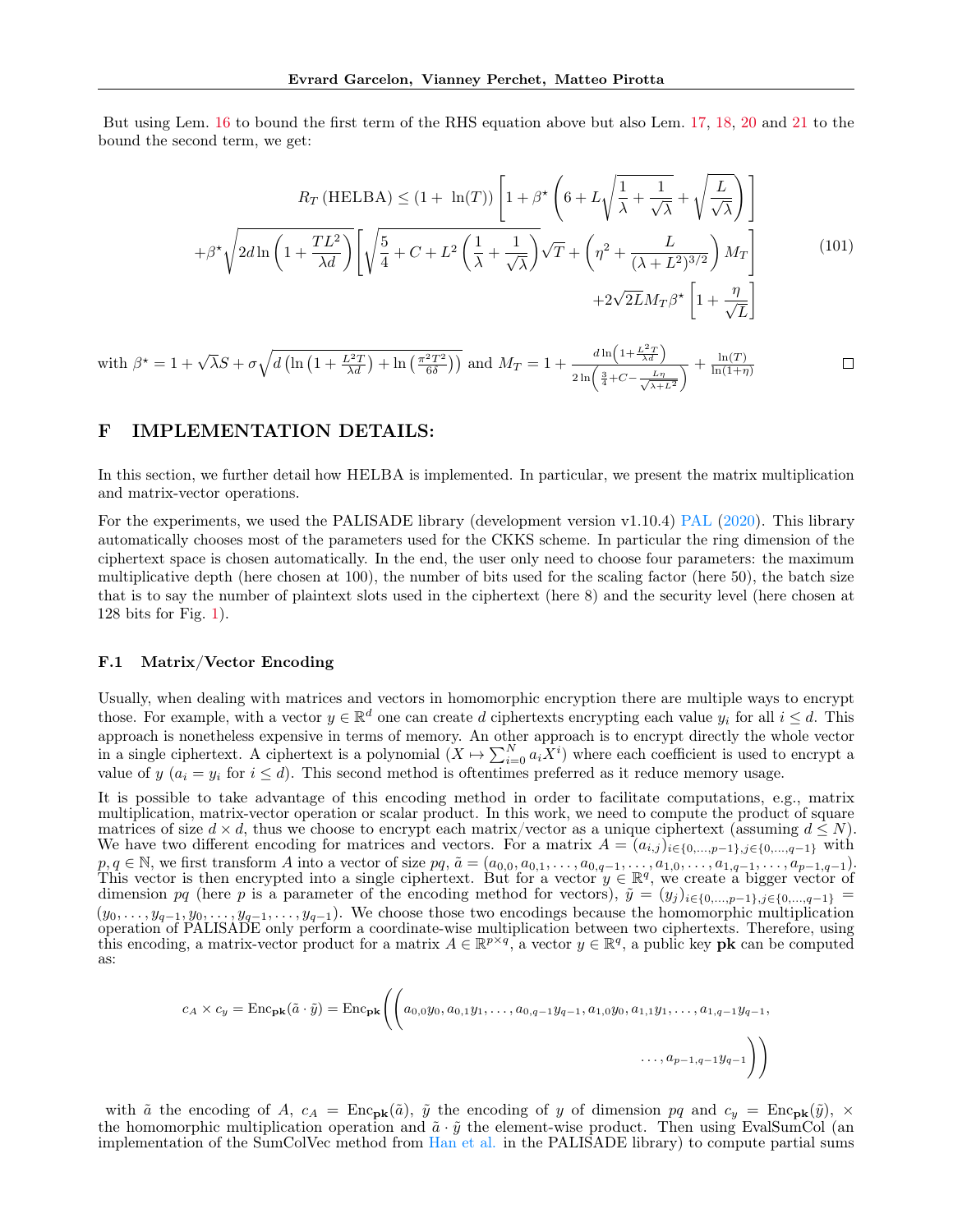But using Lem. 16 to bound the first term of the RHS equation above but also Lem. 17, 18, 20 and 21 to the bound the second term, we get:

$$
\begin{aligned}
R_T\left(\text{HELBA}\right) \leq (1+\ \ln(T))\left[1+\beta^\star\left(6+L\sqrt{\frac{1}{\lambda}+\frac{1}{\sqrt{\lambda}}}+\sqrt{\frac{L}{\sqrt{\lambda}}}\right)\right] \\
+\beta^\star\sqrt{2d\ln\left(1+\frac{TL^2}{\lambda d}\right)}\left[\sqrt{\frac{5}{4}+C+L^2\left(\frac{1}{\lambda}+\frac{1}{\sqrt{\lambda}}\right)}\sqrt{T}+\left(\eta^2+\frac{L}{(\lambda+L^2)^{3/2}}\right)M_T\right] \\
+2\sqrt{2L}M_T\beta^\star\left[1+\frac{\eta}{\sqrt{L}}\right]
\end{aligned}
\tag{101}
$$

with $\beta^\star = 1+\sqrt{\lambda}S+\sigma\sqrt{d\left(\ln\left(1+\frac{L^2T}{\lambda d}\right)+\ln\left(\frac{\pi^2T^2}{6\delta}\right)\right)}$ and $M_T = 1+\frac{d\ln\left(1+\frac{L^2T}{\lambda d}\right)}{2\ln\left(\frac{3}{4}+C-\frac{L\eta}{\sqrt{\lambda+L^2}}\right)}+\frac{\ln(T)}{\ln(1+\eta)}$ □

# F IMPLEMENTATION DETAILS:

In this section, we further detail how HELBA is implemented. In particular, we present the matrix multiplication and matrix-vector operations.

For the experiments, we used the PALISADE library (development version v1.10.4) PAL (2020). This library automatically chooses most of the parameters used for the CKKS scheme. In particular the ring dimension of the ciphertext space is chosen automatically. In the end, the user only need to choose four parameters: the maximum multiplicative depth (here chosen at 100), the number of bits used for the scaling factor (here 50), the batch size that is to say the number of plaintext slots used in the ciphertext (here 8) and the security level (here chosen at 128 bits for Fig. 1).

## F.1 Matrix/Vector Encoding

Usually, when dealing with matrices and vectors in homomorphic encryption there are multiple ways to encrypt those. For example, with a vector $y \in \mathbb{R}^d$ one can create $d$ ciphertexts encrypting each value $y_i$ for all $i \leq d$. This approach is nonetheless expensive in terms of memory. An other approach is to encrypt directly the whole vector in a single ciphertext. A ciphertext is a polynomial $(X \mapsto \sum_{i=0}^N a_i X^i)$ where each coefficient is used to encrypt a value of $y$ ($a_i = y_i$ for $i \leq d$). This second method is oftentimes preferred as it reduce memory usage.

It is possible to take advantage of this encoding method in order to facilitate computations, e.g., matrix multiplication, matrix-vector operation or scalar product. In this work, we need to compute the product of square matrices of size $d\times d$, thus we choose to encrypt each matrix/vector as a unique ciphertext (assuming $d \leq N$). We have two different encoding for matrices and vectors. For a matrix $A = (a_{i,j})_{i\in\{0,\dots,p-1\},j\in\{0,\dots,q-1\}}$ with $p, q \in \mathbb{N}$, we first transform $A$ into a vector of size $pq$, $\tilde{a} = (a_{0,0}, a_{0,1}, \dots, a_{0,q-1}, \dots, a_{1,0}, \dots, a_{1,q-1}, \dots, a_{p-1,q-1})$. This vector is then encrypted into a single ciphertext. But for a vector $y \in \mathbb{R}^q$, we create a bigger vector of dimension $pq$ (here $p$ is a parameter of the encoding method for vectors), $\tilde{y} = (y_j)_{i\in\{0,\dots,p-1\},j\in\{0,\dots,q-1\}} = (y_0, \dots, y_{q-1}, y_0, \dots, y_{q-1}, \dots, y_{q-1})$. We choose those two encodings because the homomorphic multiplication operation of PALISADE only perform a coordinate-wise multiplication between two ciphertexts. Therefore, using this encoding, a matrix-vector product for a matrix $A \in \mathbb{R}^{p\times q}$, a vector $y \in \mathbb{R}^q$, a public key $\mathbf{pk}$ can be computed as:

$$
c_A \times c_y = \mathrm{Enc}_{\mathbf{pk}}(\tilde{a}\cdot\tilde{y}) = \mathrm{Enc}_{\mathbf{pk}}\Bigg(\Big(a_{0,0}y_0, a_{0,1}y_1, \dots, a_{0,q-1}y_{q-1}, a_{1,0}y_0, a_{1,1}y_1, \dots, a_{1,q-1}y_{q-1}, \dots, a_{p-1,q-1}y_{q-1}\Big)\Bigg)
$$

with $\tilde{a}$ the encoding of $A$, $c_A = \mathrm{Enc}_{\mathbf{pk}}(\tilde{a})$, $\tilde{y}$ the encoding of $y$ of dimension $pq$ and $c_y = \mathrm{Enc}_{\mathbf{pk}}(\tilde{y})$, $\times$ the homomorphic multiplication operation and $\tilde{a}\cdot\tilde{y}$ the element-wise product. Then using EvalSumCol (an implementation of the SumColVec method from Han et al. in the PALISADE library) to compute partial sums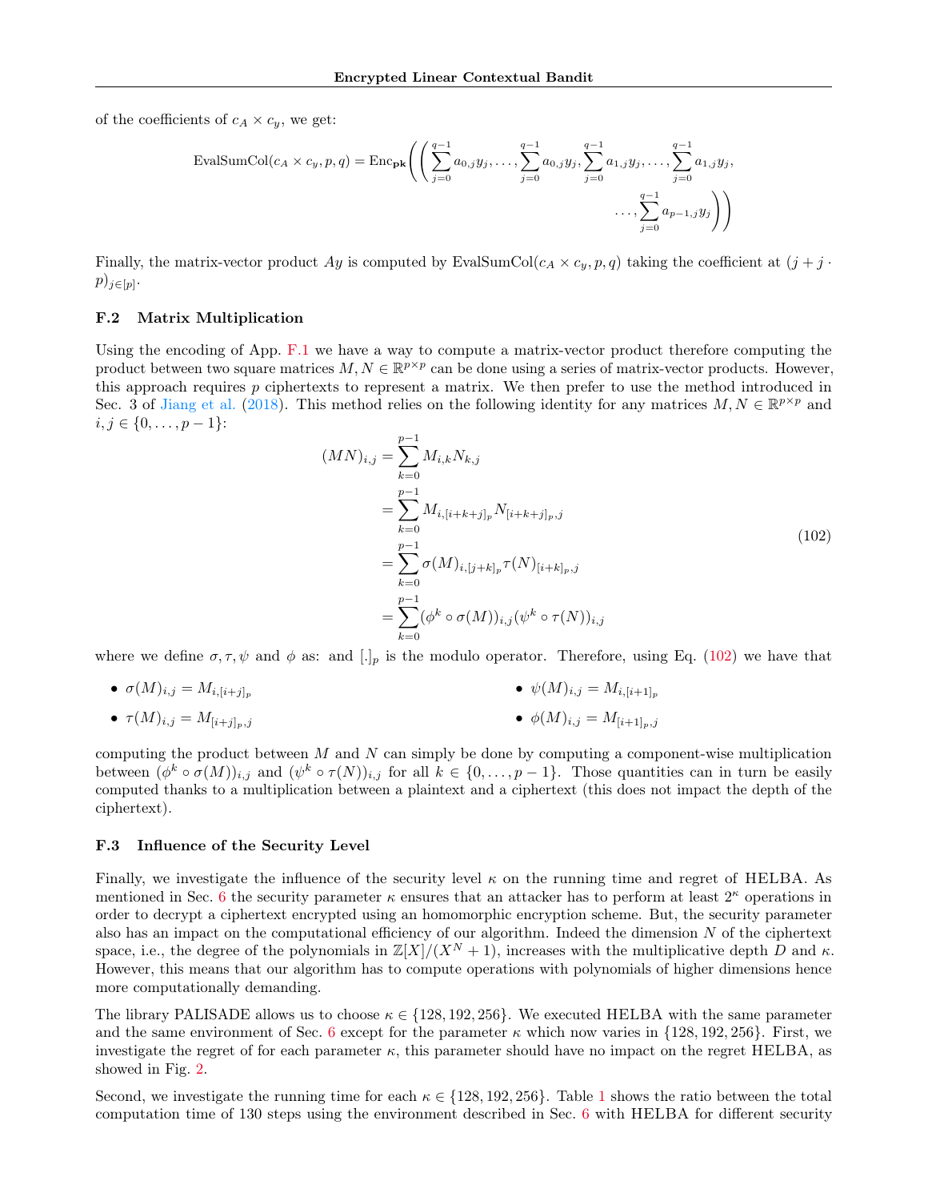of the coefficients of $c_A \times c_y$, we get:

$$\text{EvalSumCol}(c_A \times c_y, p, q) = \text{Enc}_{\mathbf{pk}}\Bigg(\Bigg(\sum_{j=0}^{q-1} a_{0,j}y_j, \dots, \sum_{j=0}^{q-1} a_{0,j}y_j, \sum_{j=0}^{q-1} a_{1,j}y_j, \dots, \sum_{j=0}^{q-1} a_{1,j}y_j, \dots, \sum_{j=0}^{q-1} a_{p-1,j}y_j\Bigg)\Bigg)$$

Finally, the matrix-vector product $Ay$ is computed by EvalSumCol$(c_A \times c_y, p, q)$ taking the coefficient at $(j + j \cdot p)_{j\in[p]}$.

### F.2 Matrix Multiplication

Using the encoding of App. F.1 we have a way to compute a matrix-vector product therefore computing the product between two square matrices $M, N \in \mathbb{R}^{p\times p}$ can be done using a series of matrix-vector products. However, this approach requires $p$ ciphertexts to represent a matrix. We then prefer to use the method introduced in Sec. 3 of Jiang et al. (2018). This method relies on the following identity for any matrices $M, N \in \mathbb{R}^{p\times p}$ and $i, j \in \{0, \dots, p-1\}$:

$$\begin{aligned}
(MN)_{i,j} &= \sum_{k=0}^{p-1} M_{i,k}N_{k,j} \\
&= \sum_{k=0}^{p-1} M_{i,[i+k+j]_p}N_{[i+k+j]_p,j} \\
&= \sum_{k=0}^{p-1} \sigma(M)_{i,[j+k]_p}\tau(N)_{[i+k]_p,j} \\
&= \sum_{k=0}^{p-1} (\phi^k \circ \sigma(M))_{i,j}(\psi^k \circ \tau(N))_{i,j}
\end{aligned} \tag{102}$$

where we define $\sigma, \tau, \psi$ and $\phi$ as: and $[.]_p$ is the modulo operator. Therefore, using Eq. (102) we have that

- $\sigma(M)_{i,j} = M_{i,[i+j]_p}$
- $\tau(M)_{i,j} = M_{[i+j]_p,j}$
- $\psi(M)_{i,j} = M_{i,[i+1]_p}$
- $\phi(M)_{i,j} = M_{[i+1]_p,j}$

computing the product between $M$ and $N$ can simply be done by computing a component-wise multiplication between $(\phi^k \circ \sigma(M))_{i,j}$ and $(\psi^k \circ \tau(N))_{i,j}$ for all $k \in \{0, \dots, p-1\}$. Those quantities can in turn be easily computed thanks to a multiplication between a plaintext and a ciphertext (this does not impact the depth of the ciphertext).

### F.3 Influence of the Security Level

Finally, we investigate the influence of the security level $\kappa$ on the running time and regret of HELBA. As mentioned in Sec. 6 the security parameter $\kappa$ ensures that an attacker has to perform at least $2^\kappa$ operations in order to decrypt a ciphertext encrypted using an homomorphic encryption scheme. But, the security parameter also has an impact on the computational efficiency of our algorithm. Indeed the dimension $N$ of the ciphertext space, i.e., the degree of the polynomials in $\mathbb{Z}[X]/(X^N + 1)$, increases with the multiplicative depth $D$ and $\kappa$. However, this means that our algorithm has to compute operations with polynomials of higher dimensions hence more computationally demanding.

The library PALISADE allows us to choose $\kappa \in \{128, 192, 256\}$. We executed HELBA with the same parameter and the same environment of Sec. 6 except for the parameter $\kappa$ which now varies in $\{128, 192, 256\}$. First, we investigate the regret of for each parameter $\kappa$, this parameter should have no impact on the regret HELBA, as showed in Fig. 2.

Second, we investigate the running time for each $\kappa \in \{128, 192, 256\}$. Table 1 shows the ratio between the total computation time of 130 steps using the environment described in Sec. 6 with HELBA for different security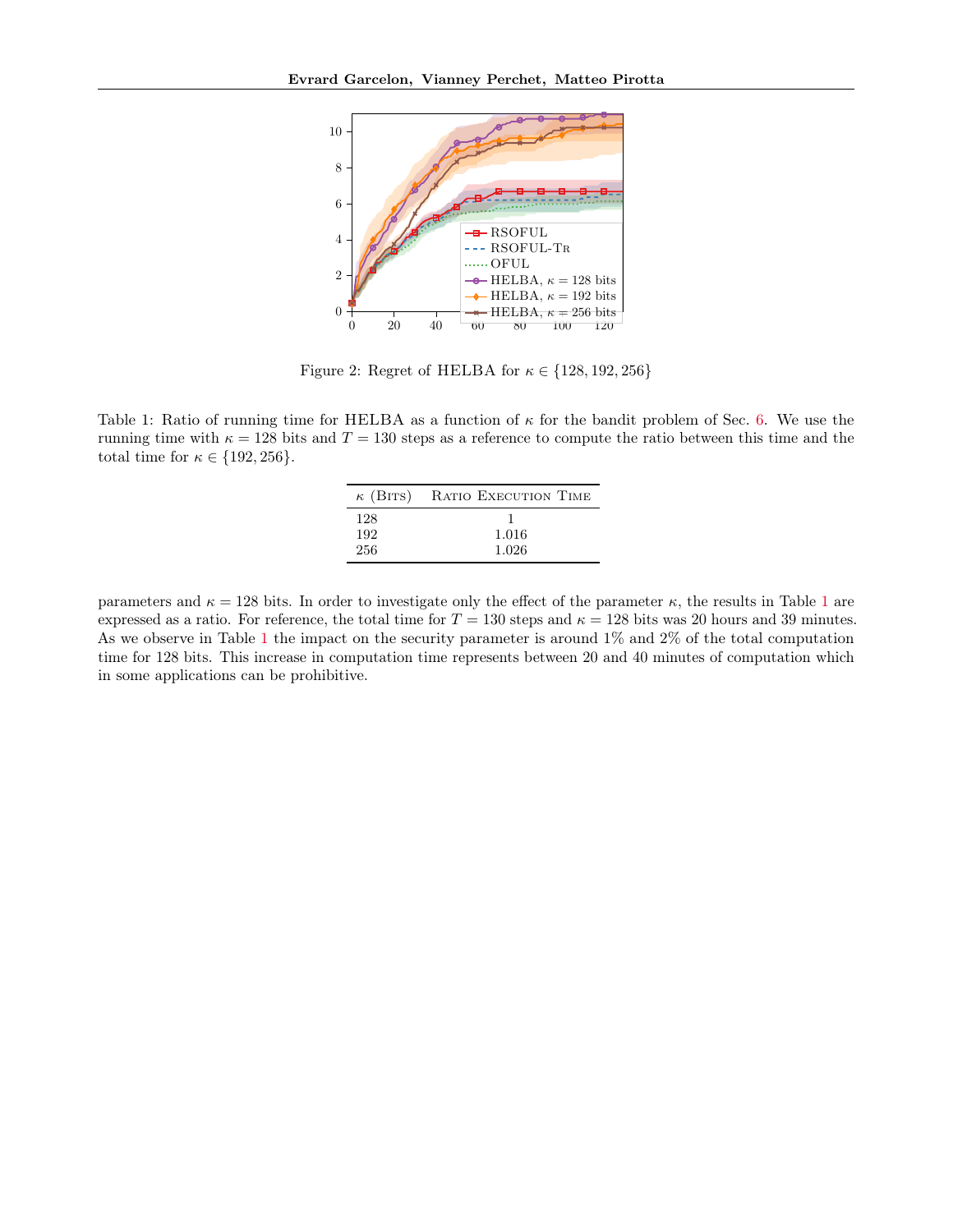10
8
6
4
2
0
0 20 40 60 80 100 120

RSOFUL
RSOFUL-Tr
OFUL
HELBA, $\kappa = 128$ bits
HELBA, $\kappa = 192$ bits
HELBA, $\kappa = 256$ bits

Figure 2: Regret of HELBA for $\kappa \in \{128, 192, 256\}$

Table 1: Ratio of running time for HELBA as a function of $\kappa$ for the bandit problem of Sec. 6. We use the running time with $\kappa = 128$ bits and $T = 130$ steps as a reference to compute the ratio between this time and the total time for $\kappa \in \{192, 256\}$.

| $\kappa$ (Bits) | Ratio Execution Time |
|---|---|
| 128 | 1 |
| 192 | 1.016 |
| 256 | 1.026 |

parameters and $\kappa = 128$ bits. In order to investigate only the effect of the parameter $\kappa$, the results in Table 1 are expressed as a ratio. For reference, the total time for $T = 130$ steps and $\kappa = 128$ bits was 20 hours and 39 minutes. As we observe in Table 1 the impact on the security parameter is around 1% and 2% of the total computation time for 128 bits. This increase in computation time represents between 20 and 40 minutes of computation which in some applications can be prohibitive.